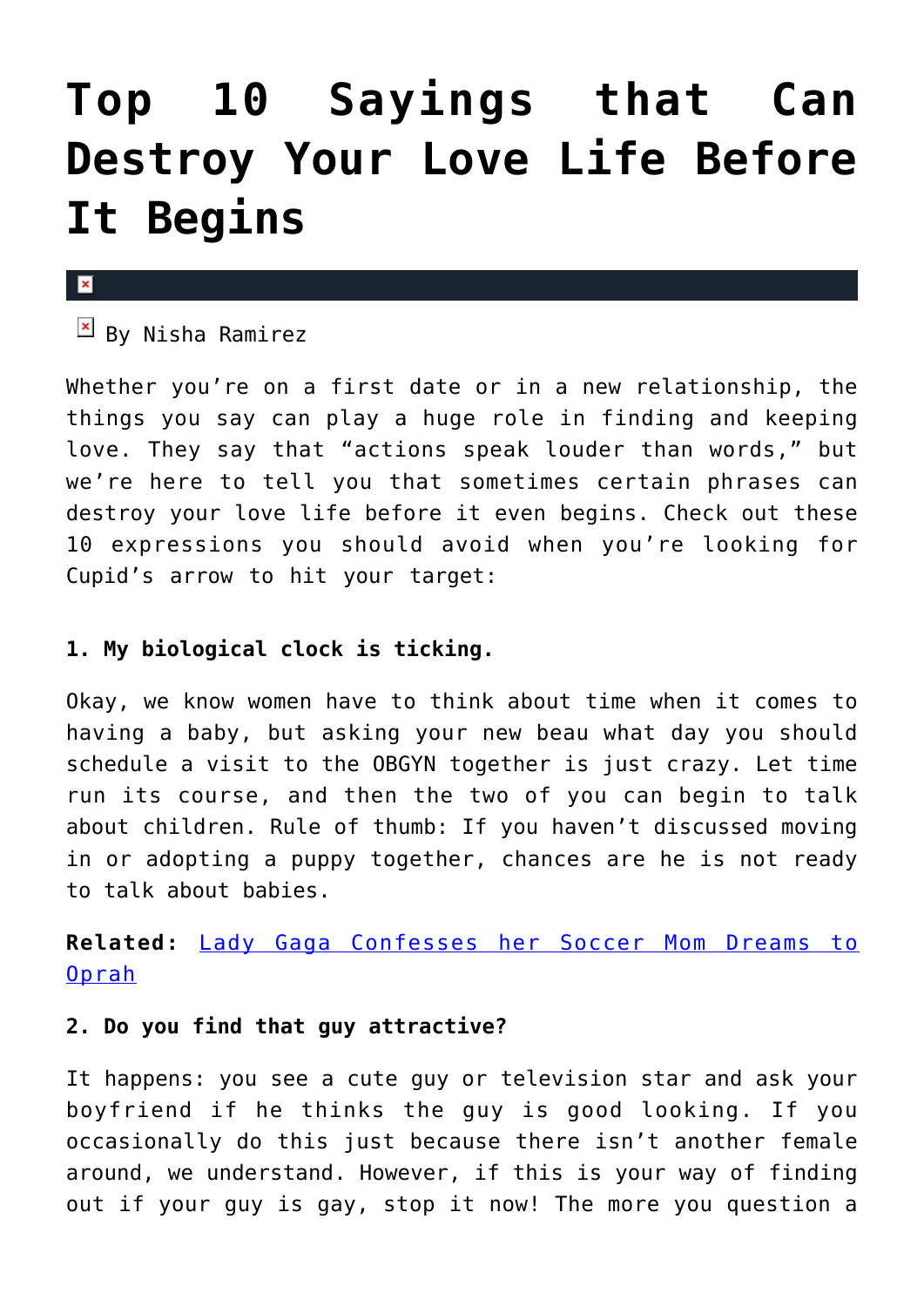# Top 10 Sayings that Can Destroy Your Love Life Before It Begins

By Nisha Ramirez

Whether you're on a first date or in a new relationship, the things you say can play a huge role in finding and keeping love. They say that "actions speak louder than words," but we're here to tell you that sometimes certain phrases can destroy your love life before it even begins. Check out these 10 expressions you should avoid when you're looking for Cupid's arrow to hit your target:

**1. My biological clock is ticking.**

Okay, we know women have to think about time when it comes to having a baby, but asking your new beau what day you should schedule a visit to the OBGYN together is just crazy. Let time run its course, and then the two of you can begin to talk about children. Rule of thumb: If you haven't discussed moving in or adopting a puppy together, chances are he is not ready to talk about babies.

**Related:** Lady Gaga Confesses her Soccer Mom Dreams to Oprah

**2. Do you find that guy attractive?**

It happens: you see a cute guy or television star and ask your boyfriend if he thinks the guy is good looking. If you occasionally do this just because there isn't another female around, we understand. However, if this is your way of finding out if your guy is gay, stop it now! The more you question a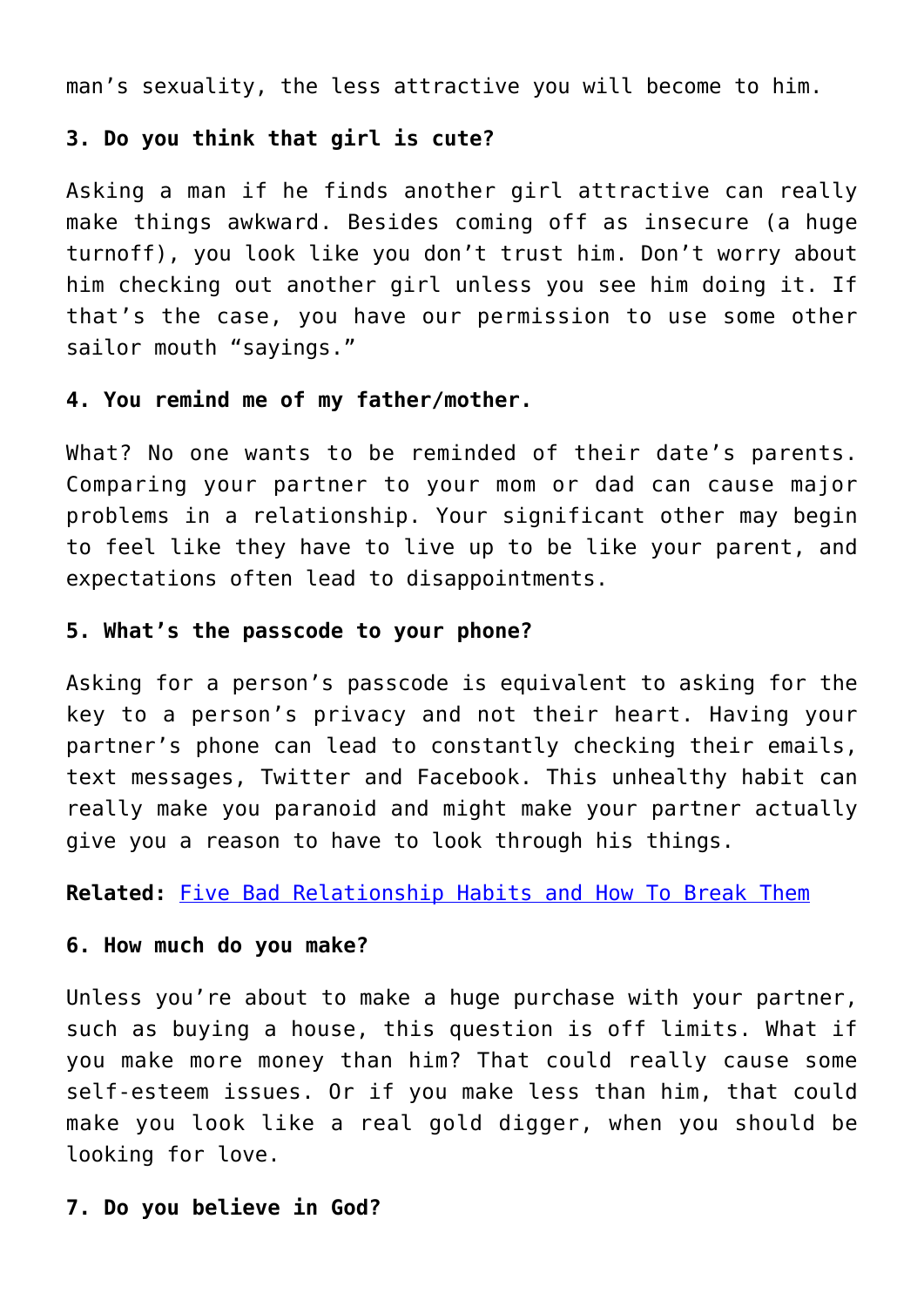man’s sexuality, the less attractive you will become to him.

**3. Do you think that girl is cute?**

Asking a man if he finds another girl attractive can really make things awkward. Besides coming off as insecure (a huge turnoff), you look like you don’t trust him. Don’t worry about him checking out another girl unless you see him doing it. If that’s the case, you have our permission to use some other sailor mouth “sayings.”

**4. You remind me of my father/mother.**

What? No one wants to be reminded of their date’s parents. Comparing your partner to your mom or dad can cause major problems in a relationship. Your significant other may begin to feel like they have to live up to be like your parent, and expectations often lead to disappointments.

**5. What’s the passcode to your phone?**

Asking for a person’s passcode is equivalent to asking for the key to a person’s privacy and not their heart. Having your partner’s phone can lead to constantly checking their emails, text messages, Twitter and Facebook. This unhealthy habit can really make you paranoid and might make your partner actually give you a reason to have to look through his things.

**Related:** [Five Bad Relationship Habits and How To Break Them]()

**6. How much do you make?**

Unless you’re about to make a huge purchase with your partner, such as buying a house, this question is off limits. What if you make more money than him? That could really cause some self-esteem issues. Or if you make less than him, that could make you look like a real gold digger, when you should be looking for love.

**7. Do you believe in God?**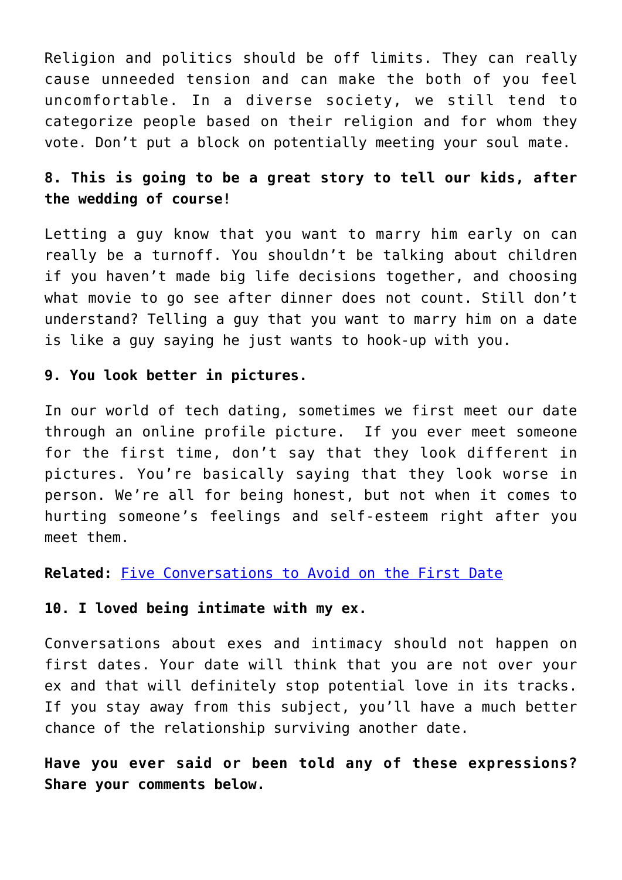Religion and politics should be off limits. They can really cause unneeded tension and can make the both of you feel uncomfortable. In a diverse society, we still tend to categorize people based on their religion and for whom they vote. Don't put a block on potentially meeting your soul mate.

**8. This is going to be a great story to tell our kids, after the wedding of course!**

Letting a guy know that you want to marry him early on can really be a turnoff. You shouldn't be talking about children if you haven't made big life decisions together, and choosing what movie to go see after dinner does not count. Still don't understand? Telling a guy that you want to marry him on a date is like a guy saying he just wants to hook-up with you.

**9. You look better in pictures.**

In our world of tech dating, sometimes we first meet our date through an online profile picture. If you ever meet someone for the first time, don't say that they look different in pictures. You're basically saying that they look worse in person. We're all for being honest, but not when it comes to hurting someone's feelings and self-esteem right after you meet them.

**Related:** Five Conversations to Avoid on the First Date

**10. I loved being intimate with my ex.**

Conversations about exes and intimacy should not happen on first dates. Your date will think that you are not over your ex and that will definitely stop potential love in its tracks. If you stay away from this subject, you'll have a much better chance of the relationship surviving another date.

**Have you ever said or been told any of these expressions? Share your comments below.**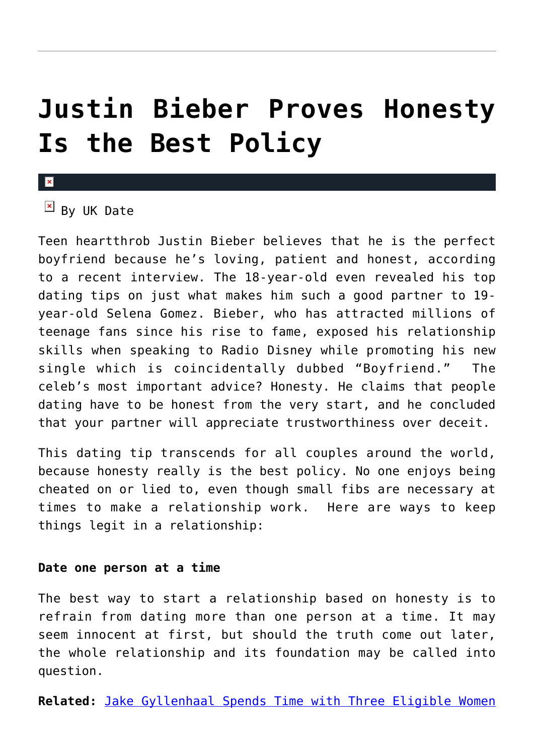# Justin Bieber Proves Honesty Is the Best Policy

By UK Date

Teen heartthrob Justin Bieber believes that he is the perfect boyfriend because he's loving, patient and honest, according to a recent interview. The 18-year-old even revealed his top dating tips on just what makes him such a good partner to 19-year-old Selena Gomez. Bieber, who has attracted millions of teenage fans since his rise to fame, exposed his relationship skills when speaking to Radio Disney while promoting his new single which is coincidentally dubbed "Boyfriend." The celeb's most important advice? Honesty. He claims that people dating have to be honest from the very start, and he concluded that your partner will appreciate trustworthiness over deceit.

This dating tip transcends for all couples around the world, because honesty really is the best policy. No one enjoys being cheated on or lied to, even though small fibs are necessary at times to make a relationship work. Here are ways to keep things legit in a relationship:

**Date one person at a time**

The best way to start a relationship based on honesty is to refrain from dating more than one person at a time. It may seem innocent at first, but should the truth come out later, the whole relationship and its foundation may be called into question.

**Related:** Jake Gyllenhaal Spends Time with Three Eligible Women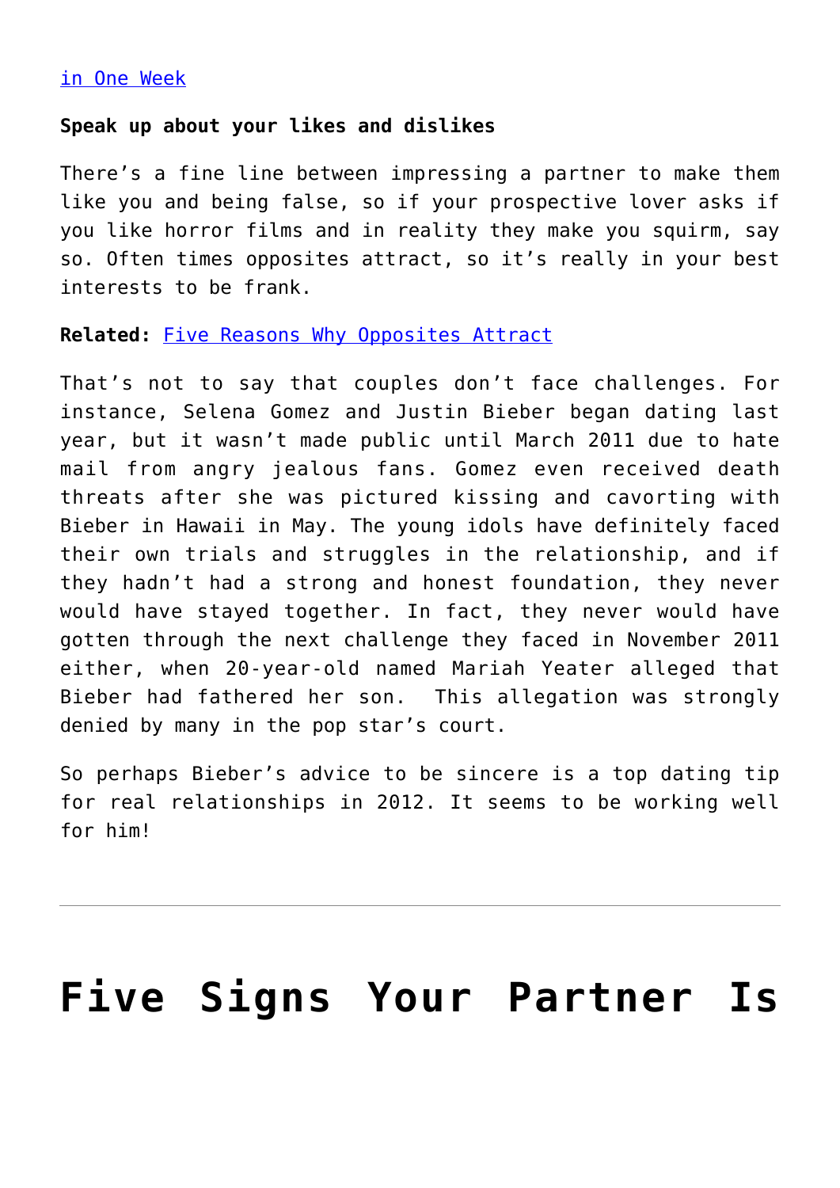[in One Week]()

**Speak up about your likes and dislikes**

There's a fine line between impressing a partner to make them like you and being false, so if your prospective lover asks if you like horror films and in reality they make you squirm, say so. Often times opposites attract, so it's really in your best interests to be frank.

**Related:** [Five Reasons Why Opposites Attract]()

That's not to say that couples don't face challenges. For instance, Selena Gomez and Justin Bieber began dating last year, but it wasn't made public until March 2011 due to hate mail from angry jealous fans. Gomez even received death threats after she was pictured kissing and cavorting with Bieber in Hawaii in May. The young idols have definitely faced their own trials and struggles in the relationship, and if they hadn't had a strong and honest foundation, they never would have stayed together. In fact, they never would have gotten through the next challenge they faced in November 2011 either, when 20-year-old named Mariah Yeater alleged that Bieber had fathered her son. This allegation was strongly denied by many in the pop star's court.

So perhaps Bieber's advice to be sincere is a top dating tip for real relationships in 2012. It seems to be working well for him!

---

# Five Signs Your Partner Is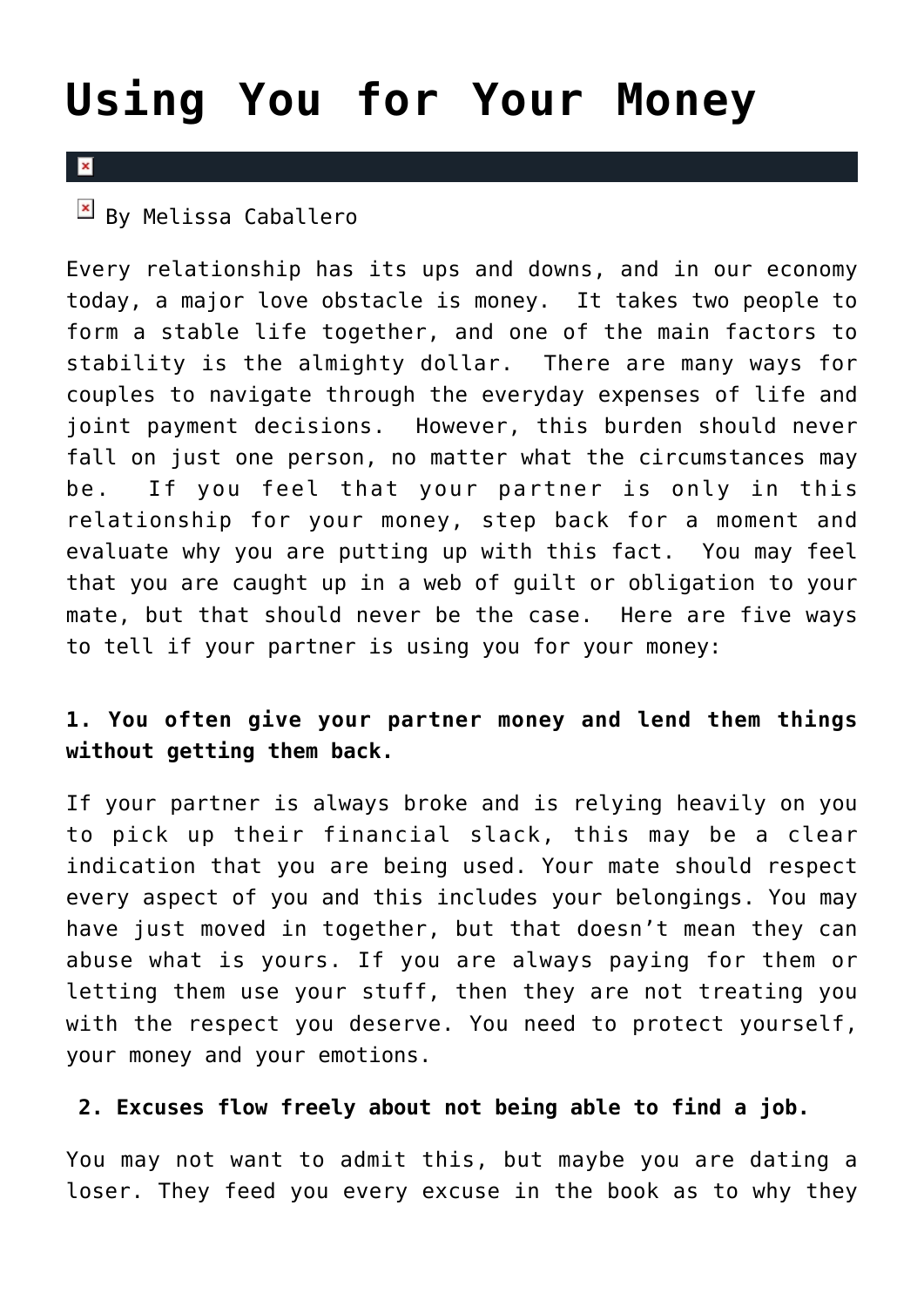# Using You for Your Money

By Melissa Caballero

Every relationship has its ups and downs, and in our economy today, a major love obstacle is money.  It takes two people to form a stable life together, and one of the main factors to stability is the almighty dollar.  There are many ways for couples to navigate through the everyday expenses of life and joint payment decisions.  However, this burden should never fall on just one person, no matter what the circumstances may be.  If you feel that your partner is only in this relationship for your money, step back for a moment and evaluate why you are putting up with this fact.  You may feel that you are caught up in a web of guilt or obligation to your mate, but that should never be the case.  Here are five ways to tell if your partner is using you for your money:

**1. You often give your partner money and lend them things without getting them back.**

If your partner is always broke and is relying heavily on you to pick up their financial slack, this may be a clear indication that you are being used. Your mate should respect every aspect of you and this includes your belongings. You may have just moved in together, but that doesn't mean they can abuse what is yours. If you are always paying for them or letting them use your stuff, then they are not treating you with the respect you deserve. You need to protect yourself, your money and your emotions.

**2. Excuses flow freely about not being able to find a job.**

You may not want to admit this, but maybe you are dating a loser. They feed you every excuse in the book as to why they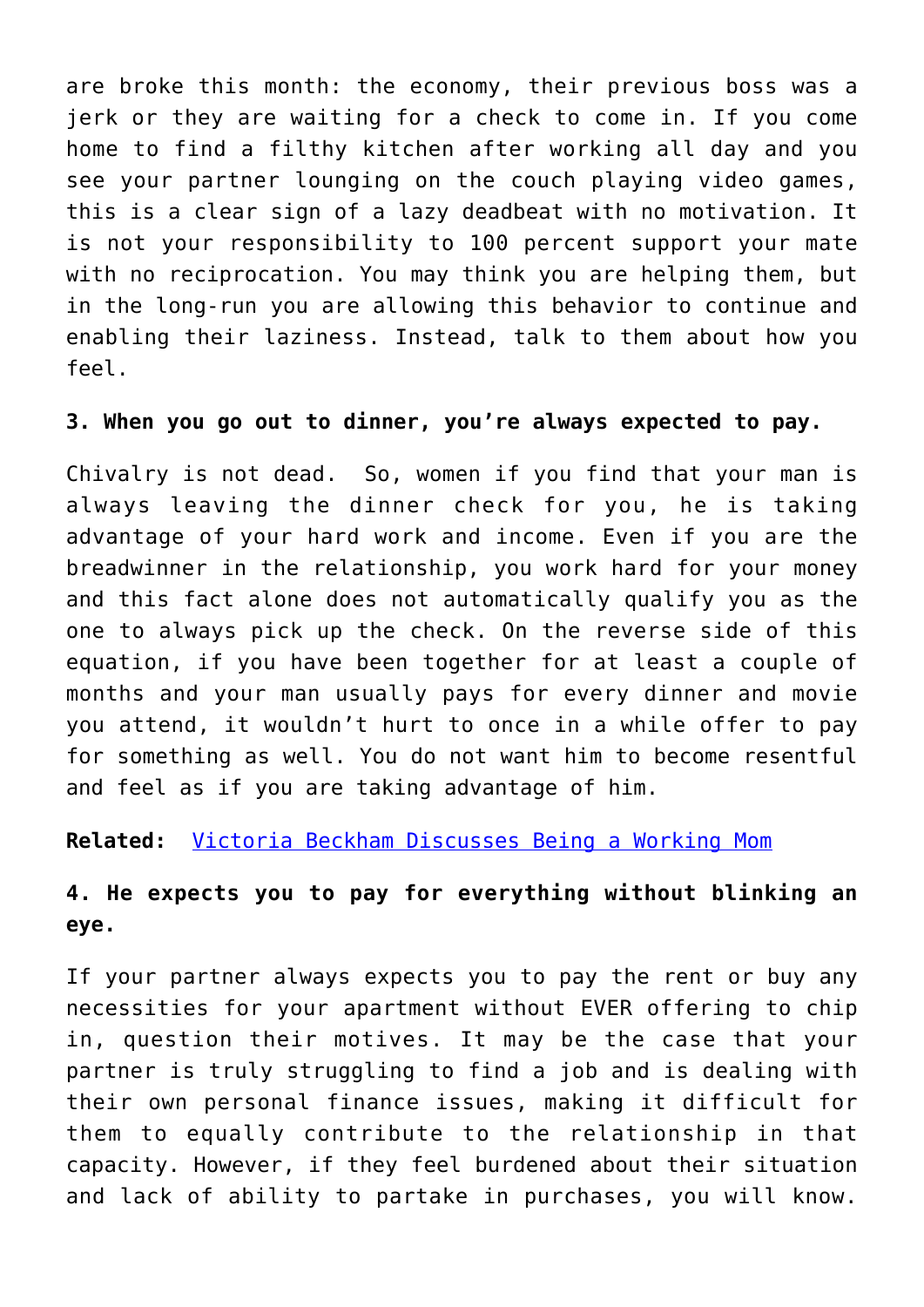are broke this month: the economy, their previous boss was a jerk or they are waiting for a check to come in. If you come home to find a filthy kitchen after working all day and you see your partner lounging on the couch playing video games, this is a clear sign of a lazy deadbeat with no motivation. It is not your responsibility to 100 percent support your mate with no reciprocation. You may think you are helping them, but in the long-run you are allowing this behavior to continue and enabling their laziness. Instead, talk to them about how you feel.

**3. When you go out to dinner, you're always expected to pay.**

Chivalry is not dead. So, women if you find that your man is always leaving the dinner check for you, he is taking advantage of your hard work and income. Even if you are the breadwinner in the relationship, you work hard for your money and this fact alone does not automatically qualify you as the one to always pick up the check. On the reverse side of this equation, if you have been together for at least a couple of months and your man usually pays for every dinner and movie you attend, it wouldn't hurt to once in a while offer to pay for something as well. You do not want him to become resentful and feel as if you are taking advantage of him.

**Related:** Victoria Beckham Discusses Being a Working Mom

**4. He expects you to pay for everything without blinking an eye.**

If your partner always expects you to pay the rent or buy any necessities for your apartment without EVER offering to chip in, question their motives. It may be the case that your partner is truly struggling to find a job and is dealing with their own personal finance issues, making it difficult for them to equally contribute to the relationship in that capacity. However, if they feel burdened about their situation and lack of ability to partake in purchases, you will know.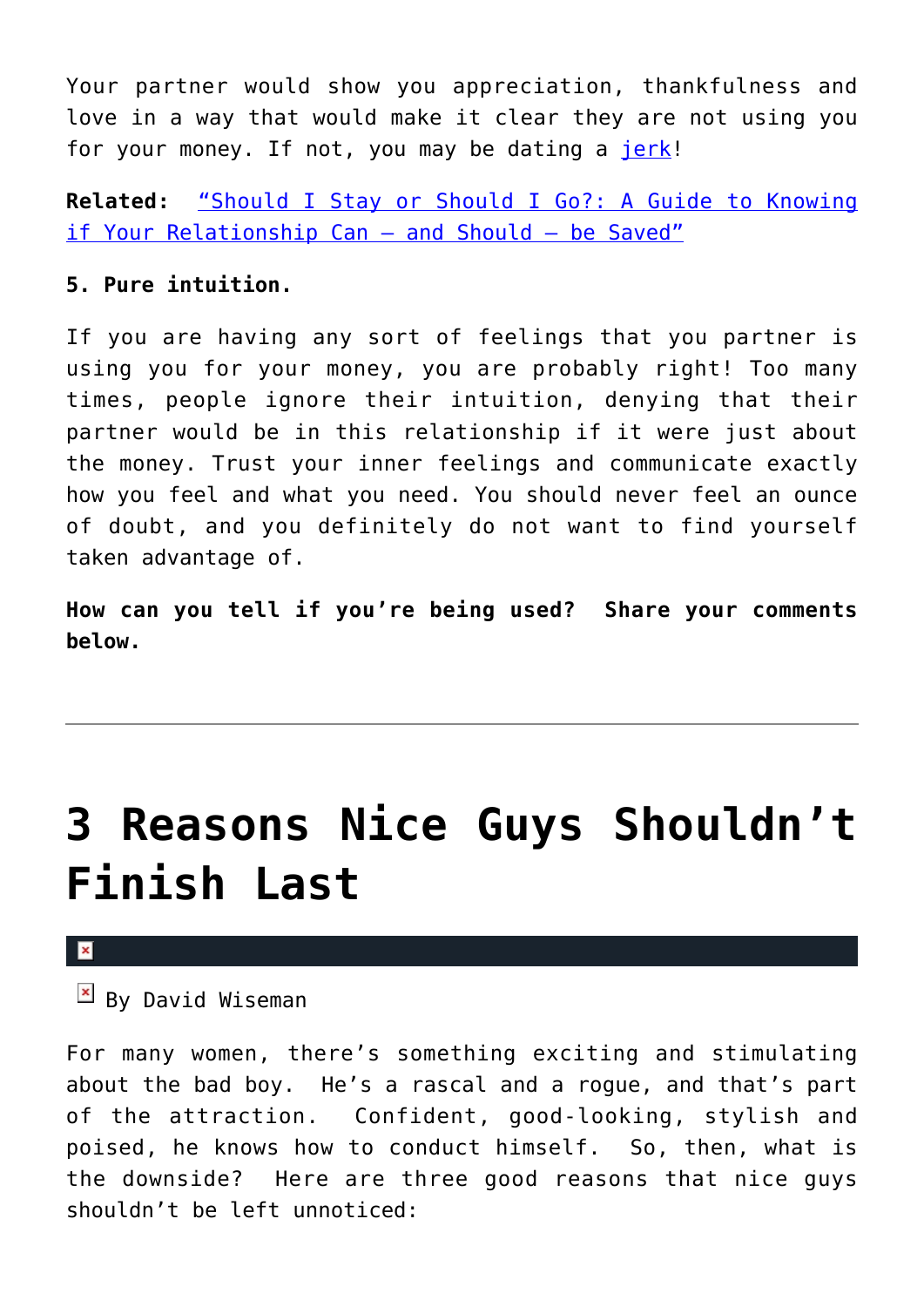Your partner would show you appreciation, thankfulness and love in a way that would make it clear they are not using you for your money. If not, you may be dating a jerk!

**Related:** "Should I Stay or Should I Go?: A Guide to Knowing if Your Relationship Can – and Should – be Saved"

**5. Pure intuition.**

If you are having any sort of feelings that you partner is using you for your money, you are probably right! Too many times, people ignore their intuition, denying that their partner would be in this relationship if it were just about the money. Trust your inner feelings and communicate exactly how you feel and what you need. You should never feel an ounce of doubt, and you definitely do not want to find yourself taken advantage of.

**How can you tell if you're being used? Share your comments below.**

---

# 3 Reasons Nice Guys Shouldn't Finish Last

By David Wiseman

For many women, there's something exciting and stimulating about the bad boy. He's a rascal and a rogue, and that's part of the attraction. Confident, good-looking, stylish and poised, he knows how to conduct himself. So, then, what is the downside? Here are three good reasons that nice guys shouldn't be left unnoticed: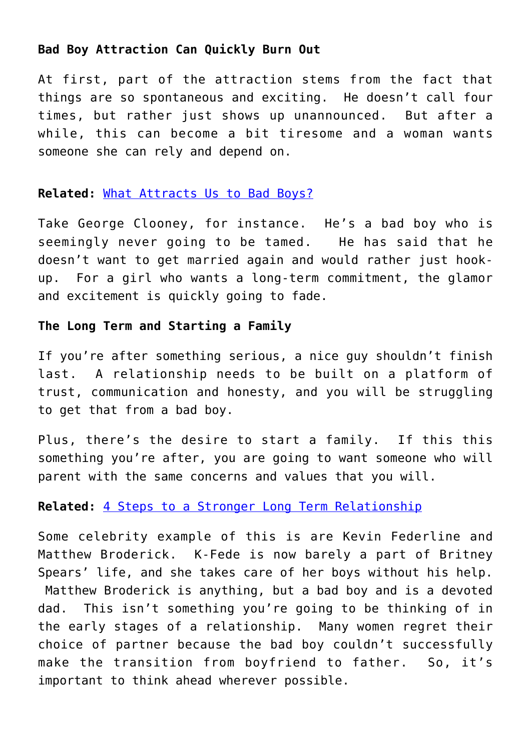**Bad Boy Attraction Can Quickly Burn Out**

At first, part of the attraction stems from the fact that things are so spontaneous and exciting. He doesn't call four times, but rather just shows up unannounced. But after a while, this can become a bit tiresome and a woman wants someone she can rely and depend on.

**Related:** [What Attracts Us to Bad Boys?]()

Take George Clooney, for instance. He's a bad boy who is seemingly never going to be tamed. He has said that he doesn't want to get married again and would rather just hook-up. For a girl who wants a long-term commitment, the glamor and excitement is quickly going to fade.

**The Long Term and Starting a Family**

If you're after something serious, a nice guy shouldn't finish last. A relationship needs to be built on a platform of trust, communication and honesty, and you will be struggling to get that from a bad boy.

Plus, there's the desire to start a family. If this this something you're after, you are going to want someone who will parent with the same concerns and values that you will.

**Related:** [4 Steps to a Stronger Long Term Relationship]()

Some celebrity example of this is are Kevin Federline and Matthew Broderick. K-Fede is now barely a part of Britney Spears' life, and she takes care of her boys without his help. Matthew Broderick is anything, but a bad boy and is a devoted dad. This isn't something you're going to be thinking of in the early stages of a relationship. Many women regret their choice of partner because the bad boy couldn't successfully make the transition from boyfriend to father. So, it's important to think ahead wherever possible.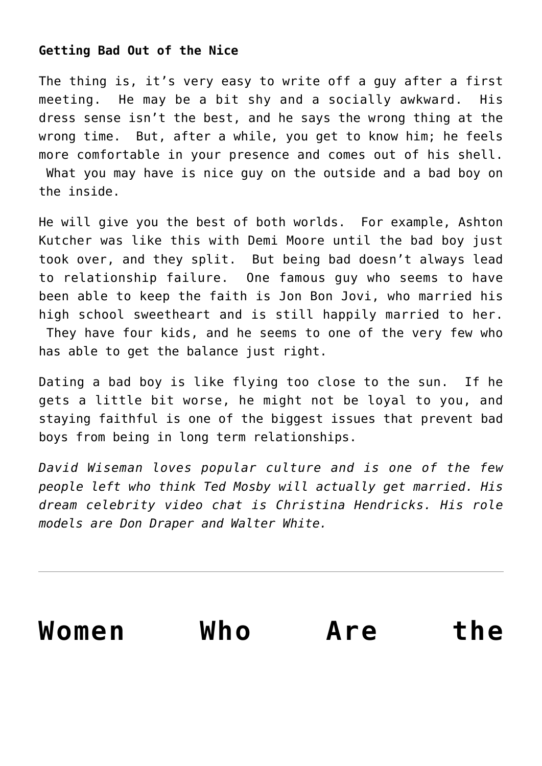**Getting Bad Out of the Nice**

The thing is, it's very easy to write off a guy after a first meeting. He may be a bit shy and a socially awkward. His dress sense isn't the best, and he says the wrong thing at the wrong time. But, after a while, you get to know him; he feels more comfortable in your presence and comes out of his shell. What you may have is nice guy on the outside and a bad boy on the inside.

He will give you the best of both worlds. For example, Ashton Kutcher was like this with Demi Moore until the bad boy just took over, and they split. But being bad doesn't always lead to relationship failure. One famous guy who seems to have been able to keep the faith is Jon Bon Jovi, who married his high school sweetheart and is still happily married to her. They have four kids, and he seems to one of the very few who has able to get the balance just right.

Dating a bad boy is like flying too close to the sun. If he gets a little bit worse, he might not be loyal to you, and staying faithful is one of the biggest issues that prevent bad boys from being in long term relationships.

*David Wiseman loves popular culture and is one of the few people left who think Ted Mosby will actually get married. His dream celebrity video chat is Christina Hendricks. His role models are Don Draper and Walter White.*

---

# Women Who Are the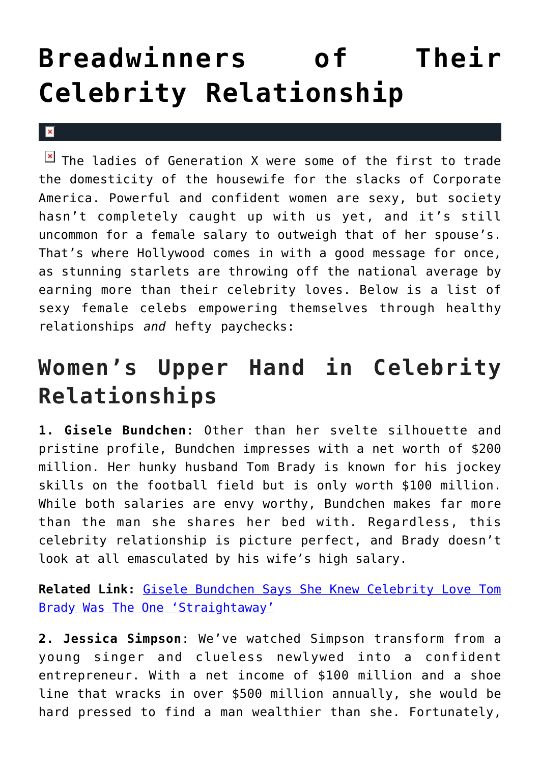# Breadwinners of Their Celebrity Relationship

The ladies of Generation X were some of the first to trade the domesticity of the housewife for the slacks of Corporate America. Powerful and confident women are sexy, but society hasn't completely caught up with us yet, and it's still uncommon for a female salary to outweigh that of her spouse's. That's where Hollywood comes in with a good message for once, as stunning starlets are throwing off the national average by earning more than their celebrity loves. Below is a list of sexy female celebs empowering themselves through healthy relationships *and* hefty paychecks:

## Women's Upper Hand in Celebrity Relationships

**1. Gisele Bundchen**: Other than her svelte silhouette and pristine profile, Bundchen impresses with a net worth of $200 million. Her hunky husband Tom Brady is known for his jockey skills on the football field but is only worth $100 million. While both salaries are envy worthy, Bundchen makes far more than the man she shares her bed with. Regardless, this celebrity relationship is picture perfect, and Brady doesn't look at all emasculated by his wife's high salary.

**Related Link:** Gisele Bundchen Says She Knew Celebrity Love Tom Brady Was The One 'Straightaway'

**2. Jessica Simpson**: We've watched Simpson transform from a young singer and clueless newlywed into a confident entrepreneur. With a net income of $100 million and a shoe line that wracks in over $500 million annually, she would be hard pressed to find a man wealthier than she. Fortunately,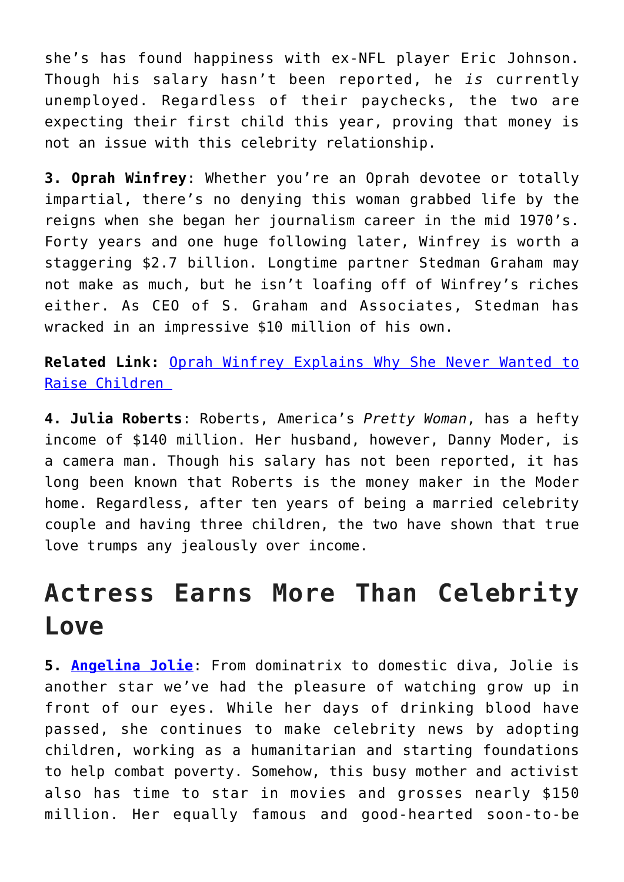she's has found happiness with ex-NFL player Eric Johnson. Though his salary hasn't been reported, he *is* currently unemployed. Regardless of their paychecks, the two are expecting their first child this year, proving that money is not an issue with this celebrity relationship.

**3. Oprah Winfrey**: Whether you're an Oprah devotee or totally impartial, there's no denying this woman grabbed life by the reigns when she began her journalism career in the mid 1970's. Forty years and one huge following later, Winfrey is worth a staggering $2.7 billion. Longtime partner Stedman Graham may not make as much, but he isn't loafing off of Winfrey's riches either. As CEO of S. Graham and Associates, Stedman has wracked in an impressive $10 million of his own.

**Related Link:** [Oprah Winfrey Explains Why She Never Wanted to Raise Children]

**4. Julia Roberts**: Roberts, America's *Pretty Woman*, has a hefty income of $140 million. Her husband, however, Danny Moder, is a camera man. Though his salary has not been reported, it has long been known that Roberts is the money maker in the Moder home. Regardless, after ten years of being a married celebrity couple and having three children, the two have shown that true love trumps any jealously over income.

## Actress Earns More Than Celebrity Love

**5. Angelina Jolie**: From dominatrix to domestic diva, Jolie is another star we've had the pleasure of watching grow up in front of our eyes. While her days of drinking blood have passed, she continues to make celebrity news by adopting children, working as a humanitarian and starting foundations to help combat poverty. Somehow, this busy mother and activist also has time to star in movies and grosses nearly $150 million. Her equally famous and good-hearted soon-to-be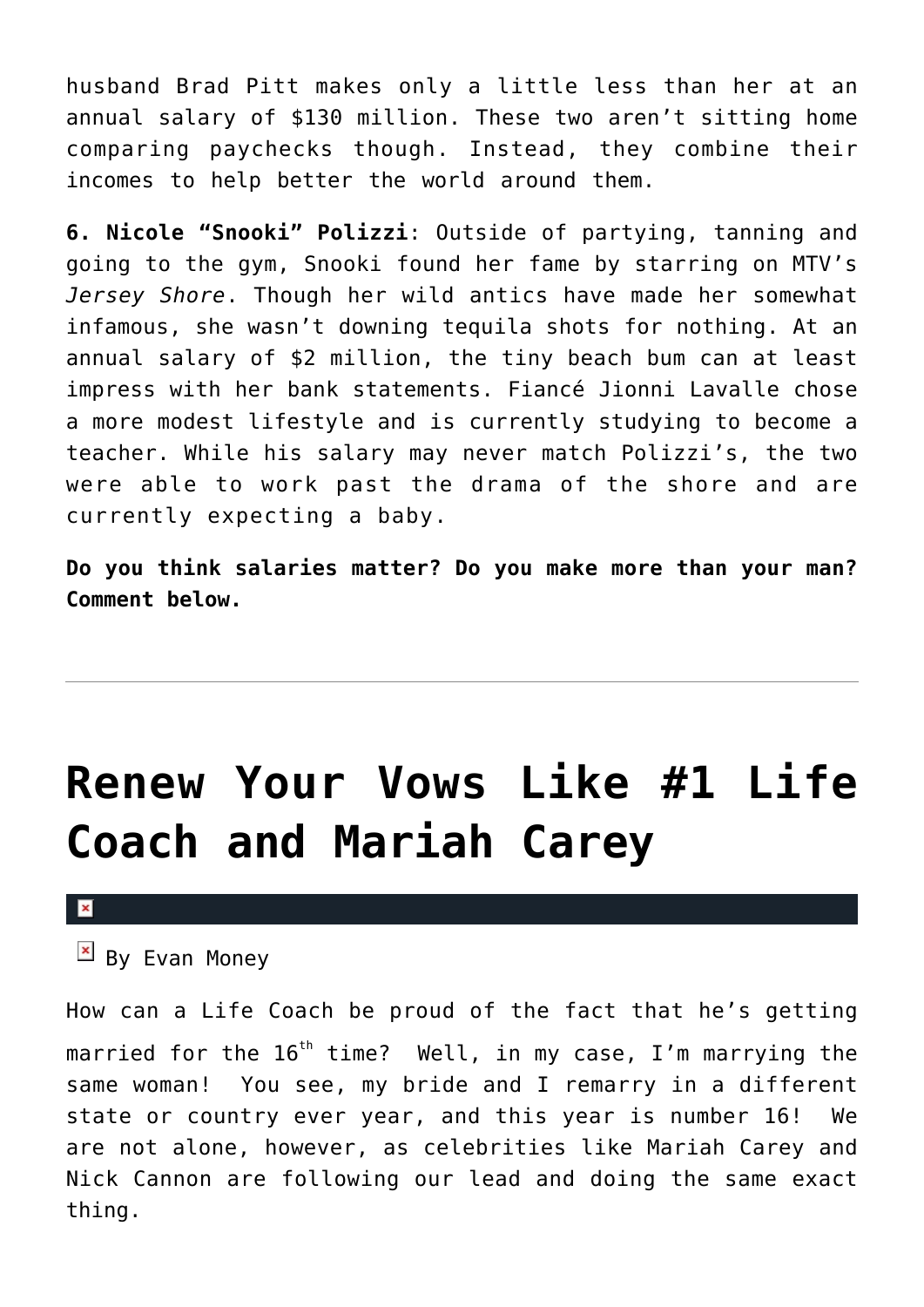husband Brad Pitt makes only a little less than her at an annual salary of $130 million. These two aren't sitting home comparing paychecks though. Instead, they combine their incomes to help better the world around them.

**6. Nicole "Snooki" Polizzi**: Outside of partying, tanning and going to the gym, Snooki found her fame by starring on MTV's *Jersey Shore*. Though her wild antics have made her somewhat infamous, she wasn't downing tequila shots for nothing. At an annual salary of $2 million, the tiny beach bum can at least impress with her bank statements. Fiancé Jionni Lavalle chose a more modest lifestyle and is currently studying to become a teacher. While his salary may never match Polizzi's, the two were able to work past the drama of the shore and are currently expecting a baby.

**Do you think salaries matter? Do you make more than your man? Comment below.**

---

# Renew Your Vows Like #1 Life Coach and Mariah Carey

By Evan Money

How can a Life Coach be proud of the fact that he's getting married for the 16th time? Well, in my case, I'm marrying the same woman! You see, my bride and I remarry in a different state or country ever year, and this year is number 16! We are not alone, however, as celebrities like Mariah Carey and Nick Cannon are following our lead and doing the same exact thing.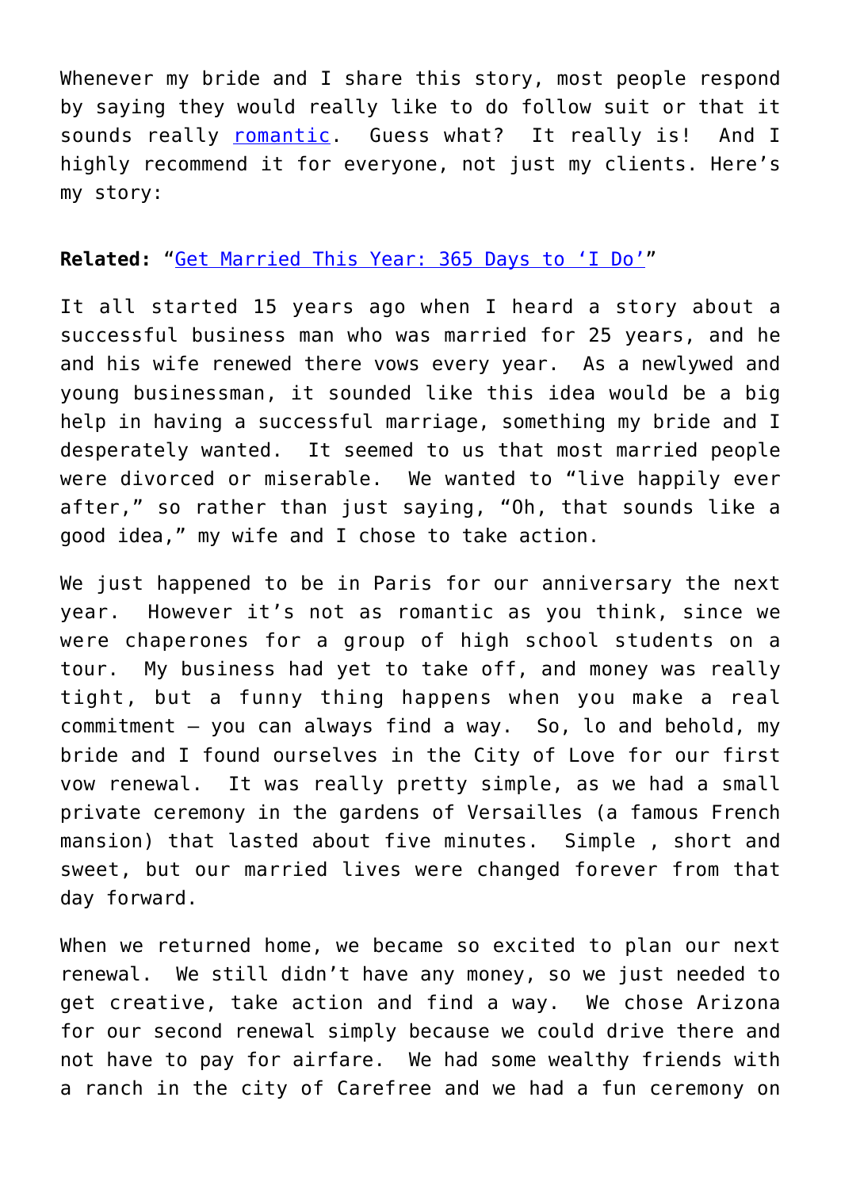Whenever my bride and I share this story, most people respond by saying they would really like to do follow suit or that it sounds really romantic. Guess what? It really is! And I highly recommend it for everyone, not just my clients. Here's my story:

**Related:** "Get Married This Year: 365 Days to 'I Do'"

It all started 15 years ago when I heard a story about a successful business man who was married for 25 years, and he and his wife renewed there vows every year. As a newlywed and young businessman, it sounded like this idea would be a big help in having a successful marriage, something my bride and I desperately wanted. It seemed to us that most married people were divorced or miserable. We wanted to "live happily ever after," so rather than just saying, "Oh, that sounds like a good idea," my wife and I chose to take action.

We just happened to be in Paris for our anniversary the next year. However it's not as romantic as you think, since we were chaperones for a group of high school students on a tour. My business had yet to take off, and money was really tight, but a funny thing happens when you make a real commitment – you can always find a way. So, lo and behold, my bride and I found ourselves in the City of Love for our first vow renewal. It was really pretty simple, as we had a small private ceremony in the gardens of Versailles (a famous French mansion) that lasted about five minutes. Simple , short and sweet, but our married lives were changed forever from that day forward.

When we returned home, we became so excited to plan our next renewal. We still didn't have any money, so we just needed to get creative, take action and find a way. We chose Arizona for our second renewal simply because we could drive there and not have to pay for airfare. We had some wealthy friends with a ranch in the city of Carefree and we had a fun ceremony on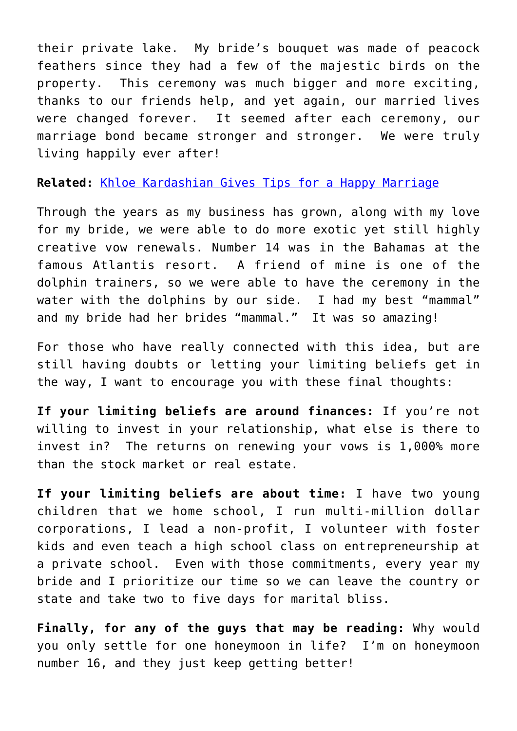their private lake.  My bride's bouquet was made of peacock feathers since they had a few of the majestic birds on the property.  This ceremony was much bigger and more exciting, thanks to our friends help, and yet again, our married lives were changed forever.  It seemed after each ceremony, our marriage bond became stronger and stronger.  We were truly living happily ever after!

**Related:** Khloe Kardashian Gives Tips for a Happy Marriage

Through the years as my business has grown, along with my love for my bride, we were able to do more exotic yet still highly creative vow renewals. Number 14 was in the Bahamas at the famous Atlantis resort.  A friend of mine is one of the dolphin trainers, so we were able to have the ceremony in the water with the dolphins by our side.  I had my best "mammal" and my bride had her brides "mammal."  It was so amazing!

For those who have really connected with this idea, but are still having doubts or letting your limiting beliefs get in the way, I want to encourage you with these final thoughts:

**If your limiting beliefs are around finances:** If you're not willing to invest in your relationship, what else is there to invest in?  The returns on renewing your vows is 1,000% more than the stock market or real estate.

**If your limiting beliefs are about time:** I have two young children that we home school, I run multi-million dollar corporations, I lead a non-profit, I volunteer with foster kids and even teach a high school class on entrepreneurship at a private school.  Even with those commitments, every year my bride and I prioritize our time so we can leave the country or state and take two to five days for marital bliss.

**Finally, for any of the guys that may be reading:** Why would you only settle for one honeymoon in life?  I'm on honeymoon number 16, and they just keep getting better!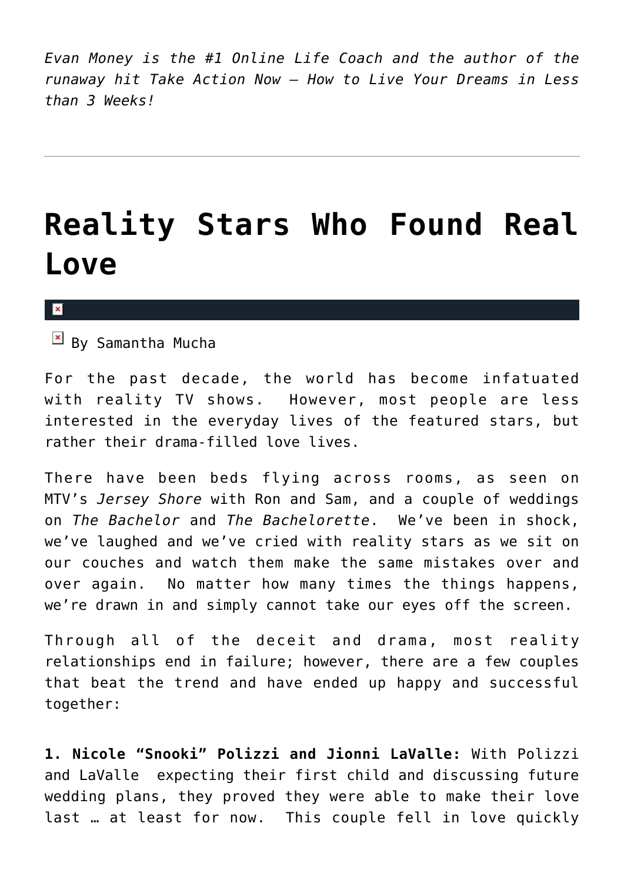*Evan Money is the #1 Online Life Coach and the author of the runaway hit Take Action Now – How to Live Your Dreams in Less than 3 Weeks!*

---

# Reality Stars Who Found Real Love

By Samantha Mucha

For the past decade, the world has become infatuated with reality TV shows.  However, most people are less interested in the everyday lives of the featured stars, but rather their drama-filled love lives.

There have been beds flying across rooms, as seen on MTV's *Jersey Shore* with Ron and Sam, and a couple of weddings on *The Bachelor* and *The Bachelorette*.  We've been in shock, we've laughed and we've cried with reality stars as we sit on our couches and watch them make the same mistakes over and over again.  No matter how many times the things happens, we're drawn in and simply cannot take our eyes off the screen.

Through all of the deceit and drama, most reality relationships end in failure; however, there are a few couples that beat the trend and have ended up happy and successful together:

**1. Nicole "Snooki" Polizzi and Jionni LaValle:** With Polizzi and LaValle  expecting their first child and discussing future wedding plans, they proved they were able to make their love last … at least for now.  This couple fell in love quickly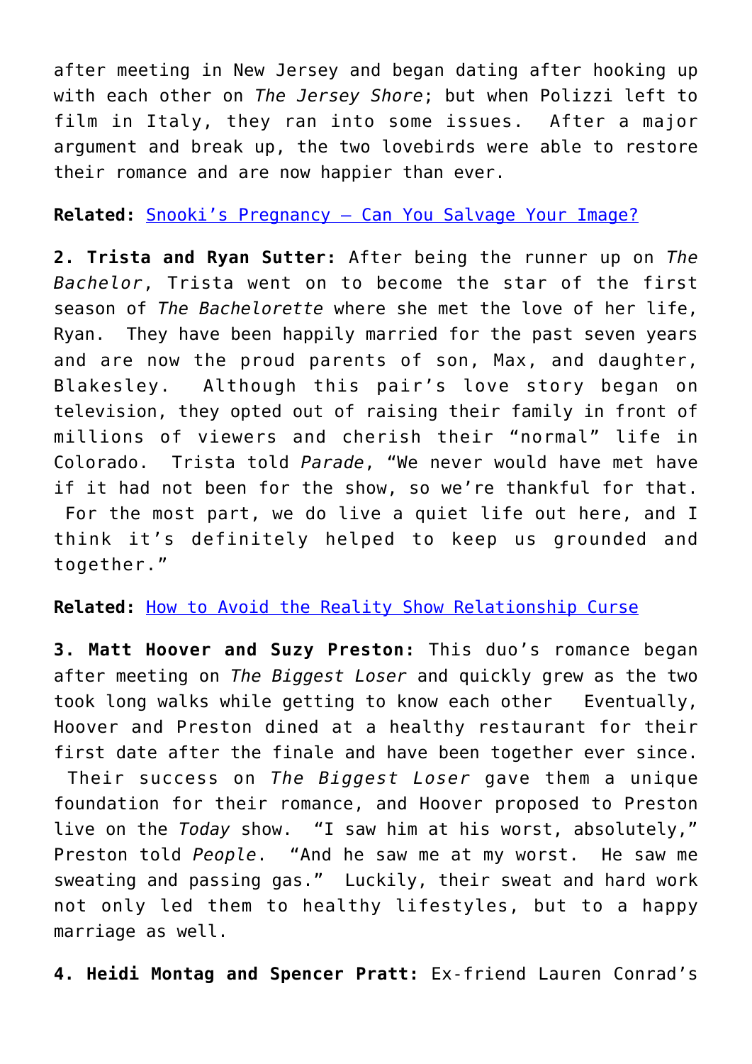after meeting in New Jersey and began dating after hooking up with each other on *The Jersey Shore*; but when Polizzi left to film in Italy, they ran into some issues. After a major argument and break up, the two lovebirds were able to restore their romance and are now happier than ever.

**Related:** Snooki's Pregnancy – Can You Salvage Your Image?

**2. Trista and Ryan Sutter:** After being the runner up on *The Bachelor*, Trista went on to become the star of the first season of *The Bachelorette* where she met the love of her life, Ryan. They have been happily married for the past seven years and are now the proud parents of son, Max, and daughter, Blakesley. Although this pair's love story began on television, they opted out of raising their family in front of millions of viewers and cherish their "normal" life in Colorado. Trista told *Parade*, "We never would have met have if it had not been for the show, so we're thankful for that. For the most part, we do live a quiet life out here, and I think it's definitely helped to keep us grounded and together."

**Related:** How to Avoid the Reality Show Relationship Curse

**3. Matt Hoover and Suzy Preston:** This duo's romance began after meeting on *The Biggest Loser* and quickly grew as the two took long walks while getting to know each other Eventually, Hoover and Preston dined at a healthy restaurant for their first date after the finale and have been together ever since. Their success on *The Biggest Loser* gave them a unique foundation for their romance, and Hoover proposed to Preston live on the *Today* show. "I saw him at his worst, absolutely," Preston told *People*. "And he saw me at my worst. He saw me sweating and passing gas." Luckily, their sweat and hard work not only led them to healthy lifestyles, but to a happy marriage as well.

**4. Heidi Montag and Spencer Pratt:** Ex-friend Lauren Conrad's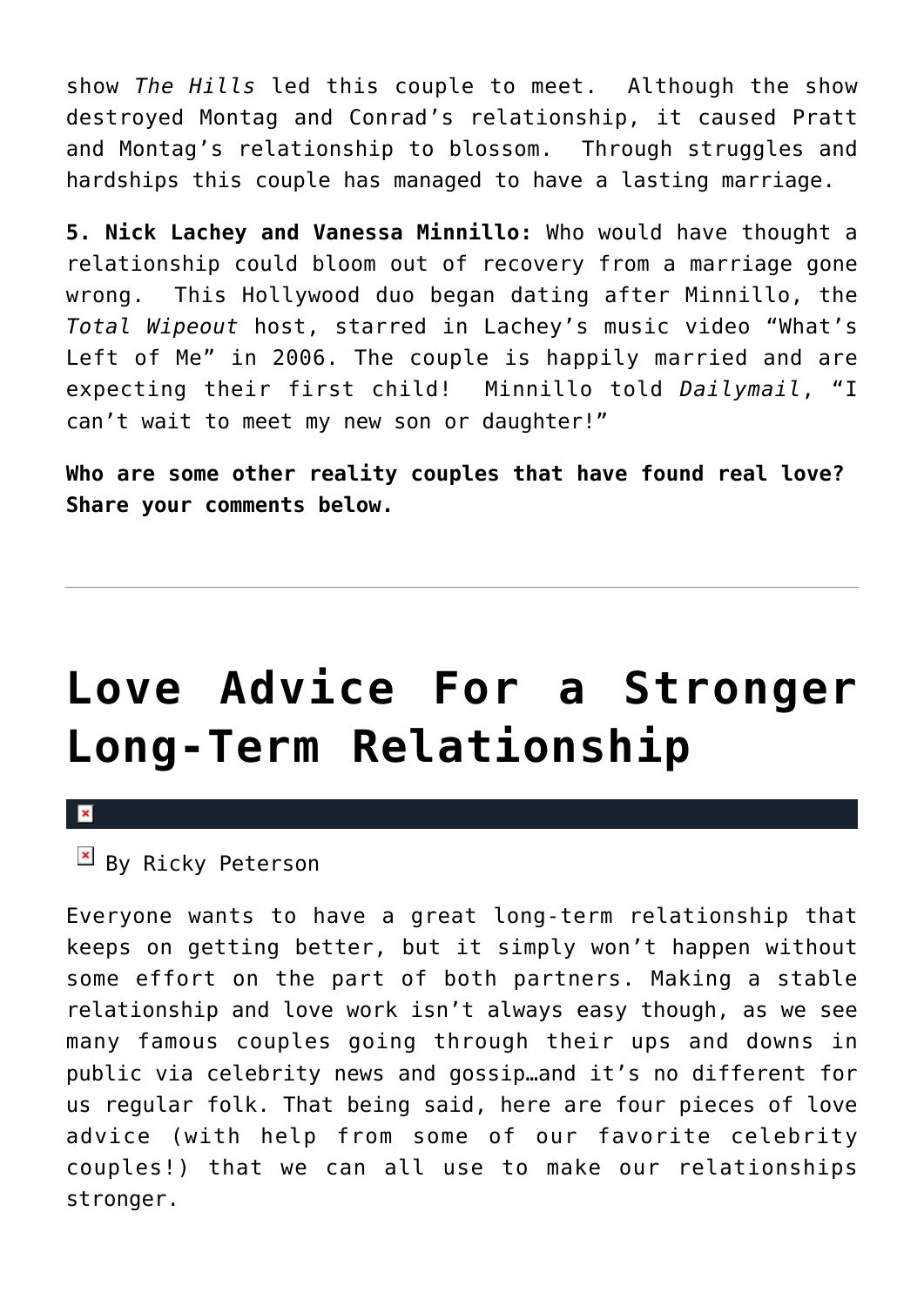show *The Hills* led this couple to meet. Although the show destroyed Montag and Conrad's relationship, it caused Pratt and Montag's relationship to blossom. Through struggles and hardships this couple has managed to have a lasting marriage.

**5. Nick Lachey and Vanessa Minnillo:** Who would have thought a relationship could bloom out of recovery from a marriage gone wrong. This Hollywood duo began dating after Minnillo, the *Total Wipeout* host, starred in Lachey's music video "What's Left of Me" in 2006. The couple is happily married and are expecting their first child! Minnillo told *Dailymail*, "I can't wait to meet my new son or daughter!"

**Who are some other reality couples that have found real love? Share your comments below.**

---

# Love Advice For a Stronger Long-Term Relationship

By Ricky Peterson

Everyone wants to have a great long-term relationship that keeps on getting better, but it simply won't happen without some effort on the part of both partners. Making a stable relationship and love work isn't always easy though, as we see many famous couples going through their ups and downs in public via celebrity news and gossip…and it's no different for us regular folk. That being said, here are four pieces of love advice (with help from some of our favorite celebrity couples!) that we can all use to make our relationships stronger.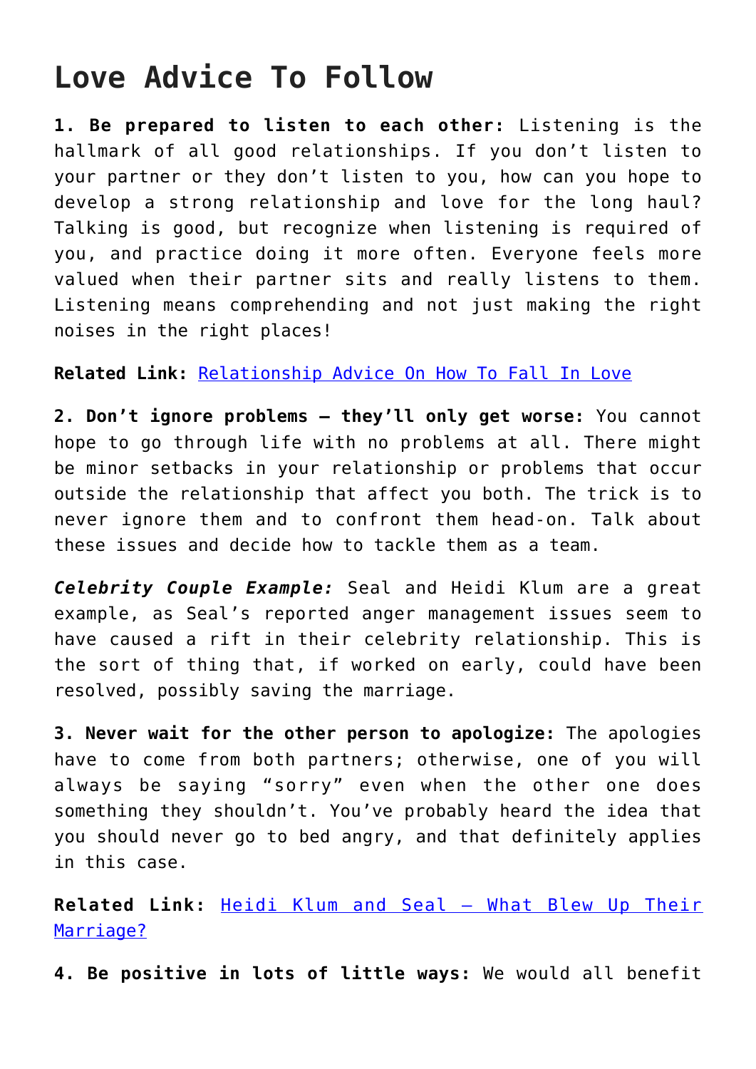# Love Advice To Follow

**1. Be prepared to listen to each other:** Listening is the hallmark of all good relationships. If you don't listen to your partner or they don't listen to you, how can you hope to develop a strong relationship and love for the long haul? Talking is good, but recognize when listening is required of you, and practice doing it more often. Everyone feels more valued when their partner sits and really listens to them. Listening means comprehending and not just making the right noises in the right places!

**Related Link:** [Relationship Advice On How To Fall In Love]()

**2. Don't ignore problems – they'll only get worse:** You cannot hope to go through life with no problems at all. There might be minor setbacks in your relationship or problems that occur outside the relationship that affect you both. The trick is to never ignore them and to confront them head-on. Talk about these issues and decide how to tackle them as a team.

***Celebrity Couple Example:*** Seal and Heidi Klum are a great example, as Seal's reported anger management issues seem to have caused a rift in their celebrity relationship. This is the sort of thing that, if worked on early, could have been resolved, possibly saving the marriage.

**3. Never wait for the other person to apologize:** The apologies have to come from both partners; otherwise, one of you will always be saying "sorry" even when the other one does something they shouldn't. You've probably heard the idea that you should never go to bed angry, and that definitely applies in this case.

**Related Link:** [Heidi Klum and Seal – What Blew Up Their Marriage?]()

**4. Be positive in lots of little ways:** We would all benefit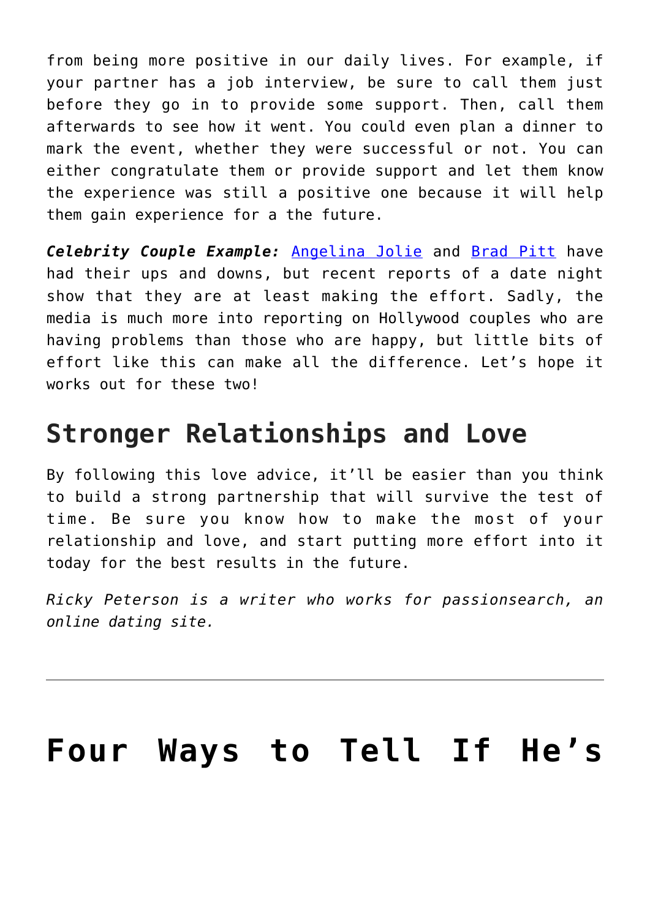from being more positive in our daily lives. For example, if your partner has a job interview, be sure to call them just before they go in to provide some support. Then, call them afterwards to see how it went. You could even plan a dinner to mark the event, whether they were successful or not. You can either congratulate them or provide support and let them know the experience was still a positive one because it will help them gain experience for a the future.

***Celebrity Couple Example:*** Angelina Jolie and Brad Pitt have had their ups and downs, but recent reports of a date night show that they are at least making the effort. Sadly, the media is much more into reporting on Hollywood couples who are having problems than those who are happy, but little bits of effort like this can make all the difference. Let's hope it works out for these two!

## Stronger Relationships and Love

By following this love advice, it'll be easier than you think to build a strong partnership that will survive the test of time. Be sure you know how to make the most of your relationship and love, and start putting more effort into it today for the best results in the future.

*Ricky Peterson is a writer who works for passionsearch, an online dating site.*

---

# Four Ways to Tell If He's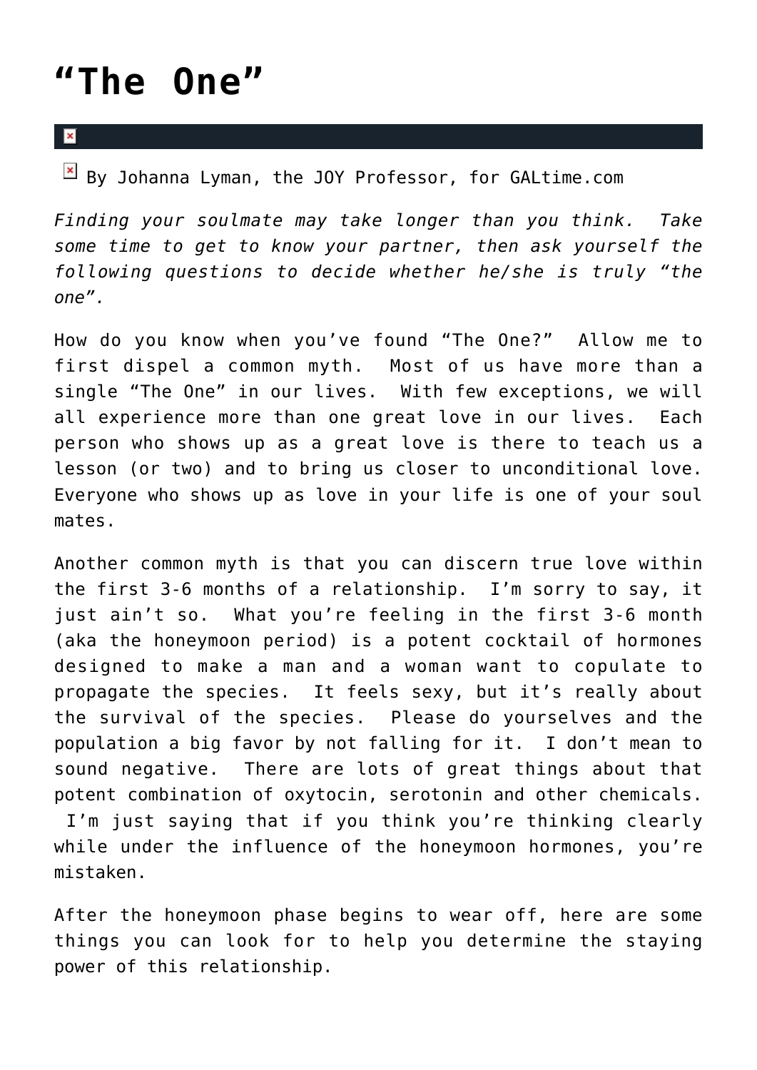# “The One”

By Johanna Lyman, the JOY Professor, for GALtime.com

*Finding your soulmate may take longer than you think. Take some time to get to know your partner, then ask yourself the following questions to decide whether he/she is truly “the one”.*

How do you know when you’ve found “The One?” Allow me to first dispel a common myth. Most of us have more than a single “The One” in our lives. With few exceptions, we will all experience more than one great love in our lives. Each person who shows up as a great love is there to teach us a lesson (or two) and to bring us closer to unconditional love. Everyone who shows up as love in your life is one of your soul mates.

Another common myth is that you can discern true love within the first 3-6 months of a relationship. I’m sorry to say, it just ain’t so. What you’re feeling in the first 3-6 month (aka the honeymoon period) is a potent cocktail of hormones designed to make a man and a woman want to copulate to propagate the species. It feels sexy, but it’s really about the survival of the species. Please do yourselves and the population a big favor by not falling for it. I don’t mean to sound negative. There are lots of great things about that potent combination of oxytocin, serotonin and other chemicals. I’m just saying that if you think you’re thinking clearly while under the influence of the honeymoon hormones, you’re mistaken.

After the honeymoon phase begins to wear off, here are some things you can look for to help you determine the staying power of this relationship.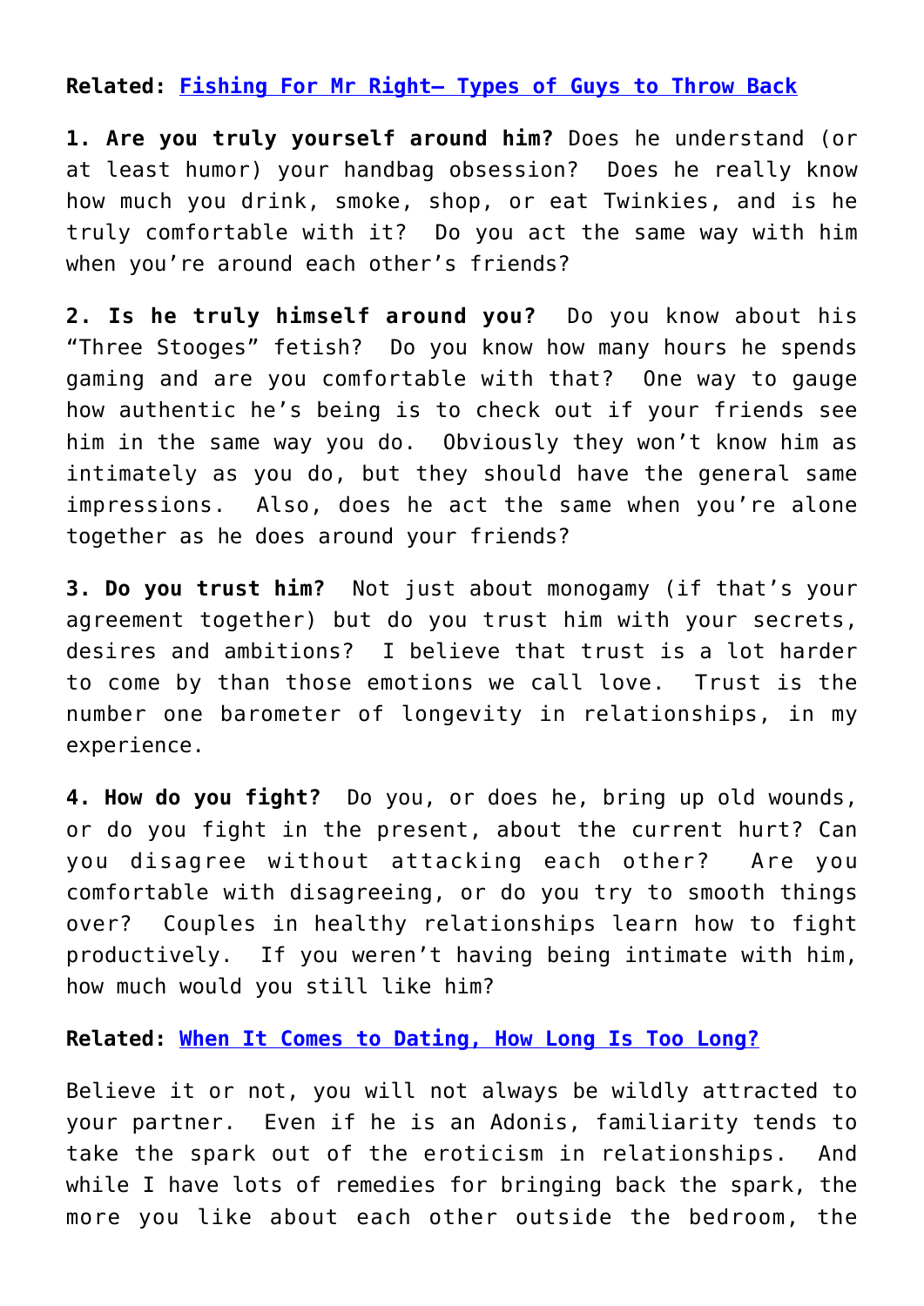**Related: [Fishing For Mr Right– Types of Guys to Throw Back]()**

**1. Are you truly yourself around him?** Does he understand (or at least humor) your handbag obsession? Does he really know how much you drink, smoke, shop, or eat Twinkies, and is he truly comfortable with it? Do you act the same way with him when you're around each other's friends?

**2. Is he truly himself around you?** Do you know about his "Three Stooges" fetish? Do you know how many hours he spends gaming and are you comfortable with that? One way to gauge how authentic he's being is to check out if your friends see him in the same way you do. Obviously they won't know him as intimately as you do, but they should have the general same impressions. Also, does he act the same when you're alone together as he does around your friends?

**3. Do you trust him?** Not just about monogamy (if that's your agreement together) but do you trust him with your secrets, desires and ambitions? I believe that trust is a lot harder to come by than those emotions we call love. Trust is the number one barometer of longevity in relationships, in my experience.

**4. How do you fight?** Do you, or does he, bring up old wounds, or do you fight in the present, about the current hurt? Can you disagree without attacking each other? Are you comfortable with disagreeing, or do you try to smooth things over? Couples in healthy relationships learn how to fight productively. If you weren't having being intimate with him, how much would you still like him?

**Related: [When It Comes to Dating, How Long Is Too Long?]()**

Believe it or not, you will not always be wildly attracted to your partner. Even if he is an Adonis, familiarity tends to take the spark out of the eroticism in relationships. And while I have lots of remedies for bringing back the spark, the more you like about each other outside the bedroom, the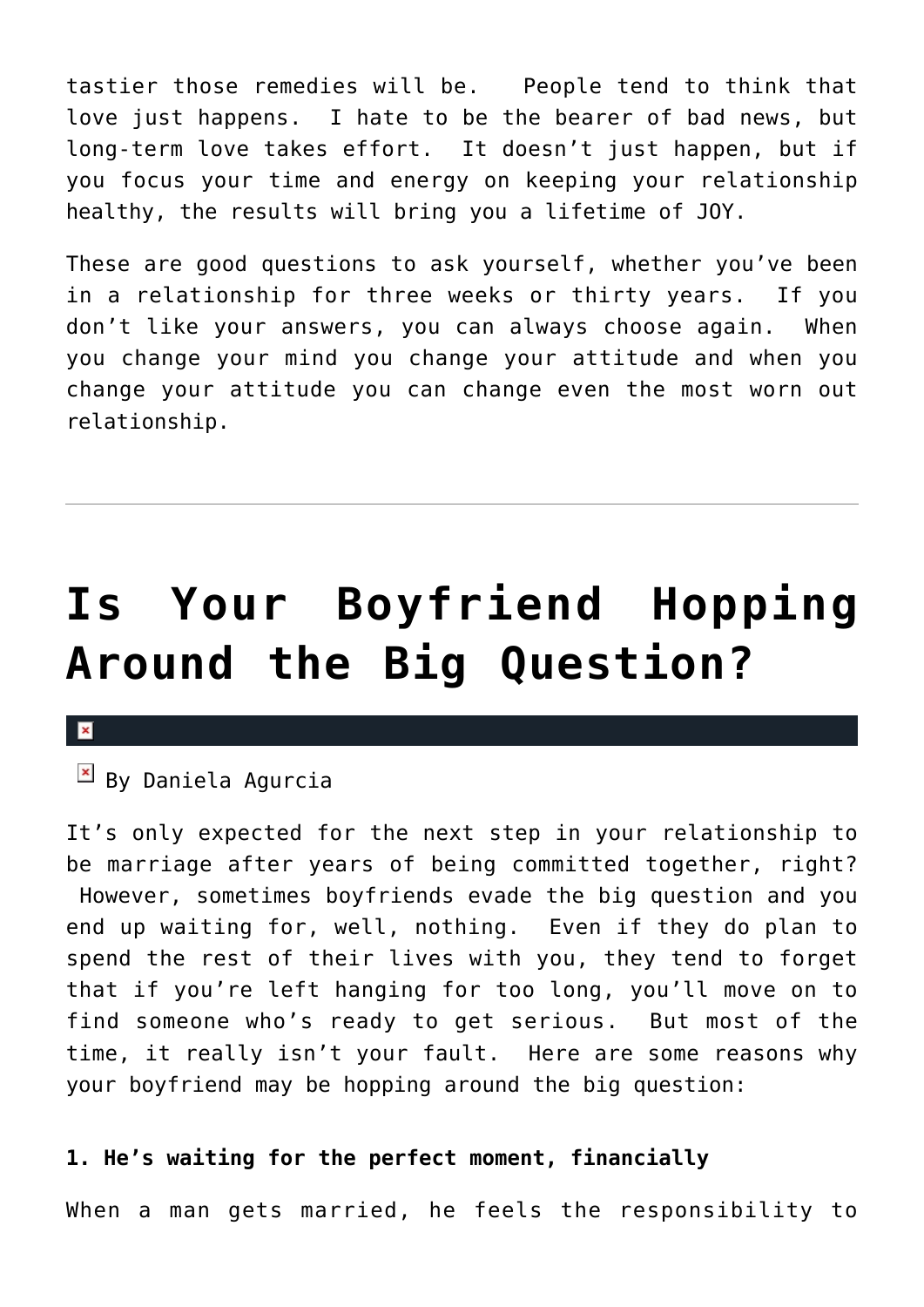tastier those remedies will be. People tend to think that love just happens. I hate to be the bearer of bad news, but long-term love takes effort. It doesn't just happen, but if you focus your time and energy on keeping your relationship healthy, the results will bring you a lifetime of JOY.

These are good questions to ask yourself, whether you've been in a relationship for three weeks or thirty years. If you don't like your answers, you can always choose again. When you change your mind you change your attitude and when you change your attitude you can change even the most worn out relationship.

---

# Is Your Boyfriend Hopping Around the Big Question?

By Daniela Agurcia

It's only expected for the next step in your relationship to be marriage after years of being committed together, right? However, sometimes boyfriends evade the big question and you end up waiting for, well, nothing. Even if they do plan to spend the rest of their lives with you, they tend to forget that if you're left hanging for too long, you'll move on to find someone who's ready to get serious. But most of the time, it really isn't your fault. Here are some reasons why your boyfriend may be hopping around the big question:

**1. He's waiting for the perfect moment, financially**

When a man gets married, he feels the responsibility to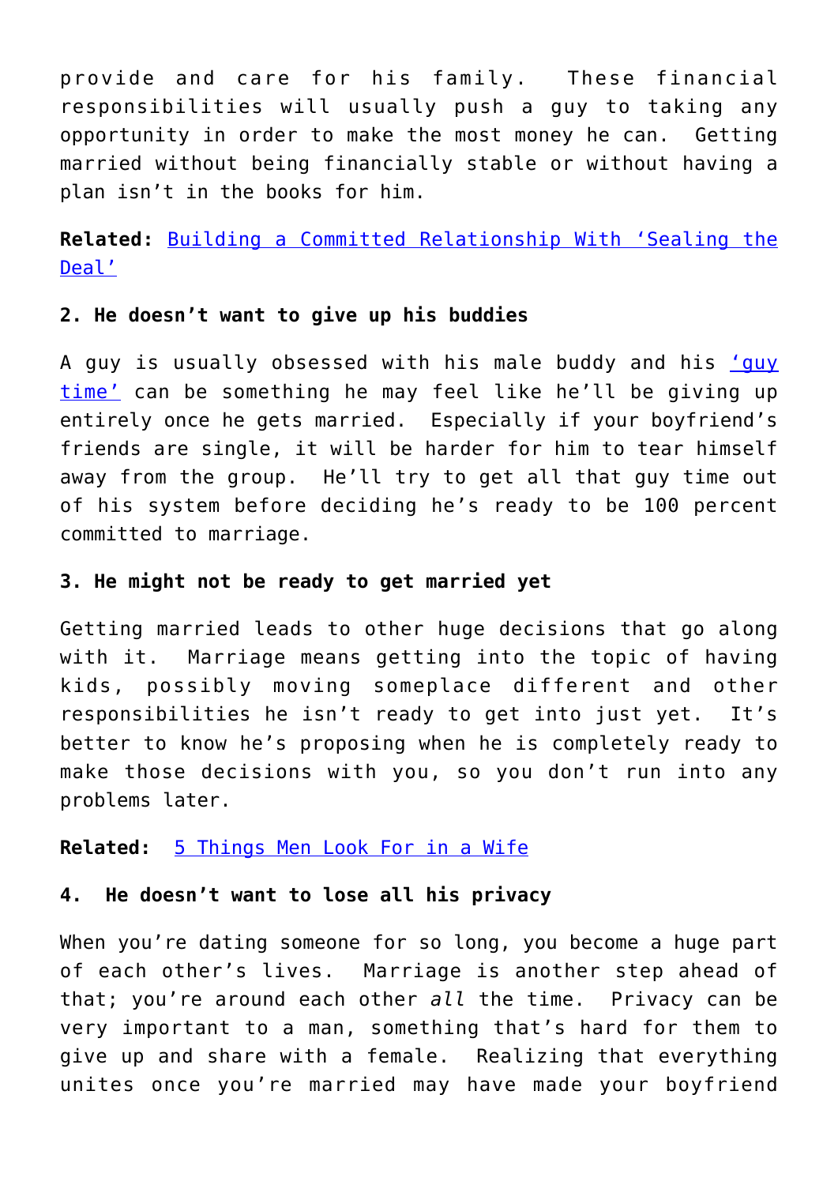provide and care for his family. These financial responsibilities will usually push a guy to taking any opportunity in order to make the most money he can. Getting married without being financially stable or without having a plan isn't in the books for him.

**Related:** [Building a Committed Relationship With 'Sealing the Deal']()

**2. He doesn't want to give up his buddies**

A guy is usually obsessed with his male buddy and his ['guy time']() can be something he may feel like he'll be giving up entirely once he gets married. Especially if your boyfriend's friends are single, it will be harder for him to tear himself away from the group. He'll try to get all that guy time out of his system before deciding he's ready to be 100 percent committed to marriage.

**3. He might not be ready to get married yet**

Getting married leads to other huge decisions that go along with it. Marriage means getting into the topic of having kids, possibly moving someplace different and other responsibilities he isn't ready to get into just yet. It's better to know he's proposing when he is completely ready to make those decisions with you, so you don't run into any problems later.

**Related:** [5 Things Men Look For in a Wife]()

**4. He doesn't want to lose all his privacy**

When you're dating someone for so long, you become a huge part of each other's lives. Marriage is another step ahead of that; you're around each other *all* the time. Privacy can be very important to a man, something that's hard for them to give up and share with a female. Realizing that everything unites once you're married may have made your boyfriend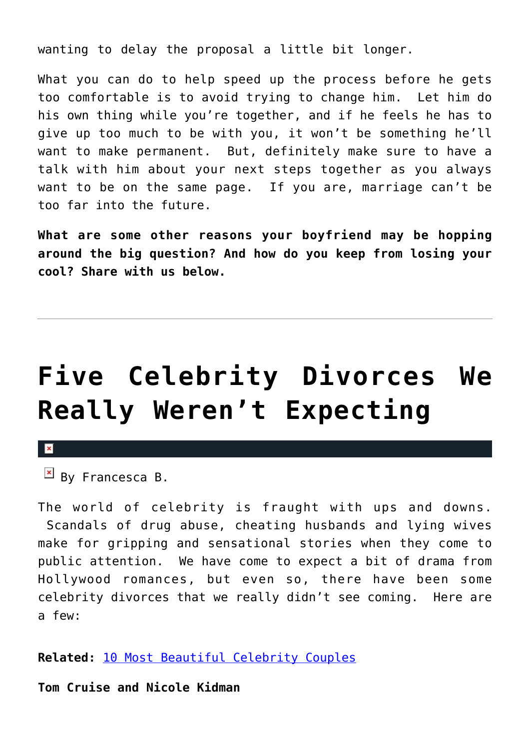wanting to delay the proposal a little bit longer.

What you can do to help speed up the process before he gets too comfortable is to avoid trying to change him. Let him do his own thing while you're together, and if he feels he has to give up too much to be with you, it won't be something he'll want to make permanent. But, definitely make sure to have a talk with him about your next steps together as you always want to be on the same page. If you are, marriage can't be too far into the future.

**What are some other reasons your boyfriend may be hopping around the big question? And how do you keep from losing your cool? Share with us below.**

---

# Five Celebrity Divorces We Really Weren't Expecting

By Francesca B.

The world of celebrity is fraught with ups and downs. Scandals of drug abuse, cheating husbands and lying wives make for gripping and sensational stories when they come to public attention. We have come to expect a bit of drama from Hollywood romances, but even so, there have been some celebrity divorces that we really didn't see coming. Here are a few:

**Related:** 10 Most Beautiful Celebrity Couples

**Tom Cruise and Nicole Kidman**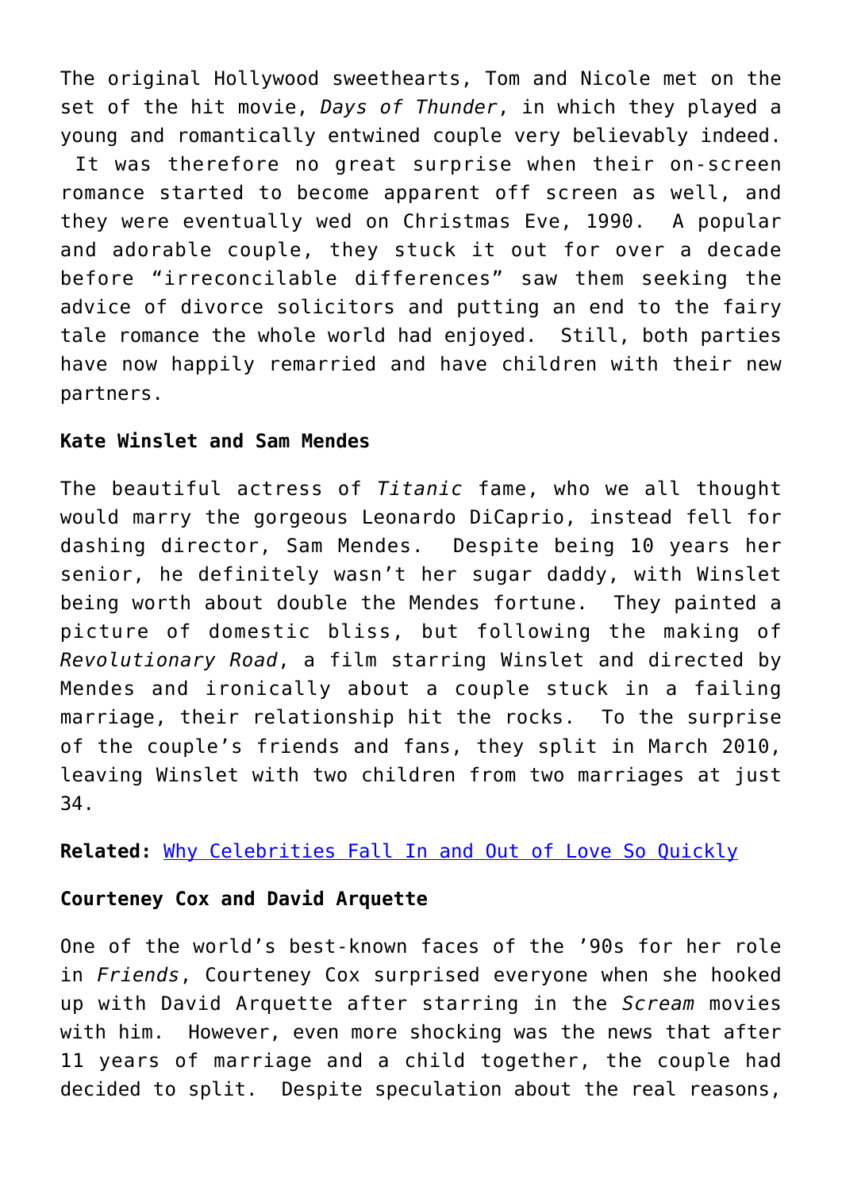The original Hollywood sweethearts, Tom and Nicole met on the set of the hit movie, *Days of Thunder*, in which they played a young and romantically entwined couple very believably indeed. It was therefore no great surprise when their on-screen romance started to become apparent off screen as well, and they were eventually wed on Christmas Eve, 1990. A popular and adorable couple, they stuck it out for over a decade before "irreconcilable differences" saw them seeking the advice of divorce solicitors and putting an end to the fairy tale romance the whole world had enjoyed. Still, both parties have now happily remarried and have children with their new partners.

**Kate Winslet and Sam Mendes**

The beautiful actress of *Titanic* fame, who we all thought would marry the gorgeous Leonardo DiCaprio, instead fell for dashing director, Sam Mendes. Despite being 10 years her senior, he definitely wasn't her sugar daddy, with Winslet being worth about double the Mendes fortune. They painted a picture of domestic bliss, but following the making of *Revolutionary Road*, a film starring Winslet and directed by Mendes and ironically about a couple stuck in a failing marriage, their relationship hit the rocks. To the surprise of the couple's friends and fans, they split in March 2010, leaving Winslet with two children from two marriages at just 34.

**Related:** Why Celebrities Fall In and Out of Love So Quickly

**Courteney Cox and David Arquette**

One of the world's best-known faces of the '90s for her role in *Friends*, Courteney Cox surprised everyone when she hooked up with David Arquette after starring in the *Scream* movies with him. However, even more shocking was the news that after 11 years of marriage and a child together, the couple had decided to split. Despite speculation about the real reasons,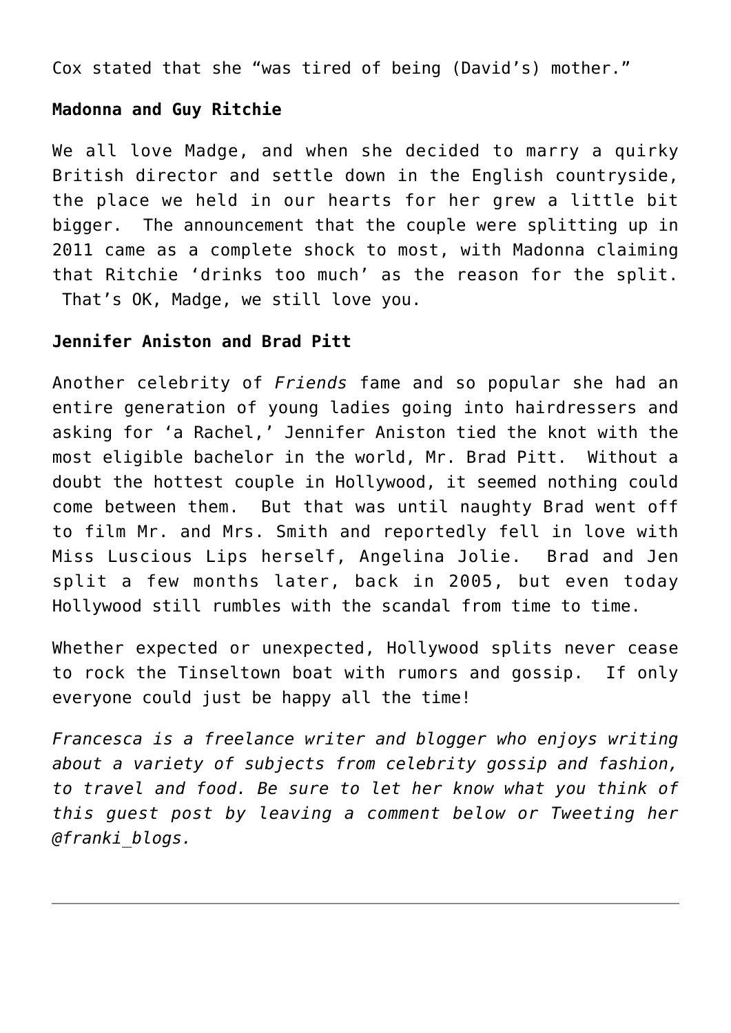Cox stated that she "was tired of being (David's) mother."

**Madonna and Guy Ritchie**

We all love Madge, and when she decided to marry a quirky British director and settle down in the English countryside, the place we held in our hearts for her grew a little bit bigger. The announcement that the couple were splitting up in 2011 came as a complete shock to most, with Madonna claiming that Ritchie 'drinks too much' as the reason for the split. That's OK, Madge, we still love you.

**Jennifer Aniston and Brad Pitt**

Another celebrity of *Friends* fame and so popular she had an entire generation of young ladies going into hairdressers and asking for 'a Rachel,' Jennifer Aniston tied the knot with the most eligible bachelor in the world, Mr. Brad Pitt. Without a doubt the hottest couple in Hollywood, it seemed nothing could come between them. But that was until naughty Brad went off to film Mr. and Mrs. Smith and reportedly fell in love with Miss Luscious Lips herself, Angelina Jolie. Brad and Jen split a few months later, back in 2005, but even today Hollywood still rumbles with the scandal from time to time.

Whether expected or unexpected, Hollywood splits never cease to rock the Tinseltown boat with rumors and gossip. If only everyone could just be happy all the time!

*Francesca is a freelance writer and blogger who enjoys writing about a variety of subjects from celebrity gossip and fashion, to travel and food. Be sure to let her know what you think of this guest post by leaving a comment below or Tweeting her @franki_blogs.*

---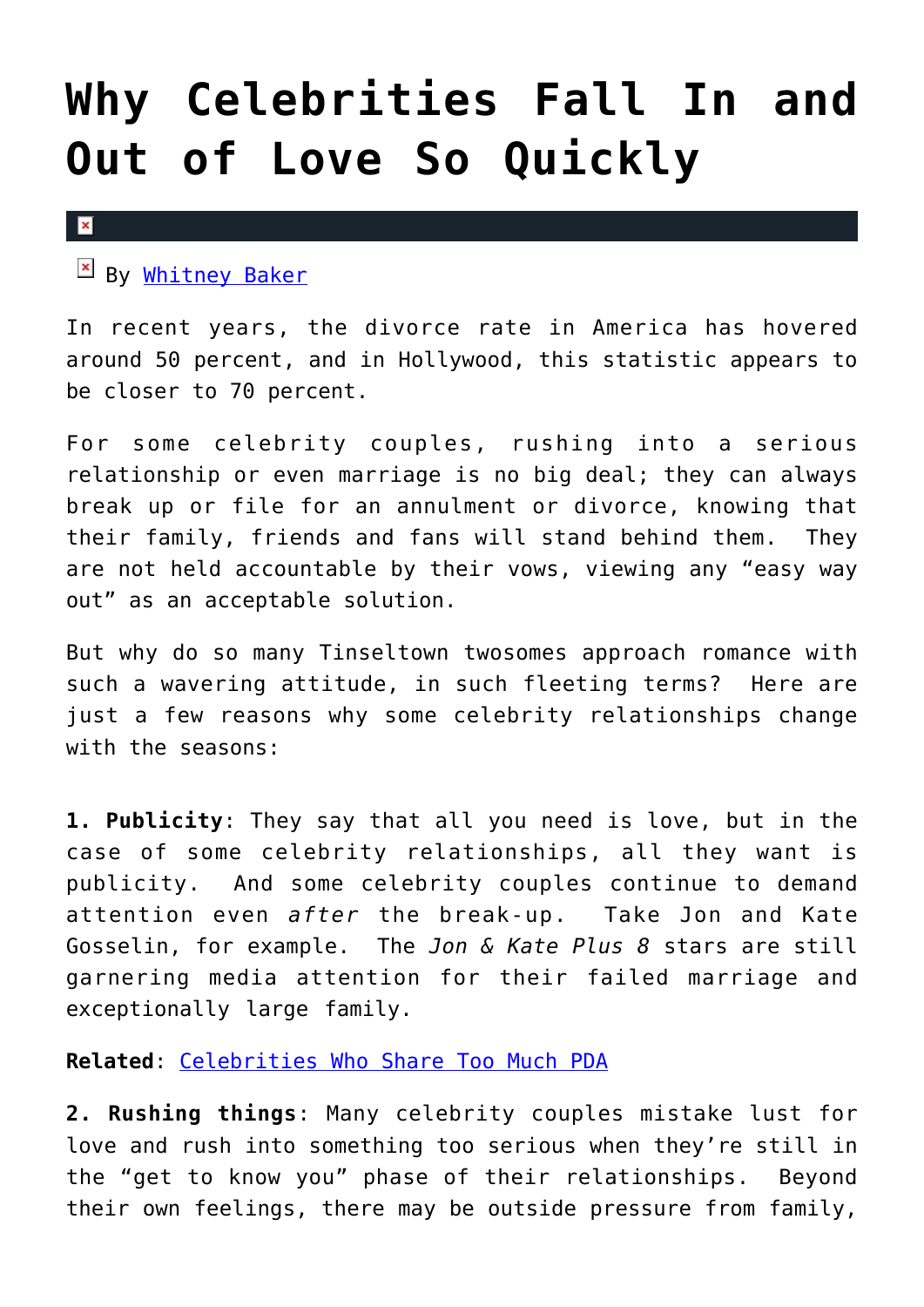# Why Celebrities Fall In and Out of Love So Quickly

By Whitney Baker

In recent years, the divorce rate in America has hovered around 50 percent, and in Hollywood, this statistic appears to be closer to 70 percent.

For some celebrity couples, rushing into a serious relationship or even marriage is no big deal; they can always break up or file for an annulment or divorce, knowing that their family, friends and fans will stand behind them.  They are not held accountable by their vows, viewing any "easy way out" as an acceptable solution.

But why do so many Tinseltown twosomes approach romance with such a wavering attitude, in such fleeting terms?  Here are just a few reasons why some celebrity relationships change with the seasons:

**1. Publicity**: They say that all you need is love, but in the case of some celebrity relationships, all they want is publicity.  And some celebrity couples continue to demand attention even *after* the break-up.  Take Jon and Kate Gosselin, for example.  The *Jon & Kate Plus 8* stars are still garnering media attention for their failed marriage and exceptionally large family.

**Related**: Celebrities Who Share Too Much PDA

**2. Rushing things**: Many celebrity couples mistake lust for love and rush into something too serious when they're still in the "get to know you" phase of their relationships.  Beyond their own feelings, there may be outside pressure from family,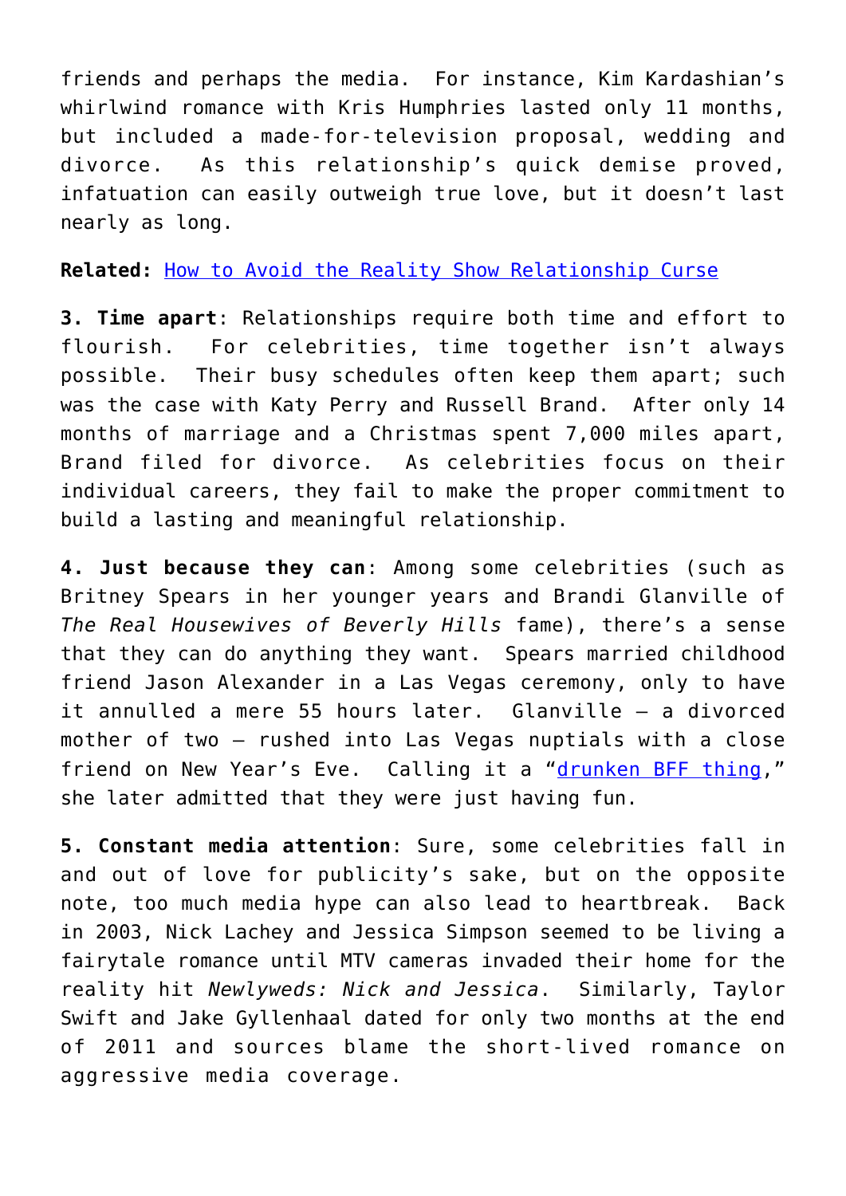friends and perhaps the media. For instance, Kim Kardashian's whirlwind romance with Kris Humphries lasted only 11 months, but included a made-for-television proposal, wedding and divorce. As this relationship's quick demise proved, infatuation can easily outweigh true love, but it doesn't last nearly as long.

**Related:** How to Avoid the Reality Show Relationship Curse

**3. Time apart**: Relationships require both time and effort to flourish. For celebrities, time together isn't always possible. Their busy schedules often keep them apart; such was the case with Katy Perry and Russell Brand. After only 14 months of marriage and a Christmas spent 7,000 miles apart, Brand filed for divorce. As celebrities focus on their individual careers, they fail to make the proper commitment to build a lasting and meaningful relationship.

**4. Just because they can**: Among some celebrities (such as Britney Spears in her younger years and Brandi Glanville of *The Real Housewives of Beverly Hills* fame), there's a sense that they can do anything they want. Spears married childhood friend Jason Alexander in a Las Vegas ceremony, only to have it annulled a mere 55 hours later. Glanville – a divorced mother of two – rushed into Las Vegas nuptials with a close friend on New Year's Eve. Calling it a "drunken BFF thing," she later admitted that they were just having fun.

**5. Constant media attention**: Sure, some celebrities fall in and out of love for publicity's sake, but on the opposite note, too much media hype can also lead to heartbreak. Back in 2003, Nick Lachey and Jessica Simpson seemed to be living a fairytale romance until MTV cameras invaded their home for the reality hit *Newlyweds: Nick and Jessica*. Similarly, Taylor Swift and Jake Gyllenhaal dated for only two months at the end of 2011 and sources blame the short-lived romance on aggressive media coverage.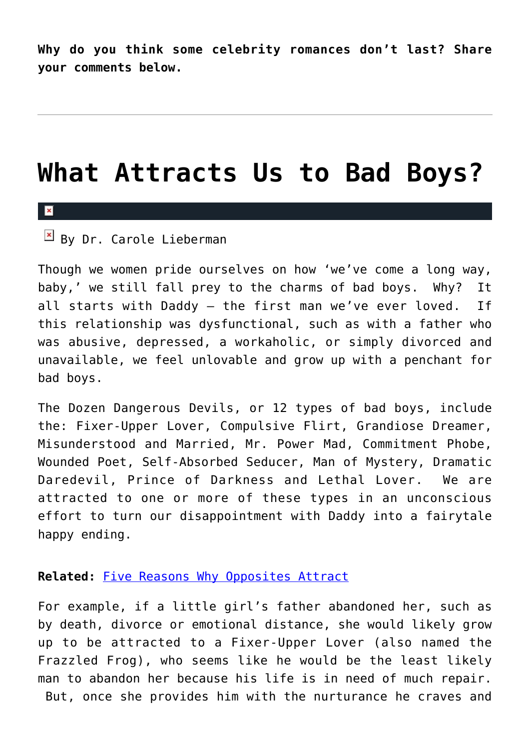**Why do you think some celebrity romances don't last? Share your comments below.**

---

# What Attracts Us to Bad Boys?

By Dr. Carole Lieberman

Though we women pride ourselves on how 'we've come a long way, baby,' we still fall prey to the charms of bad boys. Why? It all starts with Daddy – the first man we've ever loved. If this relationship was dysfunctional, such as with a father who was abusive, depressed, a workaholic, or simply divorced and unavailable, we feel unlovable and grow up with a penchant for bad boys.

The Dozen Dangerous Devils, or 12 types of bad boys, include the: Fixer-Upper Lover, Compulsive Flirt, Grandiose Dreamer, Misunderstood and Married, Mr. Power Mad, Commitment Phobe, Wounded Poet, Self-Absorbed Seducer, Man of Mystery, Dramatic Daredevil, Prince of Darkness and Lethal Lover. We are attracted to one or more of these types in an unconscious effort to turn our disappointment with Daddy into a fairytale happy ending.

**Related:** Five Reasons Why Opposites Attract

For example, if a little girl's father abandoned her, such as by death, divorce or emotional distance, she would likely grow up to be attracted to a Fixer-Upper Lover (also named the Frazzled Frog), who seems like he would be the least likely man to abandon her because his life is in need of much repair. But, once she provides him with the nurturance he craves and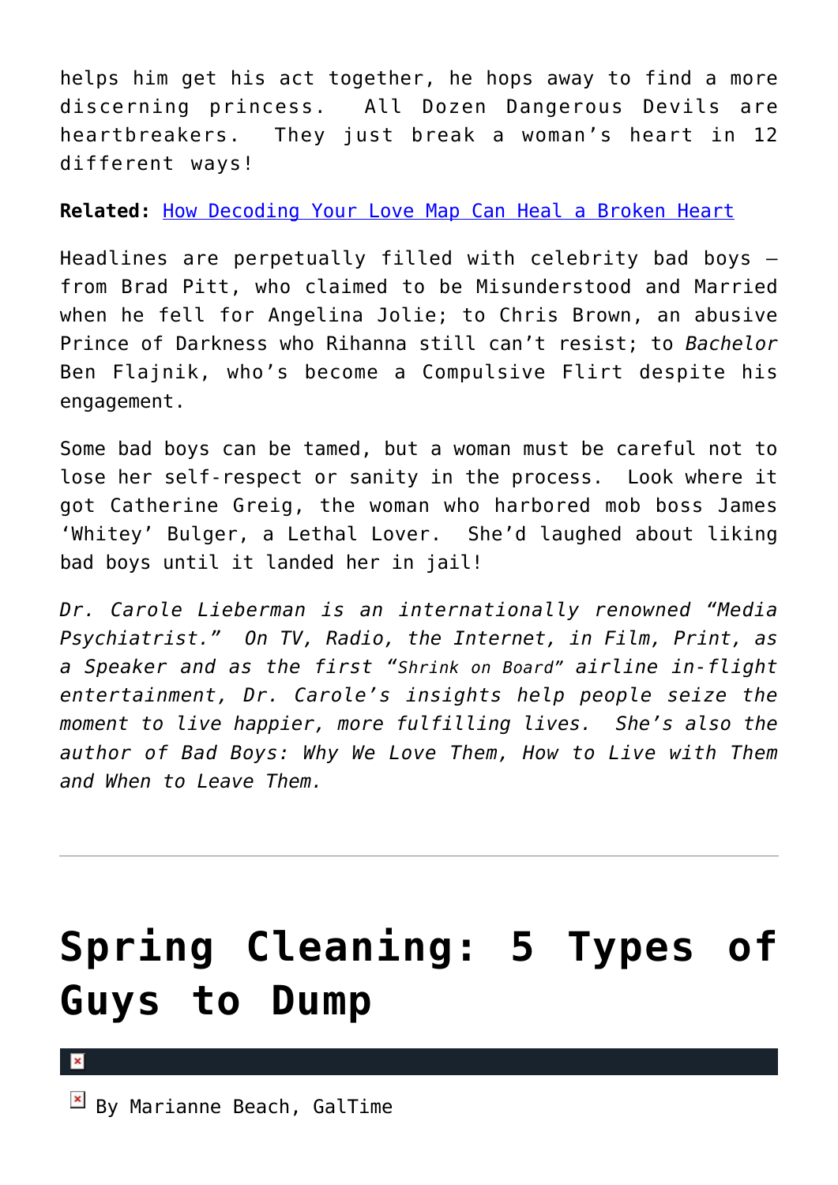helps him get his act together, he hops away to find a more discerning princess.  All Dozen Dangerous Devils are heartbreakers.  They just break a woman's heart in 12 different ways!

**Related:** [How Decoding Your Love Map Can Heal a Broken Heart]()

Headlines are perpetually filled with celebrity bad boys – from Brad Pitt, who claimed to be Misunderstood and Married when he fell for Angelina Jolie; to Chris Brown, an abusive Prince of Darkness who Rihanna still can't resist; to *Bachelor* Ben Flajnik, who's become a Compulsive Flirt despite his engagement.

Some bad boys can be tamed, but a woman must be careful not to lose her self-respect or sanity in the process.  Look where it got Catherine Greig, the woman who harbored mob boss James 'Whitey' Bulger, a Lethal Lover.  She'd laughed about liking bad boys until it landed her in jail!

*Dr. Carole Lieberman is an internationally renowned "Media Psychiatrist."  On TV, Radio, the Internet, in Film, Print, as a Speaker and as the first "Shrink on Board" airline in-flight entertainment, Dr. Carole's insights help people seize the moment to live happier, more fulfilling lives.  She's also the author of Bad Boys: Why We Love Them, How to Live with Them and When to Leave Them.*

---

# Spring Cleaning: 5 Types of Guys to Dump

By Marianne Beach, GalTime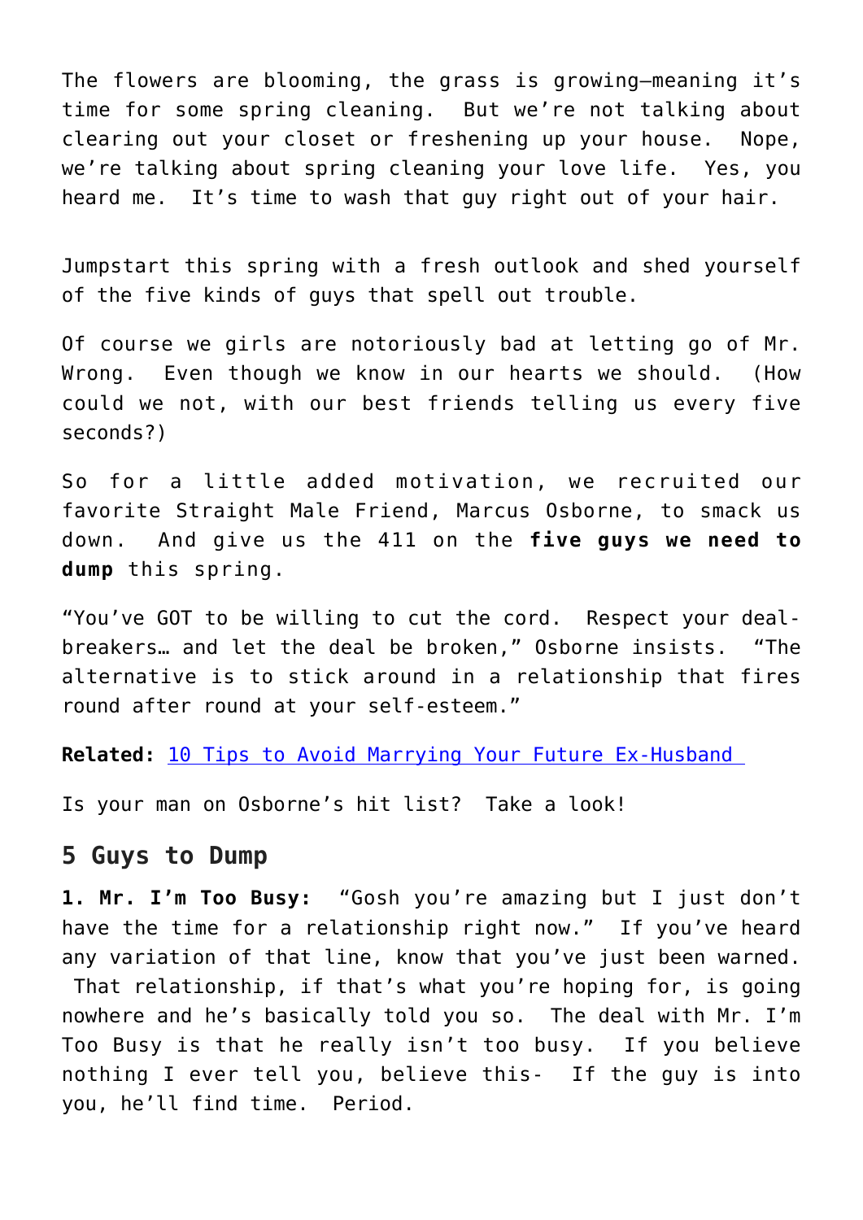The flowers are blooming, the grass is growing—meaning it's time for some spring cleaning.  But we're not talking about clearing out your closet or freshening up your house.  Nope, we're talking about spring cleaning your love life.  Yes, you heard me.  It's time to wash that guy right out of your hair.

Jumpstart this spring with a fresh outlook and shed yourself of the five kinds of guys that spell out trouble.

Of course we girls are notoriously bad at letting go of Mr. Wrong.  Even though we know in our hearts we should.  (How could we not, with our best friends telling us every five seconds?)

So for a little added motivation, we recruited our favorite Straight Male Friend, Marcus Osborne, to smack us down.  And give us the 411 on the **five guys we need to dump** this spring.

"You've GOT to be willing to cut the cord.  Respect your deal-breakers… and let the deal be broken," Osborne insists.  "The alternative is to stick around in a relationship that fires round after round at your self-esteem."

**Related:** [10 Tips to Avoid Marrying Your Future Ex-Husband](#)

Is your man on Osborne's hit list?  Take a look!

## 5 Guys to Dump

**1. Mr. I'm Too Busy:**  "Gosh you're amazing but I just don't have the time for a relationship right now."  If you've heard any variation of that line, know that you've just been warned.  That relationship, if that's what you're hoping for, is going nowhere and he's basically told you so.  The deal with Mr. I'm Too Busy is that he really isn't too busy.  If you believe nothing I ever tell you, believe this-  If the guy is into you, he'll find time.  Period.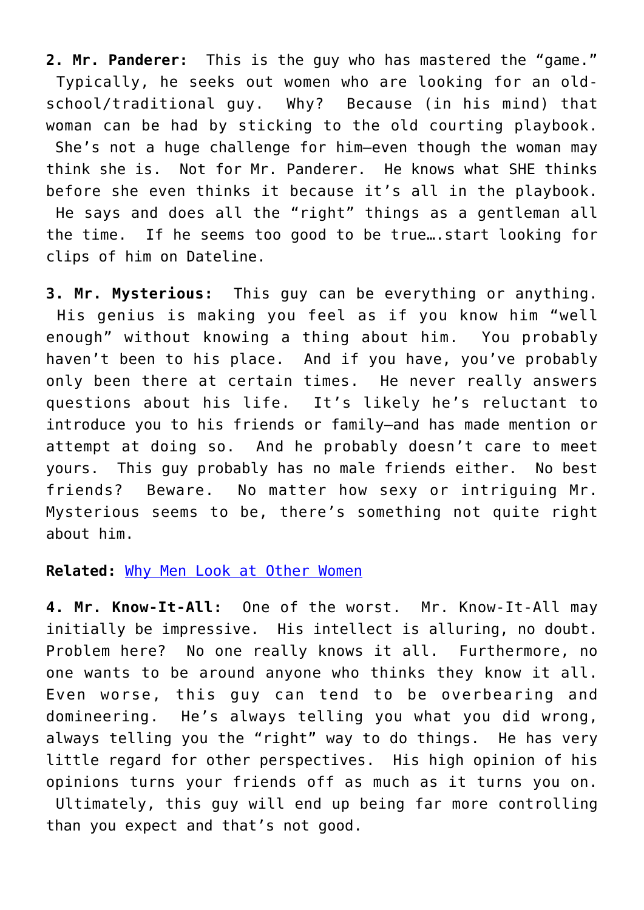**2. Mr. Panderer:** This is the guy who has mastered the “game.” Typically, he seeks out women who are looking for an old-school/traditional guy. Why? Because (in his mind) that woman can be had by sticking to the old courting playbook. She’s not a huge challenge for him—even though the woman may think she is. Not for Mr. Panderer. He knows what SHE thinks before she even thinks it because it’s all in the playbook. He says and does all the “right” things as a gentleman all the time. If he seems too good to be true….start looking for clips of him on Dateline.

**3. Mr. Mysterious:** This guy can be everything or anything. His genius is making you feel as if you know him “well enough” without knowing a thing about him. You probably haven’t been to his place. And if you have, you’ve probably only been there at certain times. He never really answers questions about his life. It’s likely he’s reluctant to introduce you to his friends or family—and has made mention or attempt at doing so. And he probably doesn’t care to meet yours. This guy probably has no male friends either. No best friends? Beware. No matter how sexy or intriguing Mr. Mysterious seems to be, there’s something not quite right about him.

**Related:** Why Men Look at Other Women

**4. Mr. Know-It-All:** One of the worst. Mr. Know-It-All may initially be impressive. His intellect is alluring, no doubt. Problem here? No one really knows it all. Furthermore, no one wants to be around anyone who thinks they know it all. Even worse, this guy can tend to be overbearing and domineering. He’s always telling you what you did wrong, always telling you the “right” way to do things. He has very little regard for other perspectives. His high opinion of his opinions turns your friends off as much as it turns you on. Ultimately, this guy will end up being far more controlling than you expect and that’s not good.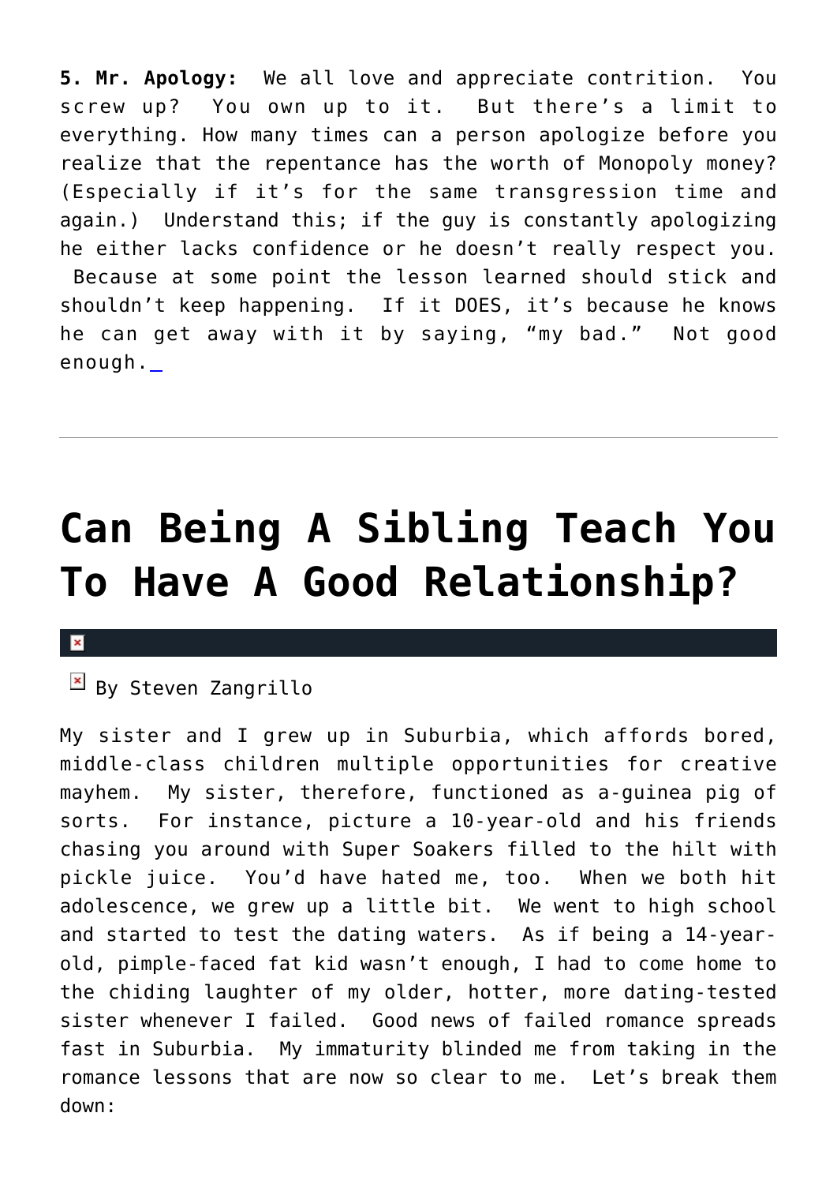**5. Mr. Apology:** We all love and appreciate contrition. You screw up? You own up to it. But there's a limit to everything. How many times can a person apologize before you realize that the repentance has the worth of Monopoly money? (Especially if it's for the same transgression time and again.) Understand this; if the guy is constantly apologizing he either lacks confidence or he doesn't really respect you. Because at some point the lesson learned should stick and shouldn't keep happening. If it DOES, it's because he knows he can get away with it by saying, "my bad." Not good enough.

---

# Can Being A Sibling Teach You To Have A Good Relationship?

By Steven Zangrillo

My sister and I grew up in Suburbia, which affords bored, middle-class children multiple opportunities for creative mayhem. My sister, therefore, functioned as a-guinea pig of sorts. For instance, picture a 10-year-old and his friends chasing you around with Super Soakers filled to the hilt with pickle juice. You'd have hated me, too. When we both hit adolescence, we grew up a little bit. We went to high school and started to test the dating waters. As if being a 14-year-old, pimple-faced fat kid wasn't enough, I had to come home to the chiding laughter of my older, hotter, more dating-tested sister whenever I failed. Good news of failed romance spreads fast in Suburbia. My immaturity blinded me from taking in the romance lessons that are now so clear to me. Let's break them down: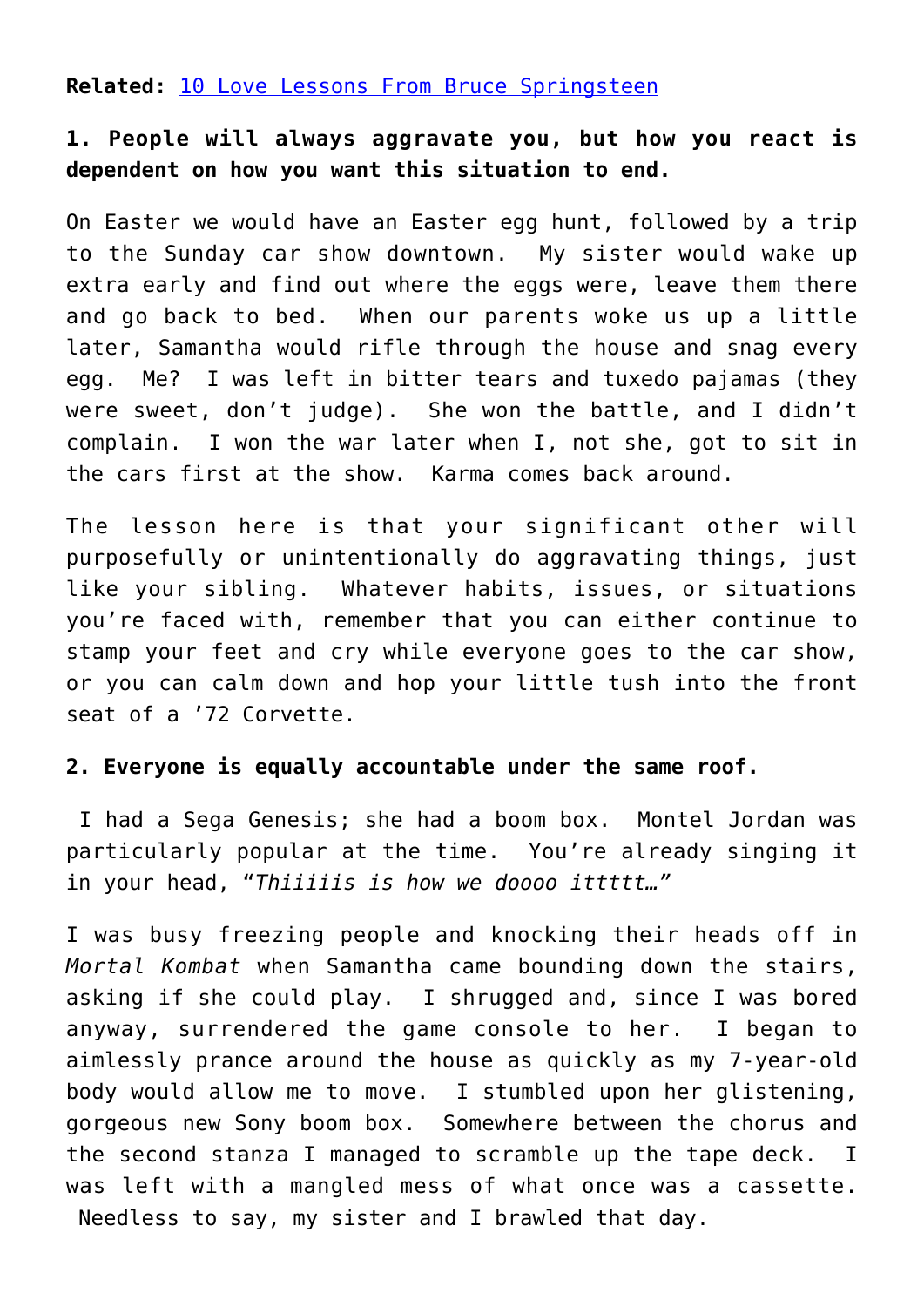**Related:** [10 Love Lessons From Bruce Springsteen]

**1. People will always aggravate you, but how you react is dependent on how you want this situation to end.**

On Easter we would have an Easter egg hunt, followed by a trip to the Sunday car show downtown. My sister would wake up extra early and find out where the eggs were, leave them there and go back to bed. When our parents woke us up a little later, Samantha would rifle through the house and snag every egg. Me? I was left in bitter tears and tuxedo pajamas (they were sweet, don't judge). She won the battle, and I didn't complain. I won the war later when I, not she, got to sit in the cars first at the show. Karma comes back around.

The lesson here is that your significant other will purposefully or unintentionally do aggravating things, just like your sibling. Whatever habits, issues, or situations you're faced with, remember that you can either continue to stamp your feet and cry while everyone goes to the car show, or you can calm down and hop your little tush into the front seat of a '72 Corvette.

**2. Everyone is equally accountable under the same roof.**

I had a Sega Genesis; she had a boom box. Montel Jordan was particularly popular at the time. You're already singing it in your head, "*Thiiiiis is how we doooo ittttt…*"

I was busy freezing people and knocking their heads off in *Mortal Kombat* when Samantha came bounding down the stairs, asking if she could play. I shrugged and, since I was bored anyway, surrendered the game console to her. I began to aimlessly prance around the house as quickly as my 7-year-old body would allow me to move. I stumbled upon her glistening, gorgeous new Sony boom box. Somewhere between the chorus and the second stanza I managed to scramble up the tape deck. I was left with a mangled mess of what once was a cassette. Needless to say, my sister and I brawled that day.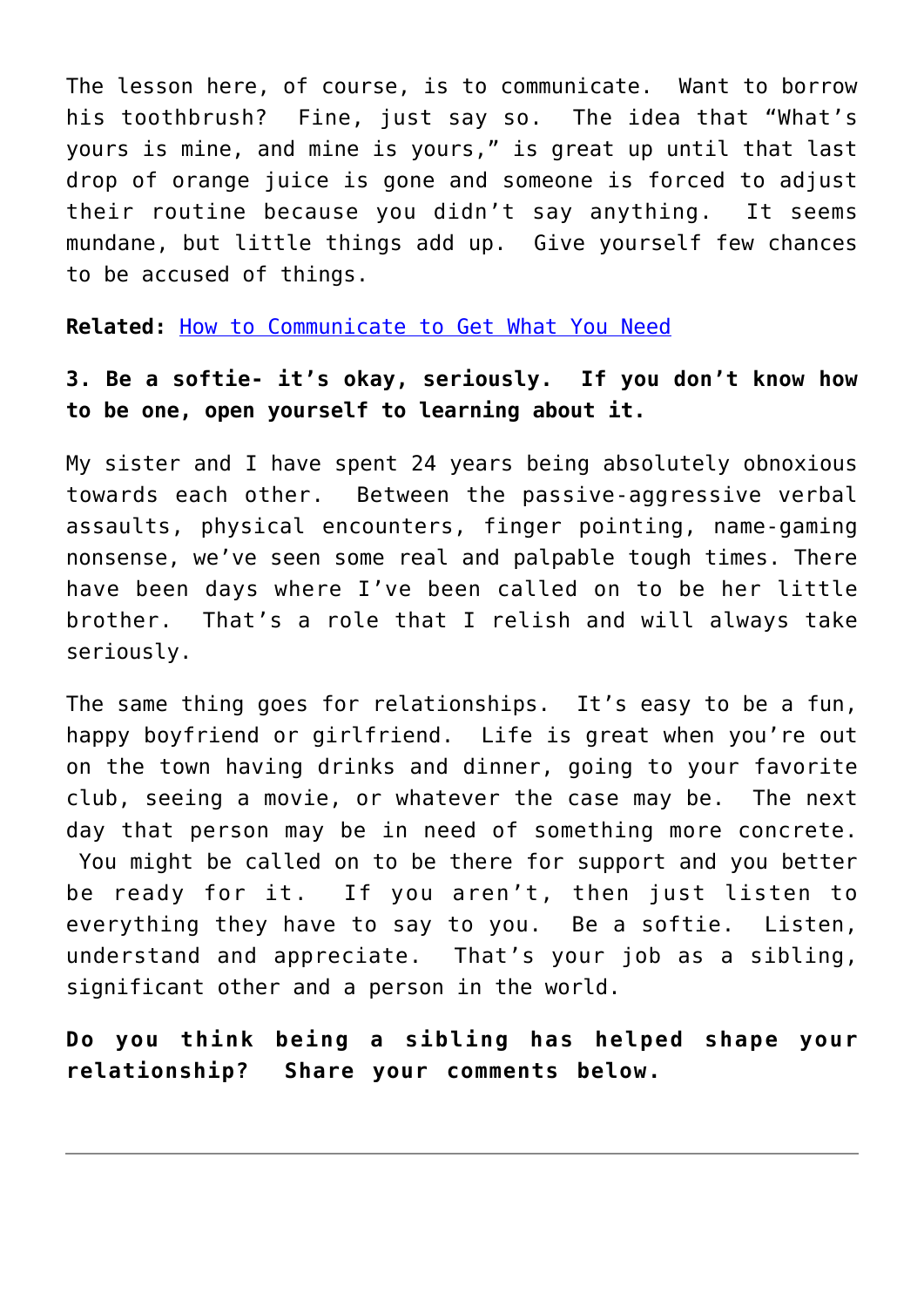The lesson here, of course, is to communicate. Want to borrow his toothbrush? Fine, just say so. The idea that "What's yours is mine, and mine is yours," is great up until that last drop of orange juice is gone and someone is forced to adjust their routine because you didn't say anything. It seems mundane, but little things add up. Give yourself few chances to be accused of things.

**Related:** [How to Communicate to Get What You Need]()

**3. Be a softie- it's okay, seriously. If you don't know how to be one, open yourself to learning about it.**

My sister and I have spent 24 years being absolutely obnoxious towards each other. Between the passive-aggressive verbal assaults, physical encounters, finger pointing, name-gaming nonsense, we've seen some real and palpable tough times. There have been days where I've been called on to be her little brother. That's a role that I relish and will always take seriously.

The same thing goes for relationships. It's easy to be a fun, happy boyfriend or girlfriend. Life is great when you're out on the town having drinks and dinner, going to your favorite club, seeing a movie, or whatever the case may be. The next day that person may be in need of something more concrete. You might be called on to be there for support and you better be ready for it. If you aren't, then just listen to everything they have to say to you. Be a softie. Listen, understand and appreciate. That's your job as a sibling, significant other and a person in the world.

**Do you think being a sibling has helped shape your relationship? Share your comments below.**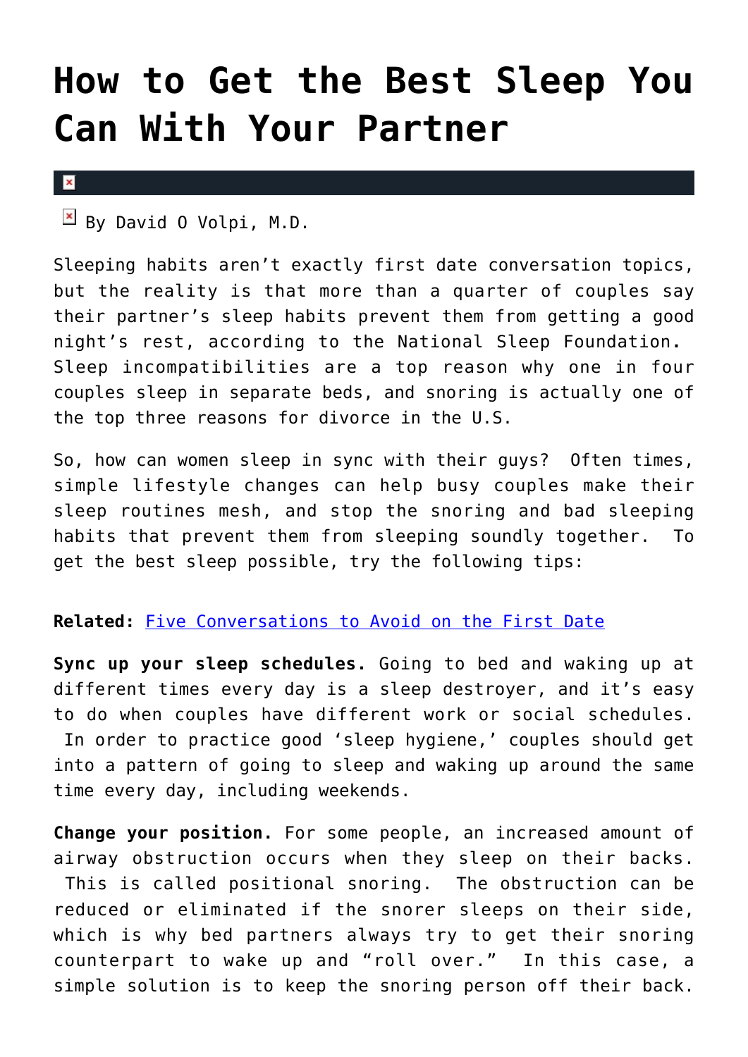# How to Get the Best Sleep You Can With Your Partner

By David O Volpi, M.D.

Sleeping habits aren't exactly first date conversation topics, but the reality is that more than a quarter of couples say their partner's sleep habits prevent them from getting a good night's rest, according to the National Sleep Foundation. Sleep incompatibilities are a top reason why one in four couples sleep in separate beds, and snoring is actually one of the top three reasons for divorce in the U.S.

So, how can women sleep in sync with their guys? Often times, simple lifestyle changes can help busy couples make their sleep routines mesh, and stop the snoring and bad sleeping habits that prevent them from sleeping soundly together. To get the best sleep possible, try the following tips:

**Related:** Five Conversations to Avoid on the First Date

**Sync up your sleep schedules.** Going to bed and waking up at different times every day is a sleep destroyer, and it's easy to do when couples have different work or social schedules. In order to practice good 'sleep hygiene,' couples should get into a pattern of going to sleep and waking up around the same time every day, including weekends.

**Change your position.** For some people, an increased amount of airway obstruction occurs when they sleep on their backs. This is called positional snoring. The obstruction can be reduced or eliminated if the snorer sleeps on their side, which is why bed partners always try to get their snoring counterpart to wake up and "roll over." In this case, a simple solution is to keep the snoring person off their back.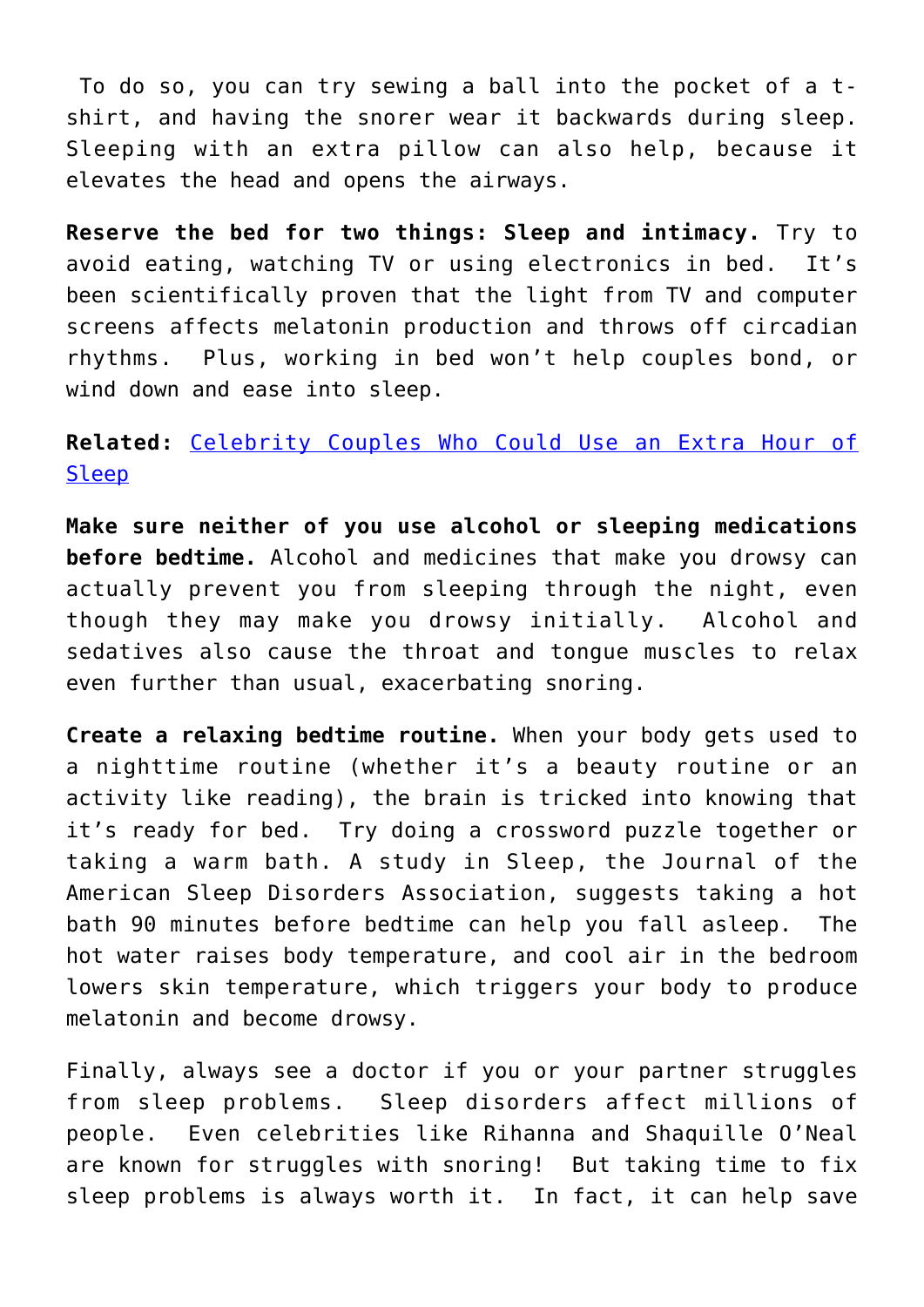To do so, you can try sewing a ball into the pocket of a t-shirt, and having the snorer wear it backwards during sleep. Sleeping with an extra pillow can also help, because it elevates the head and opens the airways.

**Reserve the bed for two things: Sleep and intimacy.** Try to avoid eating, watching TV or using electronics in bed. It's been scientifically proven that the light from TV and computer screens affects melatonin production and throws off circadian rhythms. Plus, working in bed won't help couples bond, or wind down and ease into sleep.

**Related:** [Celebrity Couples Who Could Use an Extra Hour of Sleep]()

**Make sure neither of you use alcohol or sleeping medications before bedtime.** Alcohol and medicines that make you drowsy can actually prevent you from sleeping through the night, even though they may make you drowsy initially. Alcohol and sedatives also cause the throat and tongue muscles to relax even further than usual, exacerbating snoring.

**Create a relaxing bedtime routine.** When your body gets used to a nighttime routine (whether it's a beauty routine or an activity like reading), the brain is tricked into knowing that it's ready for bed. Try doing a crossword puzzle together or taking a warm bath. A study in Sleep, the Journal of the American Sleep Disorders Association, suggests taking a hot bath 90 minutes before bedtime can help you fall asleep. The hot water raises body temperature, and cool air in the bedroom lowers skin temperature, which triggers your body to produce melatonin and become drowsy.

Finally, always see a doctor if you or your partner struggles from sleep problems. Sleep disorders affect millions of people. Even celebrities like Rihanna and Shaquille O'Neal are known for struggles with snoring! But taking time to fix sleep problems is always worth it. In fact, it can help save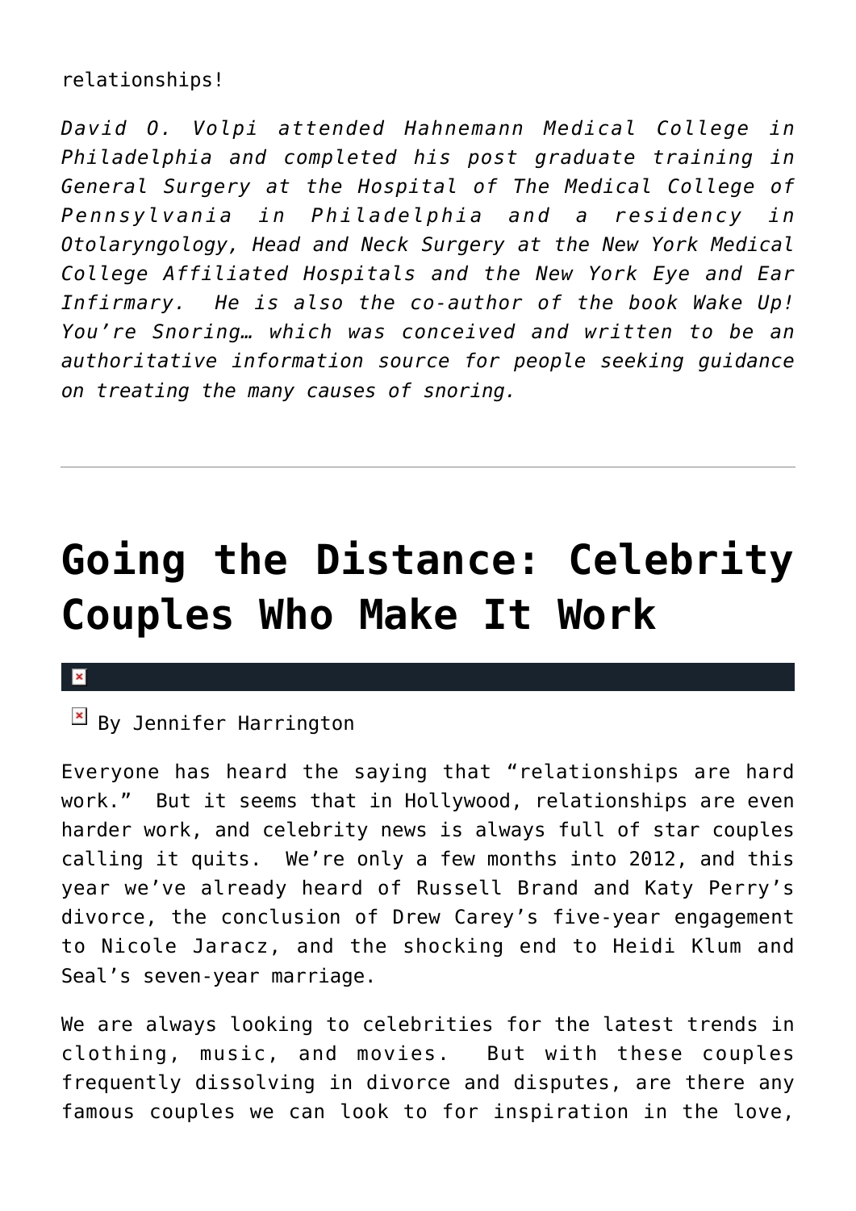relationships!

*David O. Volpi attended Hahnemann Medical College in Philadelphia and completed his post graduate training in General Surgery at the Hospital of The Medical College of Pennsylvania in Philadelphia and a residency in Otolaryngology, Head and Neck Surgery at the New York Medical College Affiliated Hospitals and the New York Eye and Ear Infirmary. He is also the co-author of the book Wake Up! You're Snoring… which was conceived and written to be an authoritative information source for people seeking guidance on treating the many causes of snoring.*

---

# Going the Distance: Celebrity Couples Who Make It Work

By Jennifer Harrington

Everyone has heard the saying that "relationships are hard work." But it seems that in Hollywood, relationships are even harder work, and celebrity news is always full of star couples calling it quits. We're only a few months into 2012, and this year we've already heard of Russell Brand and Katy Perry's divorce, the conclusion of Drew Carey's five-year engagement to Nicole Jaracz, and the shocking end to Heidi Klum and Seal's seven-year marriage.

We are always looking to celebrities for the latest trends in clothing, music, and movies. But with these couples frequently dissolving in divorce and disputes, are there any famous couples we can look to for inspiration in the love,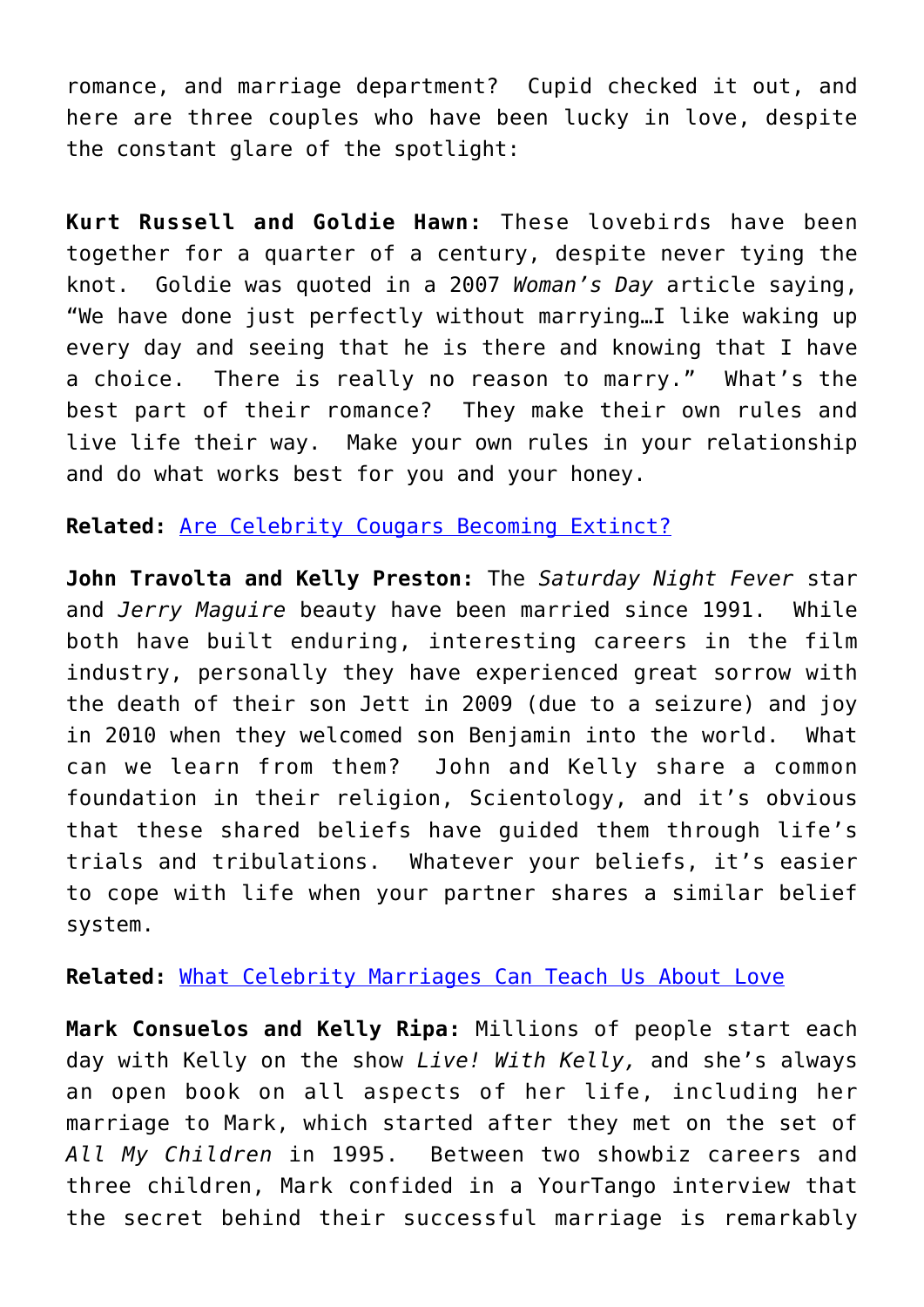romance, and marriage department? Cupid checked it out, and here are three couples who have been lucky in love, despite the constant glare of the spotlight:

**Kurt Russell and Goldie Hawn:** These lovebirds have been together for a quarter of a century, despite never tying the knot. Goldie was quoted in a 2007 *Woman's Day* article saying, "We have done just perfectly without marrying…I like waking up every day and seeing that he is there and knowing that I have a choice. There is really no reason to marry." What's the best part of their romance? They make their own rules and live life their way. Make your own rules in your relationship and do what works best for you and your honey.

**Related:** Are Celebrity Cougars Becoming Extinct?

**John Travolta and Kelly Preston:** The *Saturday Night Fever* star and *Jerry Maguire* beauty have been married since 1991. While both have built enduring, interesting careers in the film industry, personally they have experienced great sorrow with the death of their son Jett in 2009 (due to a seizure) and joy in 2010 when they welcomed son Benjamin into the world. What can we learn from them? John and Kelly share a common foundation in their religion, Scientology, and it's obvious that these shared beliefs have guided them through life's trials and tribulations. Whatever your beliefs, it's easier to cope with life when your partner shares a similar belief system.

**Related:** What Celebrity Marriages Can Teach Us About Love

**Mark Consuelos and Kelly Ripa:** Millions of people start each day with Kelly on the show *Live! With Kelly,* and she's always an open book on all aspects of her life, including her marriage to Mark, which started after they met on the set of *All My Children* in 1995. Between two showbiz careers and three children, Mark confided in a YourTango interview that the secret behind their successful marriage is remarkably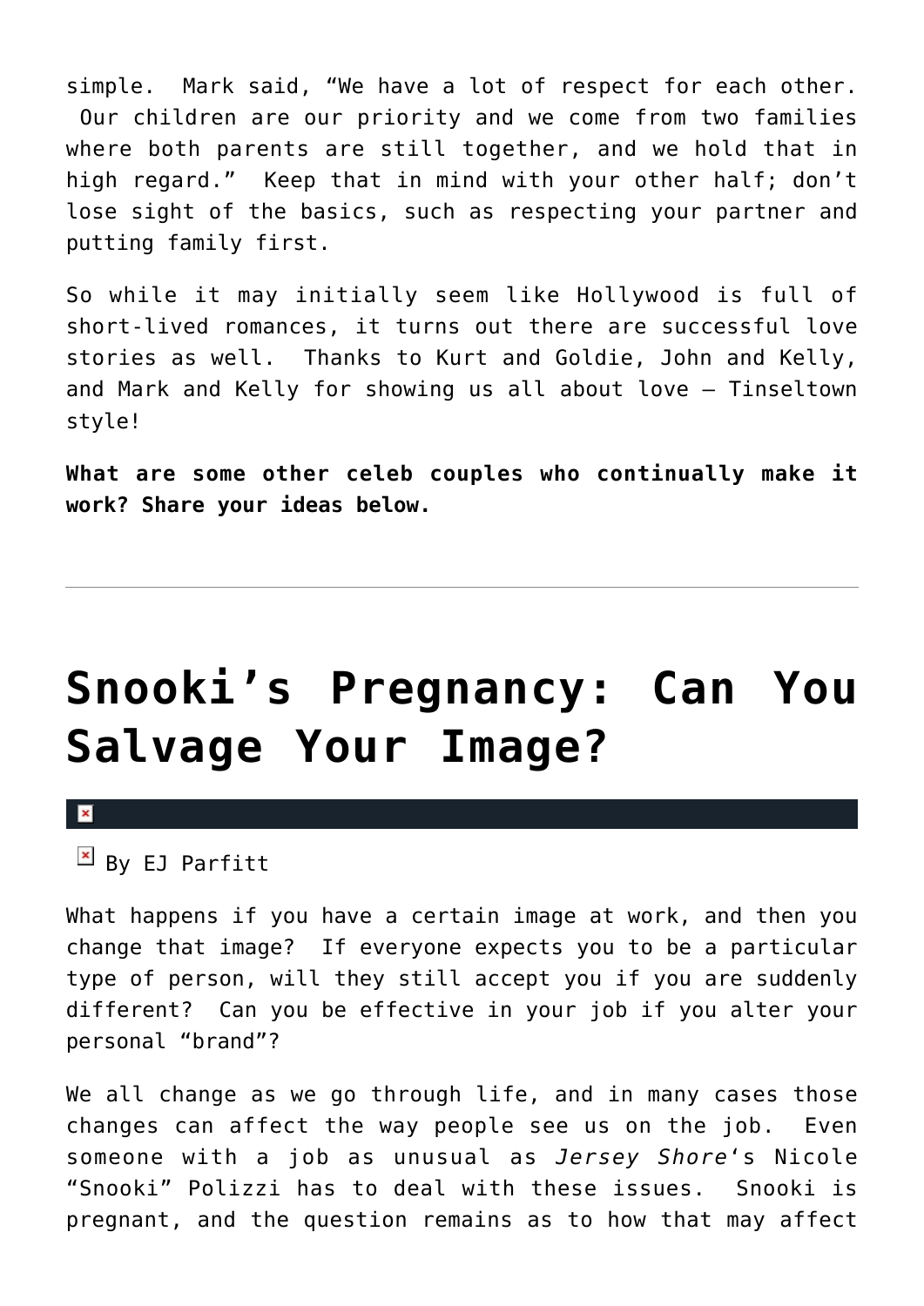simple. Mark said, “We have a lot of respect for each other. Our children are our priority and we come from two families where both parents are still together, and we hold that in high regard.” Keep that in mind with your other half; don’t lose sight of the basics, such as respecting your partner and putting family first.

So while it may initially seem like Hollywood is full of short-lived romances, it turns out there are successful love stories as well. Thanks to Kurt and Goldie, John and Kelly, and Mark and Kelly for showing us all about love – Tinseltown style!

**What are some other celeb couples who continually make it work? Share your ideas below.**

---

# Snooki’s Pregnancy: Can You Salvage Your Image?

By EJ Parfitt

What happens if you have a certain image at work, and then you change that image? If everyone expects you to be a particular type of person, will they still accept you if you are suddenly different? Can you be effective in your job if you alter your personal “brand”?

We all change as we go through life, and in many cases those changes can affect the way people see us on the job. Even someone with a job as unusual as *Jersey Shore*‘s Nicole “Snooki” Polizzi has to deal with these issues. Snooki is pregnant, and the question remains as to how that may affect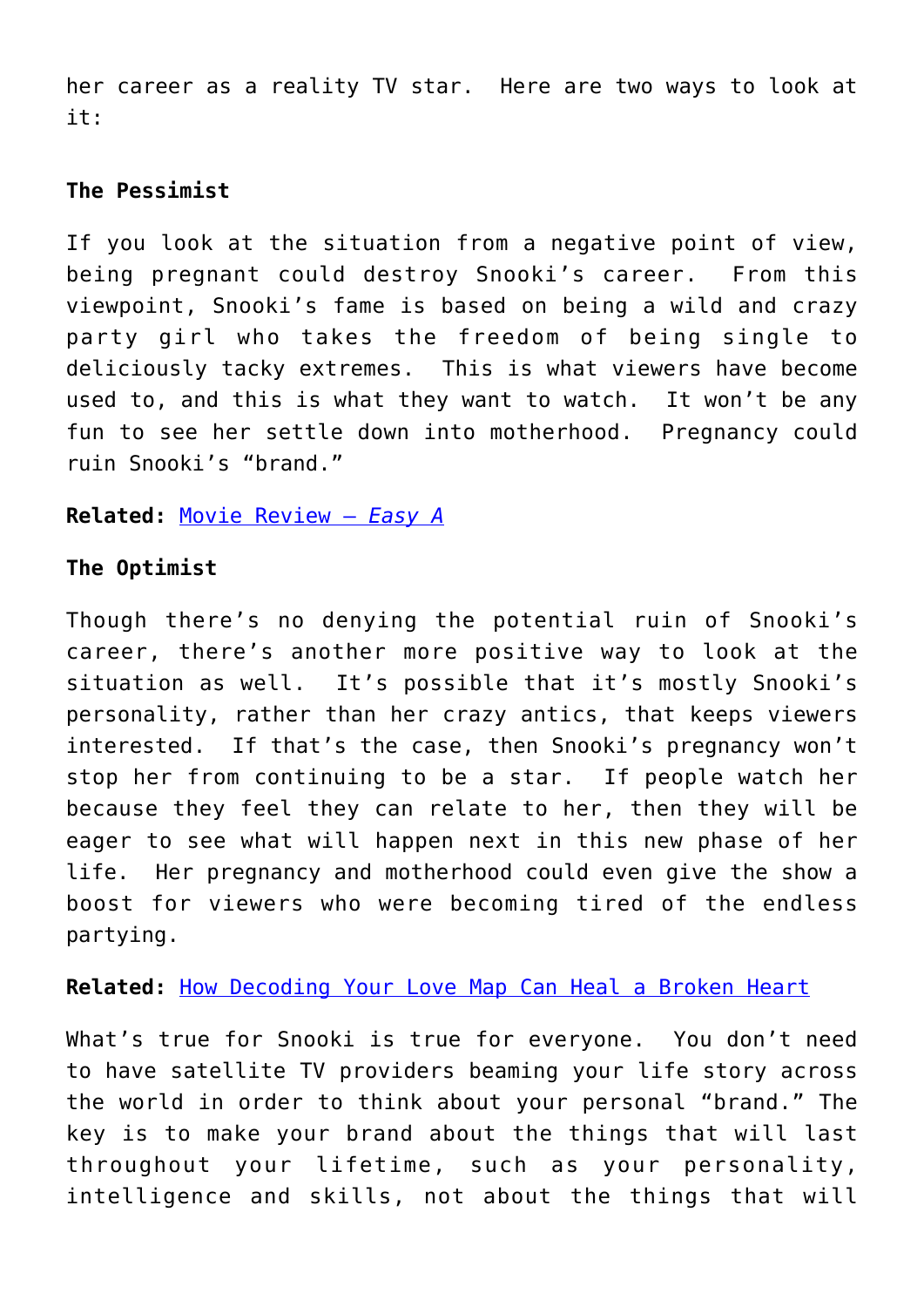her career as a reality TV star.  Here are two ways to look at it:

**The Pessimist**

If you look at the situation from a negative point of view, being pregnant could destroy Snooki's career.  From this viewpoint, Snooki's fame is based on being a wild and crazy party girl who takes the freedom of being single to deliciously tacky extremes.  This is what viewers have become used to, and this is what they want to watch.  It won't be any fun to see her settle down into motherhood.  Pregnancy could ruin Snooki's "brand."

**Related:** [Movie Review – *Easy A*]

**The Optimist**

Though there's no denying the potential ruin of Snooki's career, there's another more positive way to look at the situation as well.  It's possible that it's mostly Snooki's personality, rather than her crazy antics, that keeps viewers interested.  If that's the case, then Snooki's pregnancy won't stop her from continuing to be a star.  If people watch her because they feel they can relate to her, then they will be eager to see what will happen next in this new phase of her life.  Her pregnancy and motherhood could even give the show a boost for viewers who were becoming tired of the endless partying.

**Related:** [How Decoding Your Love Map Can Heal a Broken Heart]

What's true for Snooki is true for everyone.  You don't need to have satellite TV providers beaming your life story across the world in order to think about your personal "brand." The key is to make your brand about the things that will last throughout your lifetime, such as your personality, intelligence and skills, not about the things that will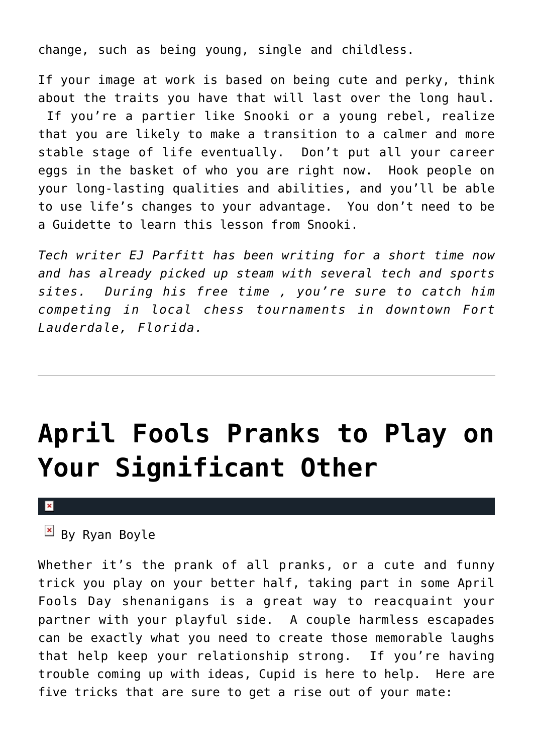change, such as being young, single and childless.

If your image at work is based on being cute and perky, think about the traits you have that will last over the long haul. If you're a partier like Snooki or a young rebel, realize that you are likely to make a transition to a calmer and more stable stage of life eventually. Don't put all your career eggs in the basket of who you are right now. Hook people on your long-lasting qualities and abilities, and you'll be able to use life's changes to your advantage. You don't need to be a Guidette to learn this lesson from Snooki.

*Tech writer EJ Parfitt has been writing for a short time now and has already picked up steam with several tech and sports sites. During his free time , you're sure to catch him competing in local chess tournaments in downtown Fort Lauderdale, Florida.*

---

# April Fools Pranks to Play on Your Significant Other

By Ryan Boyle

Whether it's the prank of all pranks, or a cute and funny trick you play on your better half, taking part in some April Fools Day shenanigans is a great way to reacquaint your partner with your playful side. A couple harmless escapades can be exactly what you need to create those memorable laughs that help keep your relationship strong. If you're having trouble coming up with ideas, Cupid is here to help. Here are five tricks that are sure to get a rise out of your mate: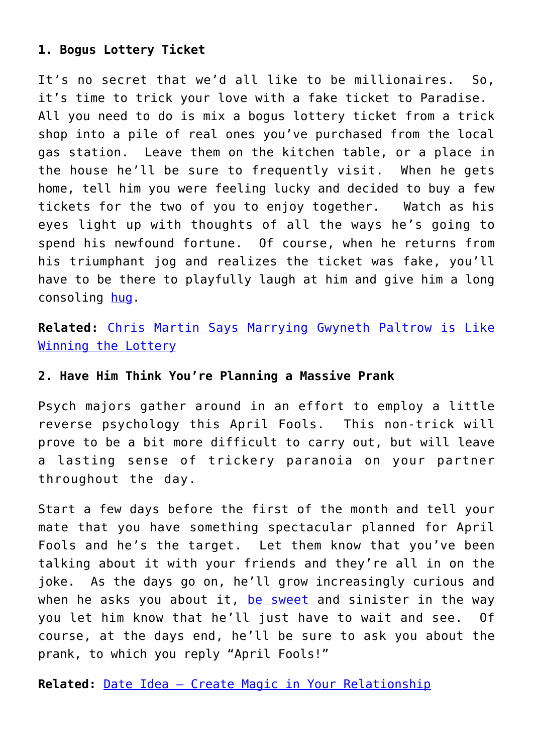**1. Bogus Lottery Ticket**

It's no secret that we'd all like to be millionaires. So, it's time to trick your love with a fake ticket to Paradise. All you need to do is mix a bogus lottery ticket from a trick shop into a pile of real ones you've purchased from the local gas station. Leave them on the kitchen table, or a place in the house he'll be sure to frequently visit. When he gets home, tell him you were feeling lucky and decided to buy a few tickets for the two of you to enjoy together. Watch as his eyes light up with thoughts of all the ways he's going to spend his newfound fortune. Of course, when he returns from his triumphant jog and realizes the ticket was fake, you'll have to be there to playfully laugh at him and give him a long consoling hug.

**Related:** Chris Martin Says Marrying Gwyneth Paltrow is Like Winning the Lottery

**2. Have Him Think You're Planning a Massive Prank**

Psych majors gather around in an effort to employ a little reverse psychology this April Fools. This non-trick will prove to be a bit more difficult to carry out, but will leave a lasting sense of trickery paranoia on your partner throughout the day.

Start a few days before the first of the month and tell your mate that you have something spectacular planned for April Fools and he's the target. Let them know that you've been talking about it with your friends and they're all in on the joke. As the days go on, he'll grow increasingly curious and when he asks you about it, be sweet and sinister in the way you let him know that he'll just have to wait and see. Of course, at the days end, he'll be sure to ask you about the prank, to which you reply "April Fools!"

**Related:** Date Idea – Create Magic in Your Relationship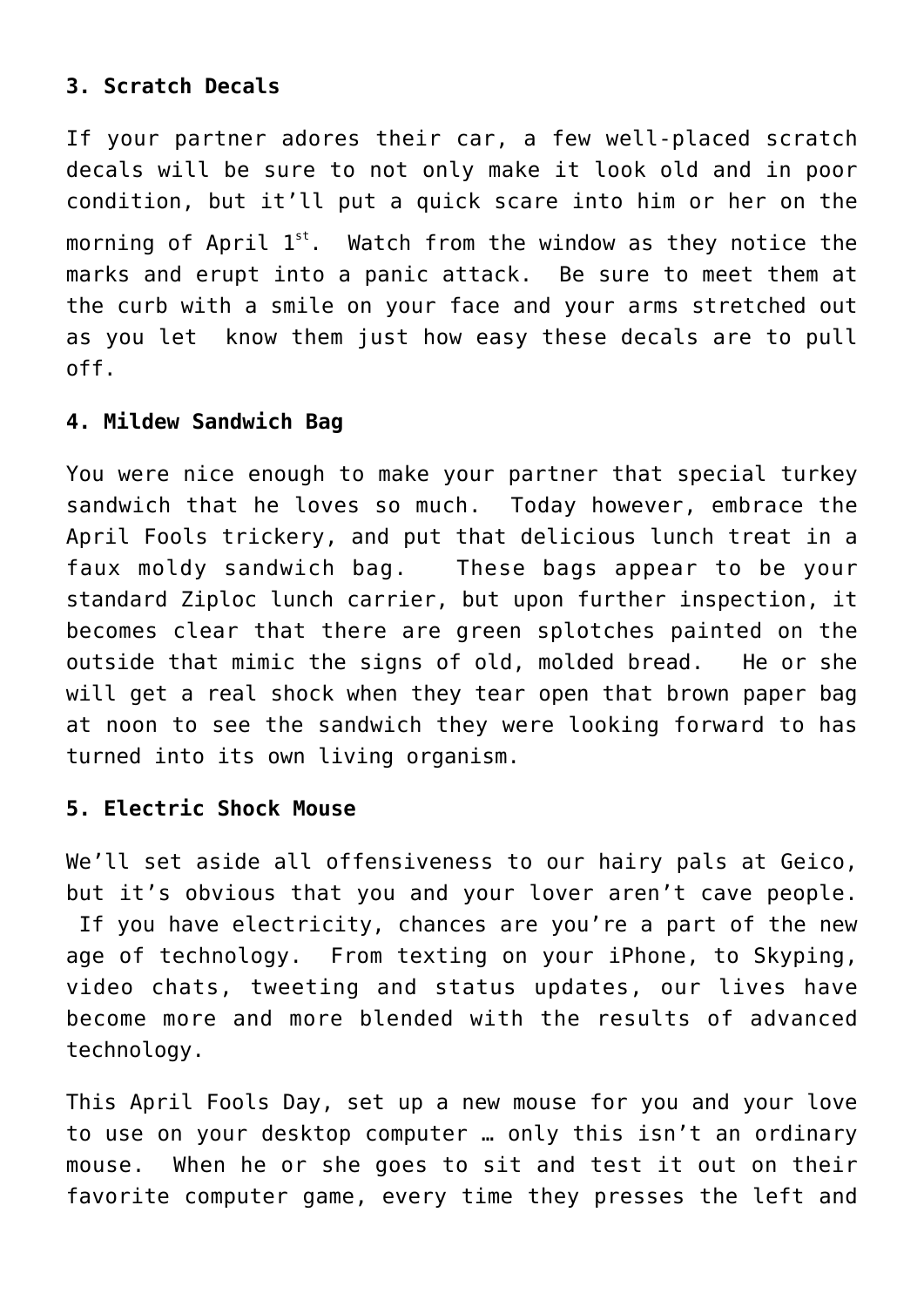**3. Scratch Decals**

If your partner adores their car, a few well-placed scratch decals will be sure to not only make it look old and in poor condition, but it'll put a quick scare into him or her on the morning of April 1st. Watch from the window as they notice the marks and erupt into a panic attack. Be sure to meet them at the curb with a smile on your face and your arms stretched out as you let know them just how easy these decals are to pull off.

**4. Mildew Sandwich Bag**

You were nice enough to make your partner that special turkey sandwich that he loves so much. Today however, embrace the April Fools trickery, and put that delicious lunch treat in a faux moldy sandwich bag. These bags appear to be your standard Ziploc lunch carrier, but upon further inspection, it becomes clear that there are green splotches painted on the outside that mimic the signs of old, molded bread. He or she will get a real shock when they tear open that brown paper bag at noon to see the sandwich they were looking forward to has turned into its own living organism.

**5. Electric Shock Mouse**

We'll set aside all offensiveness to our hairy pals at Geico, but it's obvious that you and your lover aren't cave people. If you have electricity, chances are you're a part of the new age of technology. From texting on your iPhone, to Skyping, video chats, tweeting and status updates, our lives have become more and more blended with the results of advanced technology.

This April Fools Day, set up a new mouse for you and your love to use on your desktop computer … only this isn't an ordinary mouse. When he or she goes to sit and test it out on their favorite computer game, every time they presses the left and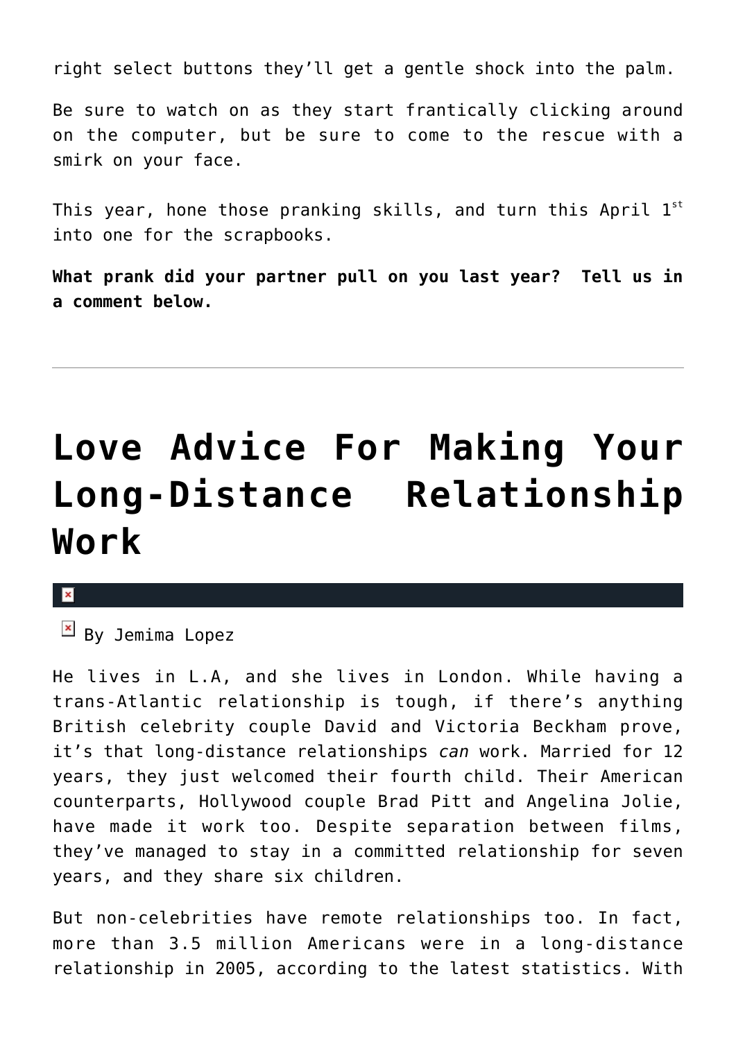right select buttons they'll get a gentle shock into the palm.

Be sure to watch on as they start frantically clicking around on the computer, but be sure to come to the rescue with a smirk on your face.

This year, hone those pranking skills, and turn this April 1st into one for the scrapbooks.

**What prank did your partner pull on you last year? Tell us in a comment below.**

---

# Love Advice For Making Your Long-Distance Relationship Work

By Jemima Lopez

He lives in L.A, and she lives in London. While having a trans-Atlantic relationship is tough, if there's anything British celebrity couple David and Victoria Beckham prove, it's that long-distance relationships *can* work. Married for 12 years, they just welcomed their fourth child. Their American counterparts, Hollywood couple Brad Pitt and Angelina Jolie, have made it work too. Despite separation between films, they've managed to stay in a committed relationship for seven years, and they share six children.

But non-celebrities have remote relationships too. In fact, more than 3.5 million Americans were in a long-distance relationship in 2005, according to the latest statistics. With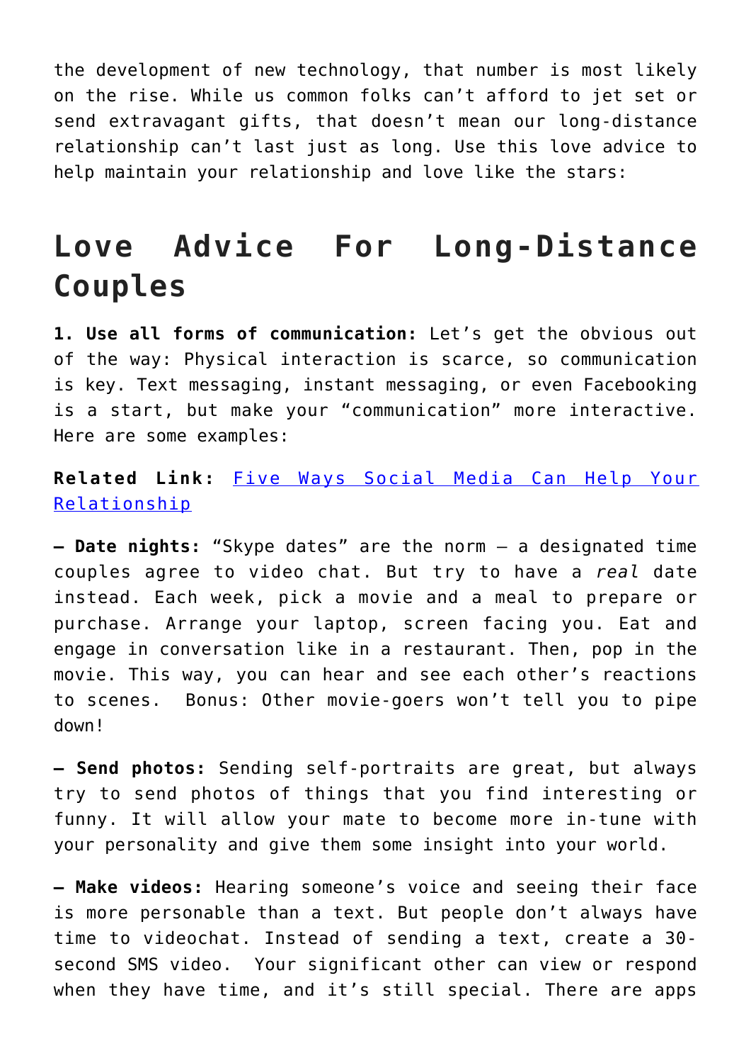the development of new technology, that number is most likely on the rise. While us common folks can't afford to jet set or send extravagant gifts, that doesn't mean our long-distance relationship can't last just as long. Use this love advice to help maintain your relationship and love like the stars:

## Love Advice For Long-Distance Couples

**1. Use all forms of communication:** Let's get the obvious out of the way: Physical interaction is scarce, so communication is key. Text messaging, instant messaging, or even Facebooking is a start, but make your "communication" more interactive. Here are some examples:

**Related Link:** [Five Ways Social Media Can Help Your Relationship]

**– Date nights:** "Skype dates" are the norm – a designated time couples agree to video chat. But try to have a *real* date instead. Each week, pick a movie and a meal to prepare or purchase. Arrange your laptop, screen facing you. Eat and engage in conversation like in a restaurant. Then, pop in the movie. This way, you can hear and see each other's reactions to scenes. Bonus: Other movie-goers won't tell you to pipe down!

**– Send photos:** Sending self-portraits are great, but always try to send photos of things that you find interesting or funny. It will allow your mate to become more in-tune with your personality and give them some insight into your world.

**– Make videos:** Hearing someone's voice and seeing their face is more personable than a text. But people don't always have time to videochat. Instead of sending a text, create a 30-second SMS video. Your significant other can view or respond when they have time, and it's still special. There are apps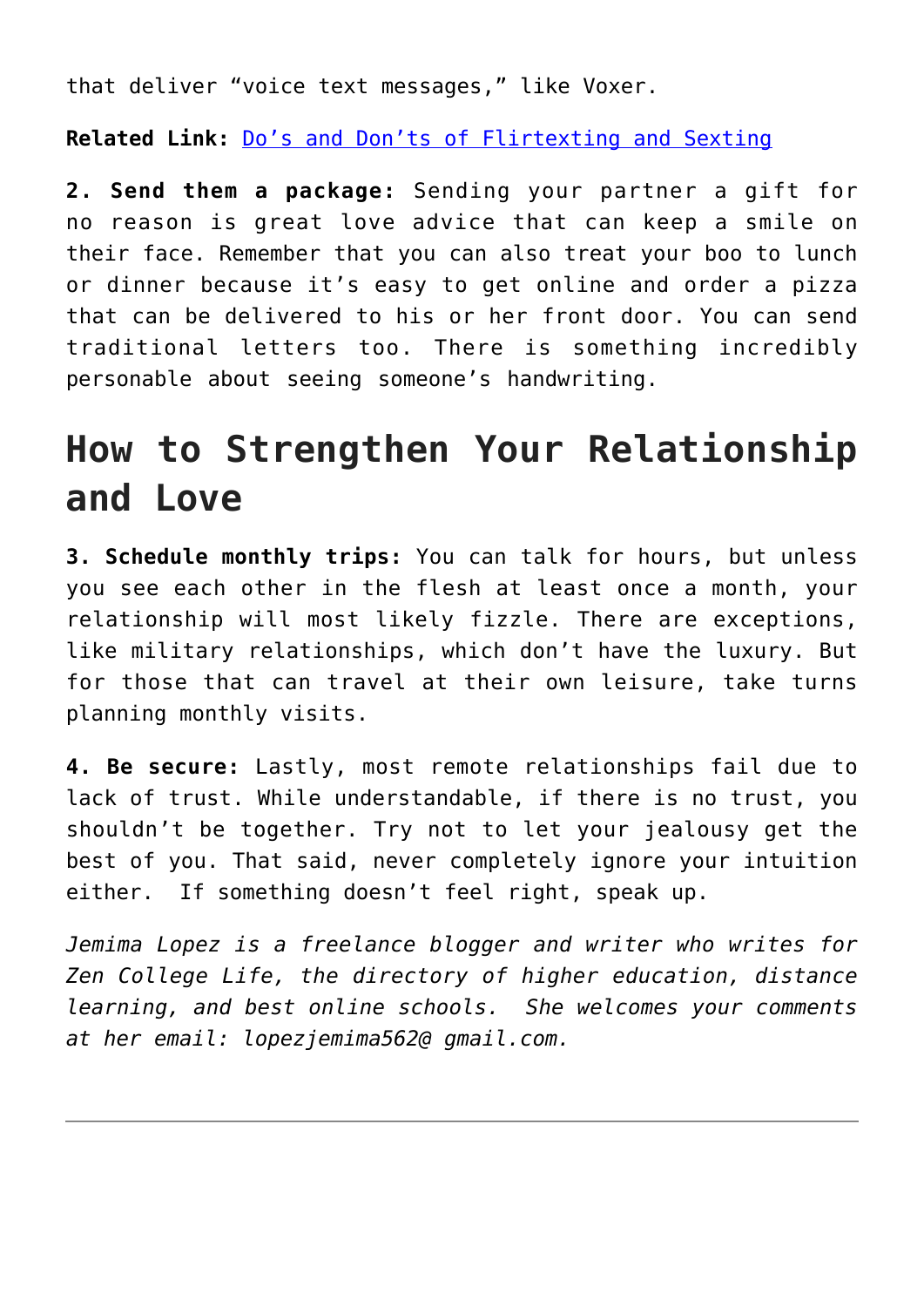that deliver “voice text messages,” like Voxer.

**Related Link:** Do’s and Don’ts of Flirtexting and Sexting

**2. Send them a package:** Sending your partner a gift for no reason is great love advice that can keep a smile on their face. Remember that you can also treat your boo to lunch or dinner because it’s easy to get online and order a pizza that can be delivered to his or her front door. You can send traditional letters too. There is something incredibly personable about seeing someone’s handwriting.

## How to Strengthen Your Relationship and Love

**3. Schedule monthly trips:** You can talk for hours, but unless you see each other in the flesh at least once a month, your relationship will most likely fizzle. There are exceptions, like military relationships, which don’t have the luxury. But for those that can travel at their own leisure, take turns planning monthly visits.

**4. Be secure:** Lastly, most remote relationships fail due to lack of trust. While understandable, if there is no trust, you shouldn’t be together. Try not to let your jealousy get the best of you. That said, never completely ignore your intuition either. If something doesn’t feel right, speak up.

*Jemima Lopez is a freelance blogger and writer who writes for Zen College Life, the directory of higher education, distance learning, and best online schools. She welcomes your comments at her email: lopezjemima562@ gmail.com.*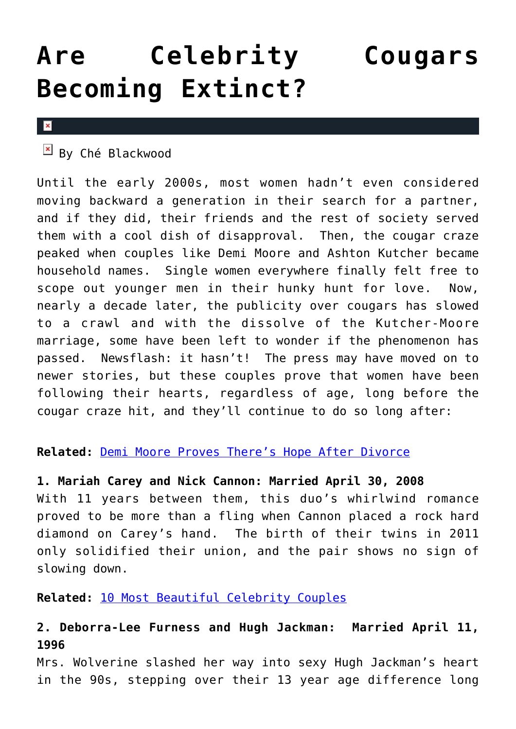# Are Celebrity Cougars Becoming Extinct?

By Ché Blackwood

Until the early 2000s, most women hadn't even considered moving backward a generation in their search for a partner, and if they did, their friends and the rest of society served them with a cool dish of disapproval. Then, the cougar craze peaked when couples like Demi Moore and Ashton Kutcher became household names. Single women everywhere finally felt free to scope out younger men in their hunky hunt for love. Now, nearly a decade later, the publicity over cougars has slowed to a crawl and with the dissolve of the Kutcher-Moore marriage, some have been left to wonder if the phenomenon has passed. Newsflash: it hasn't! The press may have moved on to newer stories, but these couples prove that women have been following their hearts, regardless of age, long before the cougar craze hit, and they'll continue to do so long after:

**Related:** [Demi Moore Proves There's Hope After Divorce]

**1. Mariah Carey and Nick Cannon: Married April 30, 2008**
With 11 years between them, this duo's whirlwind romance proved to be more than a fling when Cannon placed a rock hard diamond on Carey's hand. The birth of their twins in 2011 only solidified their union, and the pair shows no sign of slowing down.

**Related:** [10 Most Beautiful Celebrity Couples]

**2. Deborra-Lee Furness and Hugh Jackman: Married April 11, 1996**
Mrs. Wolverine slashed her way into sexy Hugh Jackman's heart in the 90s, stepping over their 13 year age difference long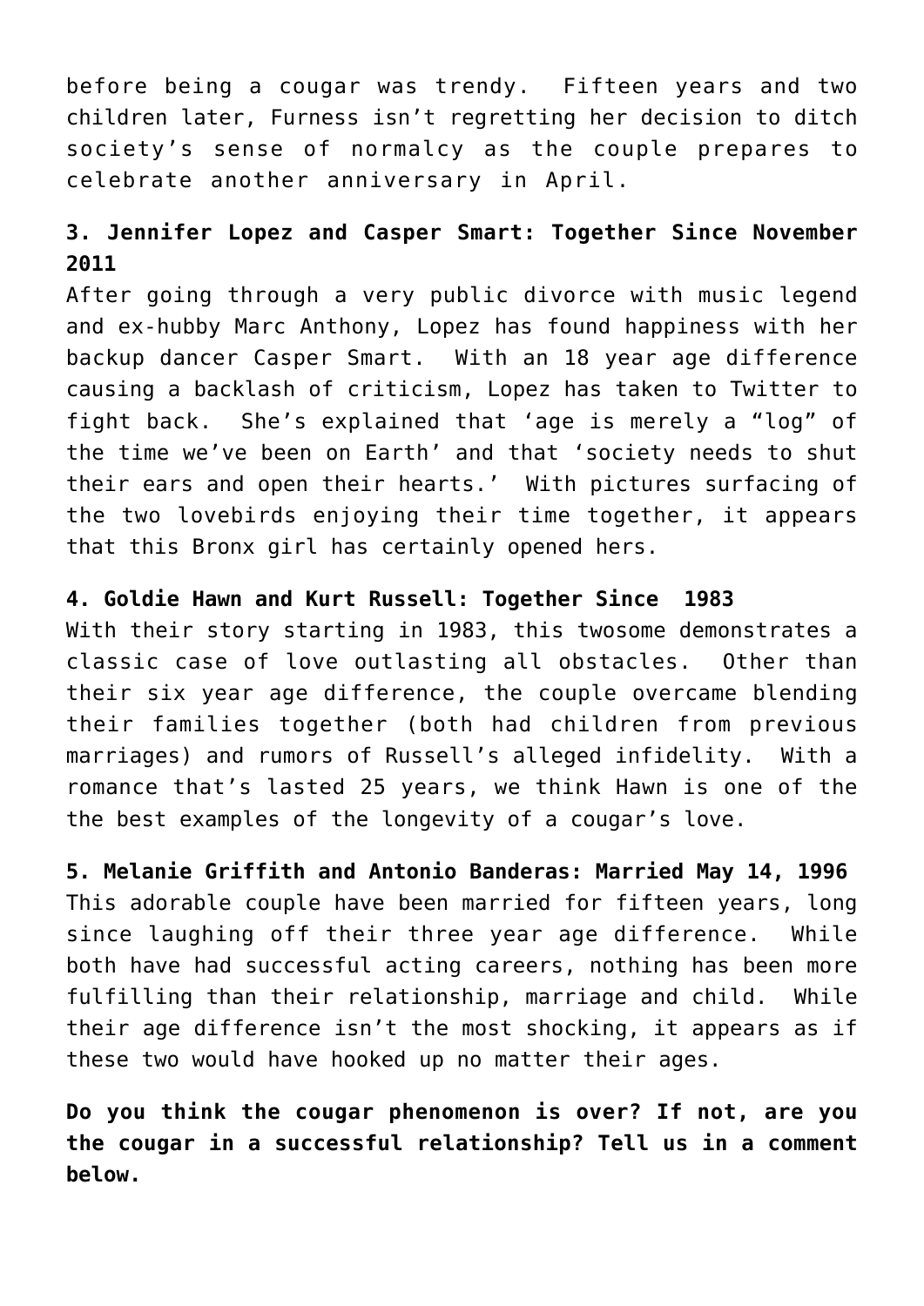before being a cougar was trendy.  Fifteen years and two children later, Furness isn't regretting her decision to ditch society's sense of normalcy as the couple prepares to celebrate another anniversary in April.

**3. Jennifer Lopez and Casper Smart: Together Since November 2011**

After going through a very public divorce with music legend and ex-hubby Marc Anthony, Lopez has found happiness with her backup dancer Casper Smart.  With an 18 year age difference causing a backlash of criticism, Lopez has taken to Twitter to fight back.  She's explained that 'age is merely a "log" of the time we've been on Earth' and that 'society needs to shut their ears and open their hearts.'  With pictures surfacing of the two lovebirds enjoying their time together, it appears that this Bronx girl has certainly opened hers.

**4. Goldie Hawn and Kurt Russell: Together Since  1983**

With their story starting in 1983, this twosome demonstrates a classic case of love outlasting all obstacles.  Other than their six year age difference, the couple overcame blending their families together (both had children from previous marriages) and rumors of Russell's alleged infidelity.  With a romance that's lasted 25 years, we think Hawn is one of the the best examples of the longevity of a cougar's love.

**5. Melanie Griffith and Antonio Banderas: Married May 14, 1996**

This adorable couple have been married for fifteen years, long since laughing off their three year age difference.  While both have had successful acting careers, nothing has been more fulfilling than their relationship, marriage and child.  While their age difference isn't the most shocking, it appears as if these two would have hooked up no matter their ages.

**Do you think the cougar phenomenon is over? If not, are you the cougar in a successful relationship? Tell us in a comment below.**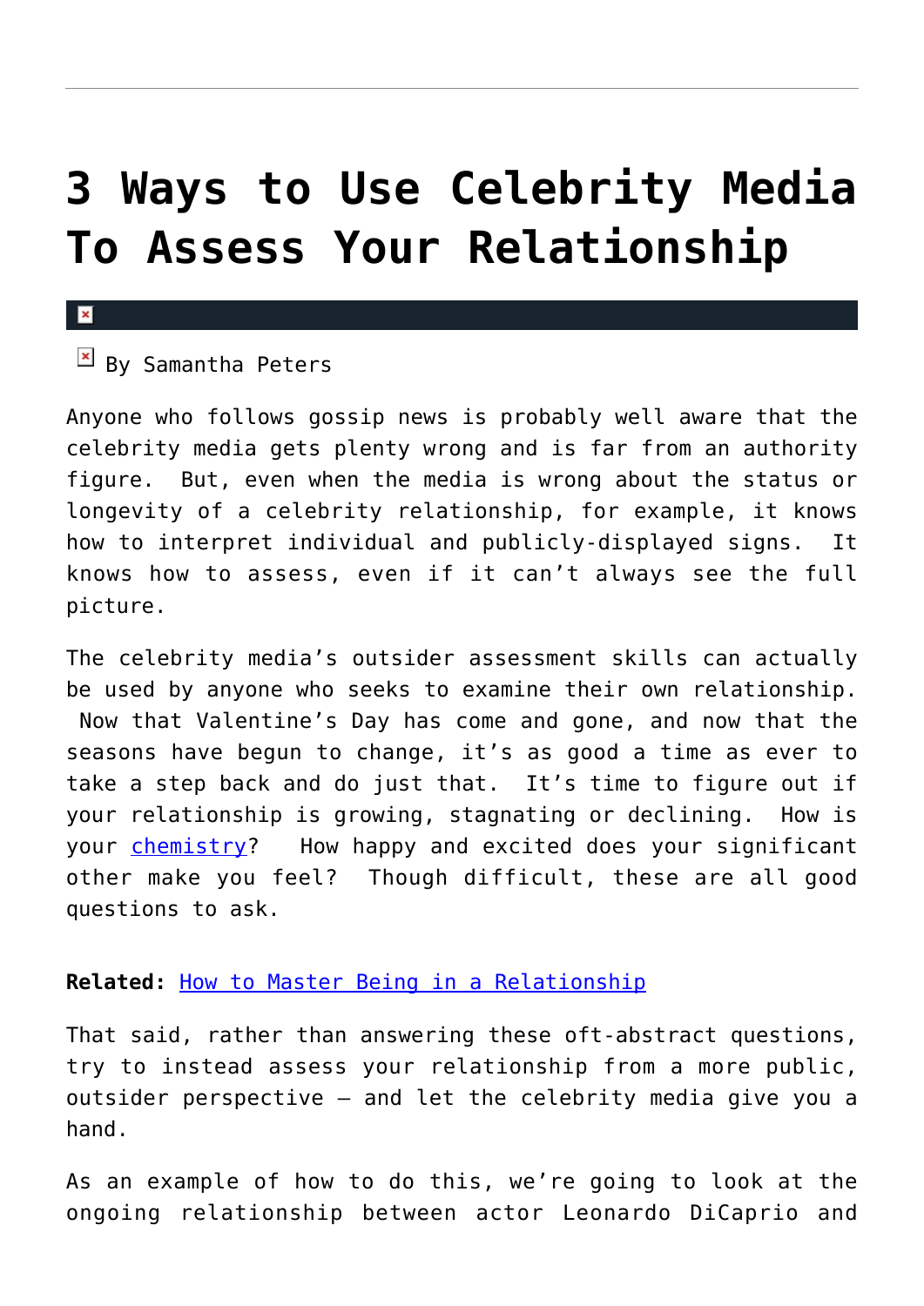# 3 Ways to Use Celebrity Media To Assess Your Relationship

By Samantha Peters

Anyone who follows gossip news is probably well aware that the celebrity media gets plenty wrong and is far from an authority figure. But, even when the media is wrong about the status or longevity of a celebrity relationship, for example, it knows how to interpret individual and publicly-displayed signs. It knows how to assess, even if it can't always see the full picture.

The celebrity media's outsider assessment skills can actually be used by anyone who seeks to examine their own relationship. Now that Valentine's Day has come and gone, and now that the seasons have begun to change, it's as good a time as ever to take a step back and do just that. It's time to figure out if your relationship is growing, stagnating or declining. How is your chemistry? How happy and excited does your significant other make you feel? Though difficult, these are all good questions to ask.

**Related:** How to Master Being in a Relationship

That said, rather than answering these oft-abstract questions, try to instead assess your relationship from a more public, outsider perspective – and let the celebrity media give you a hand.

As an example of how to do this, we're going to look at the ongoing relationship between actor Leonardo DiCaprio and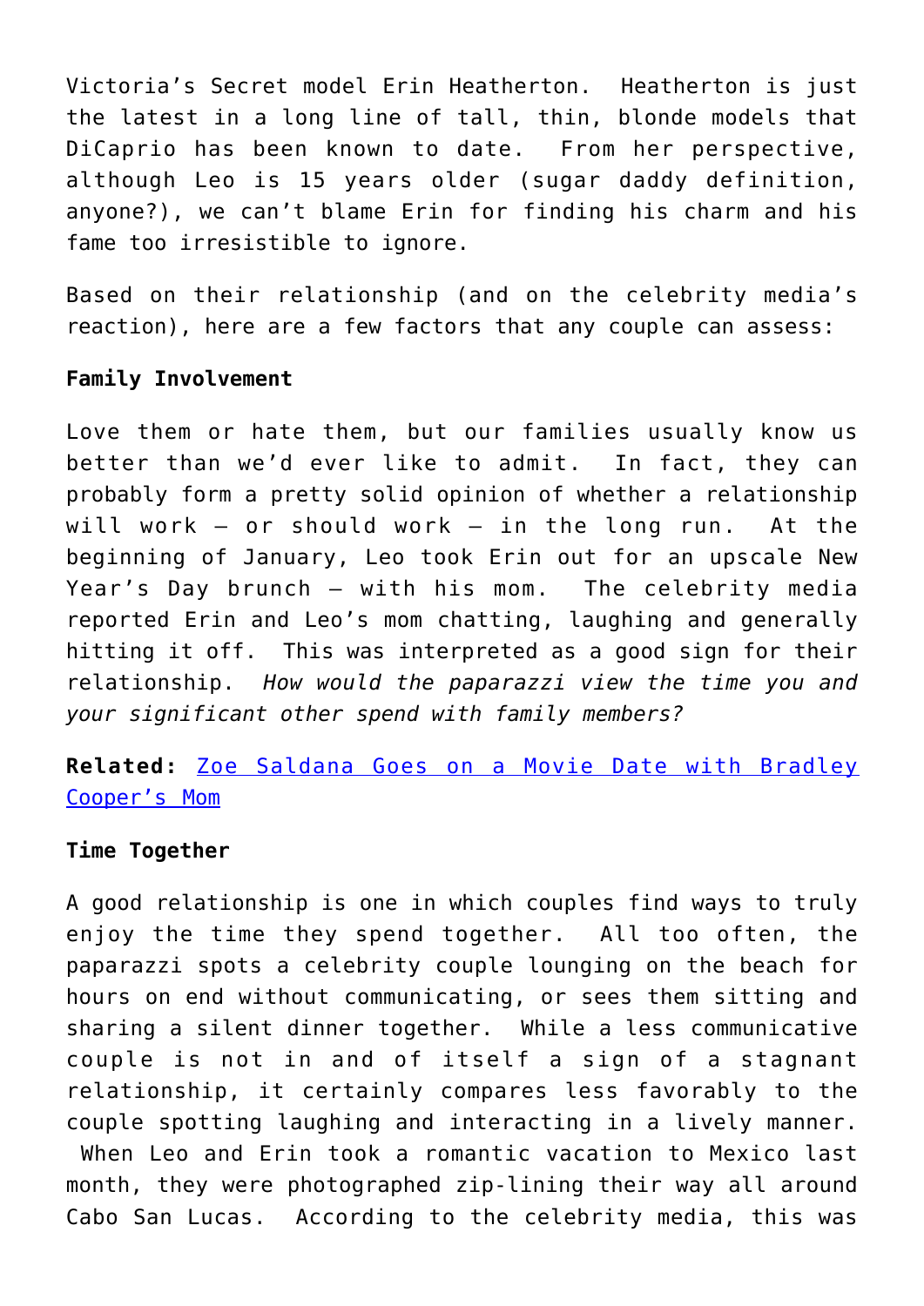Victoria's Secret model Erin Heatherton. Heatherton is just the latest in a long line of tall, thin, blonde models that DiCaprio has been known to date. From her perspective, although Leo is 15 years older (sugar daddy definition, anyone?), we can't blame Erin for finding his charm and his fame too irresistible to ignore.

Based on their relationship (and on the celebrity media's reaction), here are a few factors that any couple can assess:

**Family Involvement**

Love them or hate them, but our families usually know us better than we'd ever like to admit. In fact, they can probably form a pretty solid opinion of whether a relationship will work – or should work – in the long run. At the beginning of January, Leo took Erin out for an upscale New Year's Day brunch – with his mom. The celebrity media reported Erin and Leo's mom chatting, laughing and generally hitting it off. This was interpreted as a good sign for their relationship. *How would the paparazzi view the time you and your significant other spend with family members?*

**Related:** [Zoe Saldana Goes on a Movie Date with Bradley Cooper's Mom]

**Time Together**

A good relationship is one in which couples find ways to truly enjoy the time they spend together. All too often, the paparazzi spots a celebrity couple lounging on the beach for hours on end without communicating, or sees them sitting and sharing a silent dinner together. While a less communicative couple is not in and of itself a sign of a stagnant relationship, it certainly compares less favorably to the couple spotting laughing and interacting in a lively manner. When Leo and Erin took a romantic vacation to Mexico last month, they were photographed zip-lining their way all around Cabo San Lucas. According to the celebrity media, this was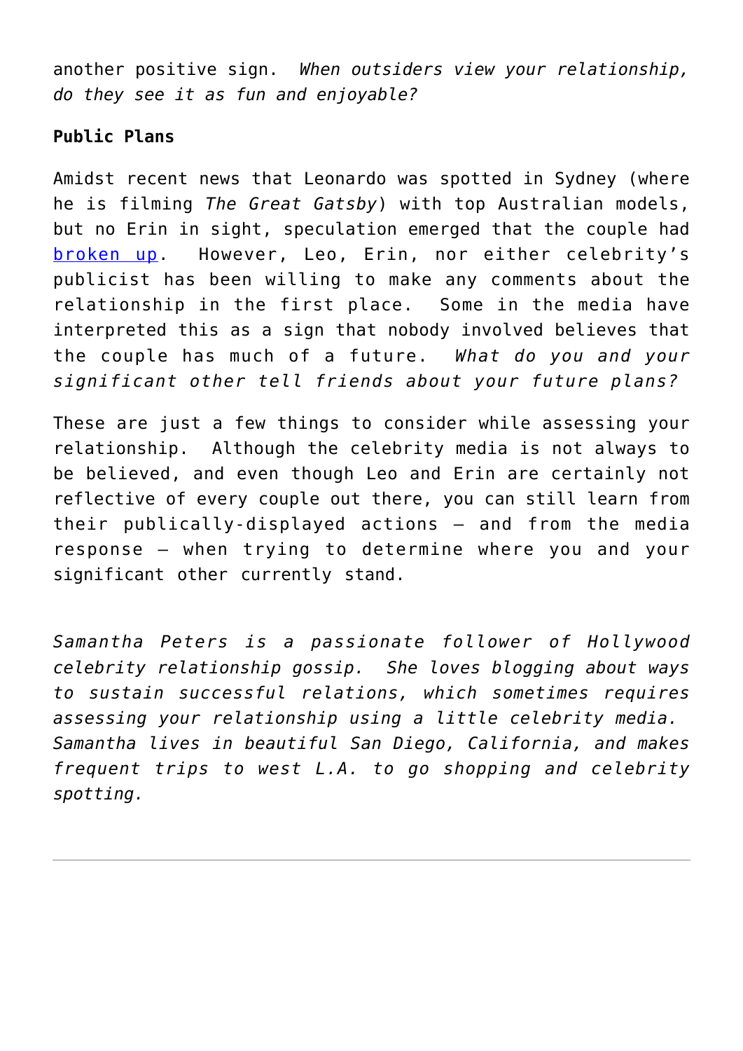another positive sign. *When outsiders view your relationship, do they see it as fun and enjoyable?*

**Public Plans**

Amidst recent news that Leonardo was spotted in Sydney (where he is filming *The Great Gatsby*) with top Australian models, but no Erin in sight, speculation emerged that the couple had broken up. However, Leo, Erin, nor either celebrity's publicist has been willing to make any comments about the relationship in the first place. Some in the media have interpreted this as a sign that nobody involved believes that the couple has much of a future. *What do you and your significant other tell friends about your future plans?*

These are just a few things to consider while assessing your relationship. Although the celebrity media is not always to be believed, and even though Leo and Erin are certainly not reflective of every couple out there, you can still learn from their publically-displayed actions – and from the media response – when trying to determine where you and your significant other currently stand.

*Samantha Peters is a passionate follower of Hollywood celebrity relationship gossip. She loves blogging about ways to sustain successful relations, which sometimes requires assessing your relationship using a little celebrity media. Samantha lives in beautiful San Diego, California, and makes frequent trips to west L.A. to go shopping and celebrity spotting.*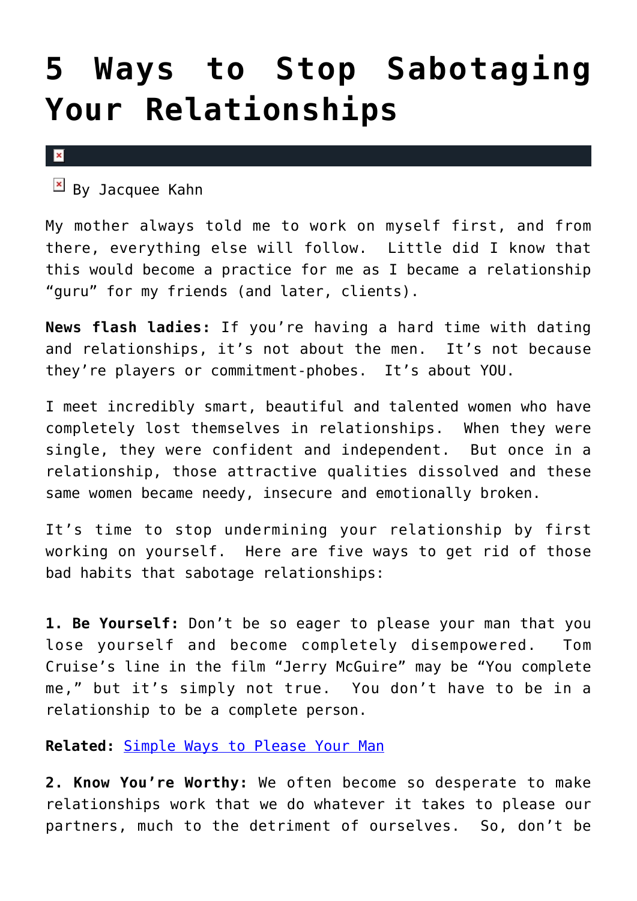# 5 Ways to Stop Sabotaging Your Relationships

By Jacquee Kahn

My mother always told me to work on myself first, and from there, everything else will follow. Little did I know that this would become a practice for me as I became a relationship "guru" for my friends (and later, clients).

**News flash ladies:** If you're having a hard time with dating and relationships, it's not about the men. It's not because they're players or commitment-phobes. It's about YOU.

I meet incredibly smart, beautiful and talented women who have completely lost themselves in relationships. When they were single, they were confident and independent. But once in a relationship, those attractive qualities dissolved and these same women became needy, insecure and emotionally broken.

It's time to stop undermining your relationship by first working on yourself. Here are five ways to get rid of those bad habits that sabotage relationships:

**1. Be Yourself:** Don't be so eager to please your man that you lose yourself and become completely disempowered. Tom Cruise's line in the film "Jerry McGuire" may be "You complete me," but it's simply not true. You don't have to be in a relationship to be a complete person.

**Related:** Simple Ways to Please Your Man

**2. Know You're Worthy:** We often become so desperate to make relationships work that we do whatever it takes to please our partners, much to the detriment of ourselves. So, don't be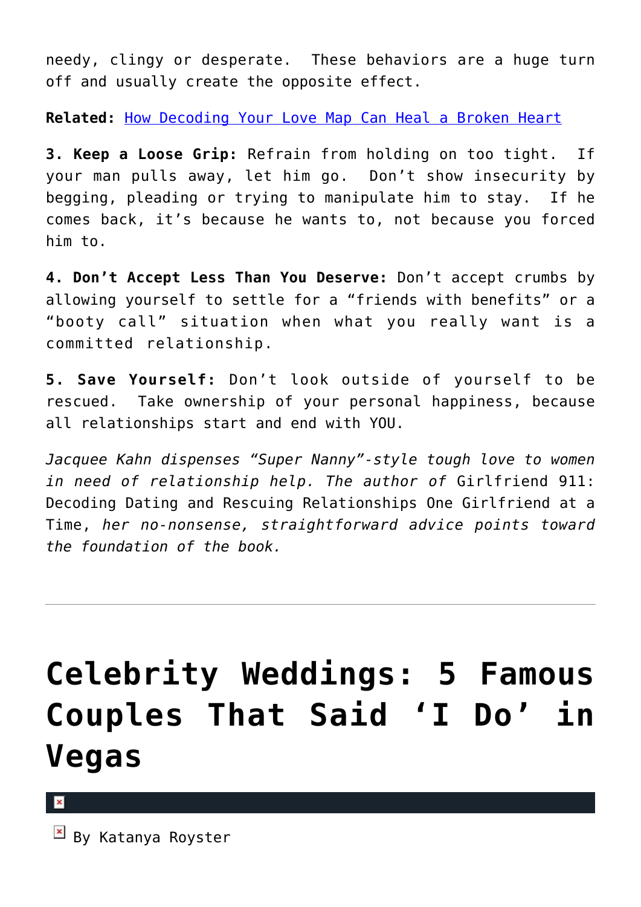needy, clingy or desperate. These behaviors are a huge turn off and usually create the opposite effect.

**Related:** [How Decoding Your Love Map Can Heal a Broken Heart]()

**3. Keep a Loose Grip:** Refrain from holding on too tight. If your man pulls away, let him go. Don't show insecurity by begging, pleading or trying to manipulate him to stay. If he comes back, it's because he wants to, not because you forced him to.

**4. Don't Accept Less Than You Deserve:** Don't accept crumbs by allowing yourself to settle for a "friends with benefits" or a "booty call" situation when what you really want is a committed relationship.

**5. Save Yourself:** Don't look outside of yourself to be rescued. Take ownership of your personal happiness, because all relationships start and end with YOU.

*Jacquee Kahn dispenses "Super Nanny"-style tough love to women in need of relationship help. The author of* Girlfriend 911: Decoding Dating and Rescuing Relationships One Girlfriend at a Time, *her no-nonsense, straightforward advice points toward the foundation of the book.*

---

# Celebrity Weddings: 5 Famous Couples That Said 'I Do' in Vegas

By Katanya Royster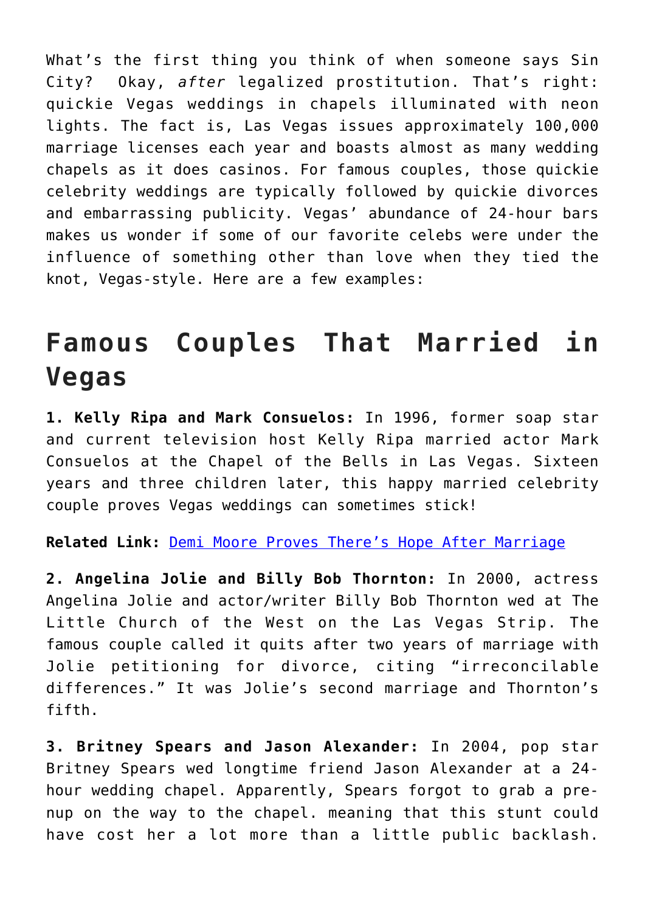What’s the first thing you think of when someone says Sin City?  Okay, *after* legalized prostitution. That’s right: quickie Vegas weddings in chapels illuminated with neon lights. The fact is, Las Vegas issues approximately 100,000 marriage licenses each year and boasts almost as many wedding chapels as it does casinos. For famous couples, those quickie celebrity weddings are typically followed by quickie divorces and embarrassing publicity. Vegas’ abundance of 24-hour bars makes us wonder if some of our favorite celebs were under the influence of something other than love when they tied the knot, Vegas-style. Here are a few examples:

# Famous Couples That Married in Vegas

**1. Kelly Ripa and Mark Consuelos:** In 1996, former soap star and current television host Kelly Ripa married actor Mark Consuelos at the Chapel of the Bells in Las Vegas. Sixteen years and three children later, this happy married celebrity couple proves Vegas weddings can sometimes stick!

**Related Link:** Demi Moore Proves There’s Hope After Marriage

**2. Angelina Jolie and Billy Bob Thornton:** In 2000, actress Angelina Jolie and actor/writer Billy Bob Thornton wed at The Little Church of the West on the Las Vegas Strip. The famous couple called it quits after two years of marriage with Jolie petitioning for divorce, citing “irreconcilable differences.” It was Jolie’s second marriage and Thornton’s fifth.

**3. Britney Spears and Jason Alexander:** In 2004, pop star Britney Spears wed longtime friend Jason Alexander at a 24-hour wedding chapel. Apparently, Spears forgot to grab a pre-nup on the way to the chapel. meaning that this stunt could have cost her a lot more than a little public backlash.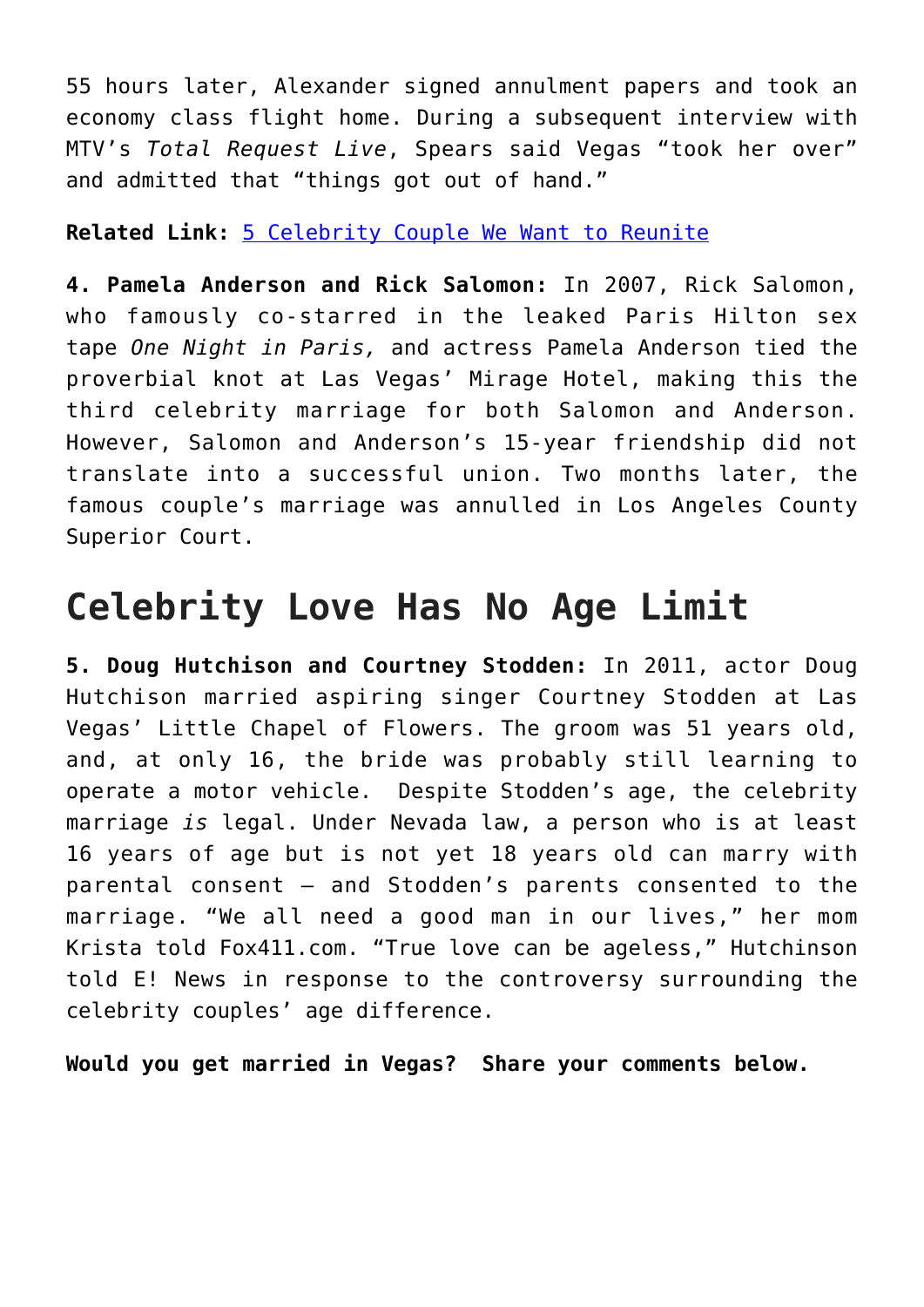55 hours later, Alexander signed annulment papers and took an economy class flight home. During a subsequent interview with MTV's *Total Request Live*, Spears said Vegas "took her over" and admitted that "things got out of hand."

**Related Link:** [5 Celebrity Couple We Want to Reunite]()

**4. Pamela Anderson and Rick Salomon:** In 2007, Rick Salomon, who famously co-starred in the leaked Paris Hilton sex tape *One Night in Paris,* and actress Pamela Anderson tied the proverbial knot at Las Vegas' Mirage Hotel, making this the third celebrity marriage for both Salomon and Anderson. However, Salomon and Anderson's 15-year friendship did not translate into a successful union. Two months later, the famous couple's marriage was annulled in Los Angeles County Superior Court.

## Celebrity Love Has No Age Limit

**5. Doug Hutchison and Courtney Stodden:** In 2011, actor Doug Hutchison married aspiring singer Courtney Stodden at Las Vegas' Little Chapel of Flowers. The groom was 51 years old, and, at only 16, the bride was probably still learning to operate a motor vehicle. Despite Stodden's age, the celebrity marriage *is* legal. Under Nevada law, a person who is at least 16 years of age but is not yet 18 years old can marry with parental consent – and Stodden's parents consented to the marriage. "We all need a good man in our lives," her mom Krista told Fox411.com. "True love can be ageless," Hutchinson told E! News in response to the controversy surrounding the celebrity couples' age difference.

**Would you get married in Vegas? Share your comments below.**